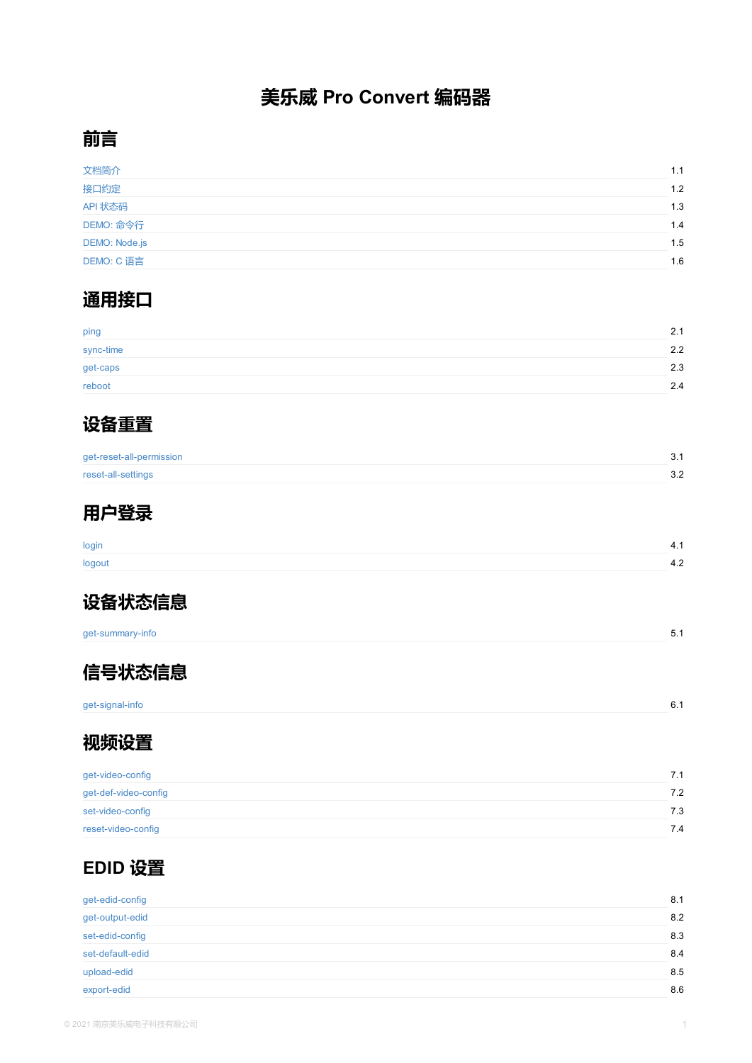# 美乐威 Pro Convert 编码器

## 前言

| | |
|---|---|
| 文档简介 | 1.1 |
| 接口约定 | 1.2 |
| API 状态码 | 1.3 |
| DEMO: 命令行 | 1.4 |
| DEMO: Node.js | 1.5 |
| DEMO: C 语言 | 1.6 |

## 通用接口

| | |
|---|---|
| ping | 2.1 |
| sync-time | 2.2 |
| get-caps | 2.3 |
| reboot | 2.4 |

## 设备重置

| | |
|---|---|
| get-reset-all-permission | 3.1 |
| reset-all-settings | 3.2 |

## 用户登录

| | |
|---|---|
| login | 4.1 |
| logout | 4.2 |

## 设备状态信息

| | |
|---|---|
| get-summary-info | 5.1 |

## 信号状态信息

| | |
|---|---|
| get-signal-info | 6.1 |

## 视频设置

| | |
|---|---|
| get-video-config | 7.1 |
| get-def-video-config | 7.2 |
| set-video-config | 7.3 |
| reset-video-config | 7.4 |

## EDID 设置

| | |
|---|---|
| get-edid-config | 8.1 |
| get-output-edid | 8.2 |
| set-edid-config | 8.3 |
| set-default-edid | 8.4 |
| upload-edid | 8.5 |
| export-edid | 8.6 |

© 2021 南京美乐威电子科技有限公司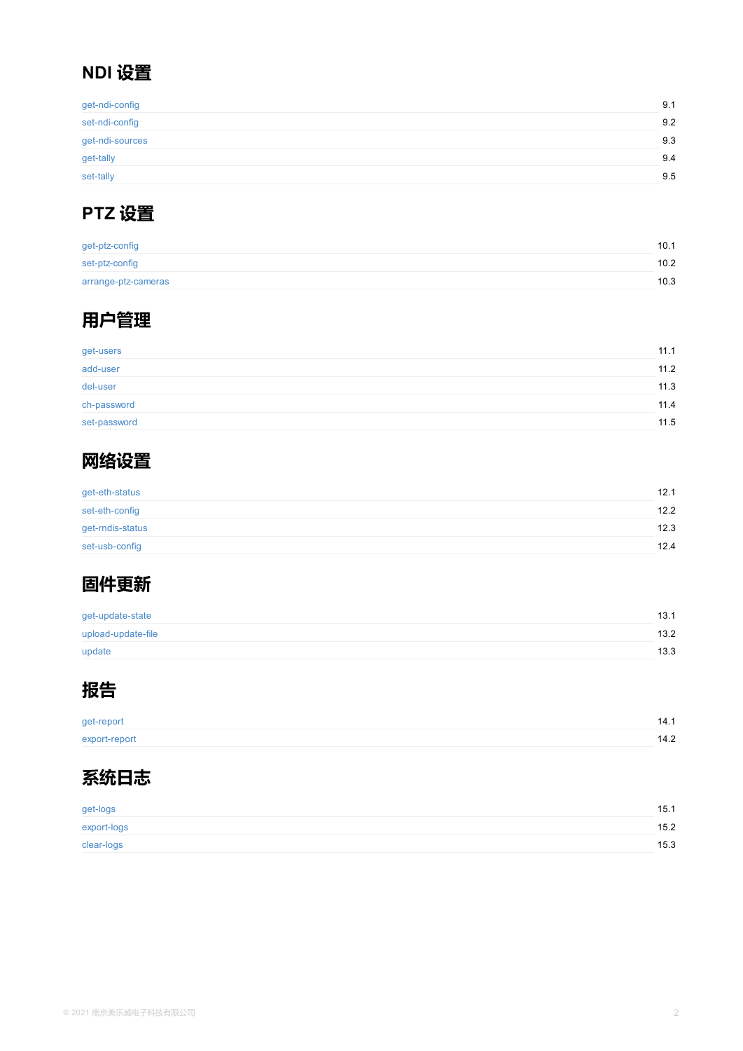## NDI 设置

| | |
|---|---|
| get-ndi-config | 9.1 |
| set-ndi-config | 9.2 |
| get-ndi-sources | 9.3 |
| get-tally | 9.4 |
| set-tally | 9.5 |

## PTZ 设置

| | |
|---|---|
| get-ptz-config | 10.1 |
| set-ptz-config | 10.2 |
| arrange-ptz-cameras | 10.3 |

## 用户管理

| | |
|---|---|
| get-users | 11.1 |
| add-user | 11.2 |
| del-user | 11.3 |
| ch-password | 11.4 |
| set-password | 11.5 |

## 网络设置

| | |
|---|---|
| get-eth-status | 12.1 |
| set-eth-config | 12.2 |
| get-rndis-status | 12.3 |
| set-usb-config | 12.4 |

## 固件更新

| | |
|---|---|
| get-update-state | 13.1 |
| upload-update-file | 13.2 |
| update | 13.3 |

## 报告

| | |
|---|---|
| get-report | 14.1 |
| export-report | 14.2 |

## 系统日志

| | |
|---|---|
| get-logs | 15.1 |
| export-logs | 15.2 |
| clear-logs | 15.3 |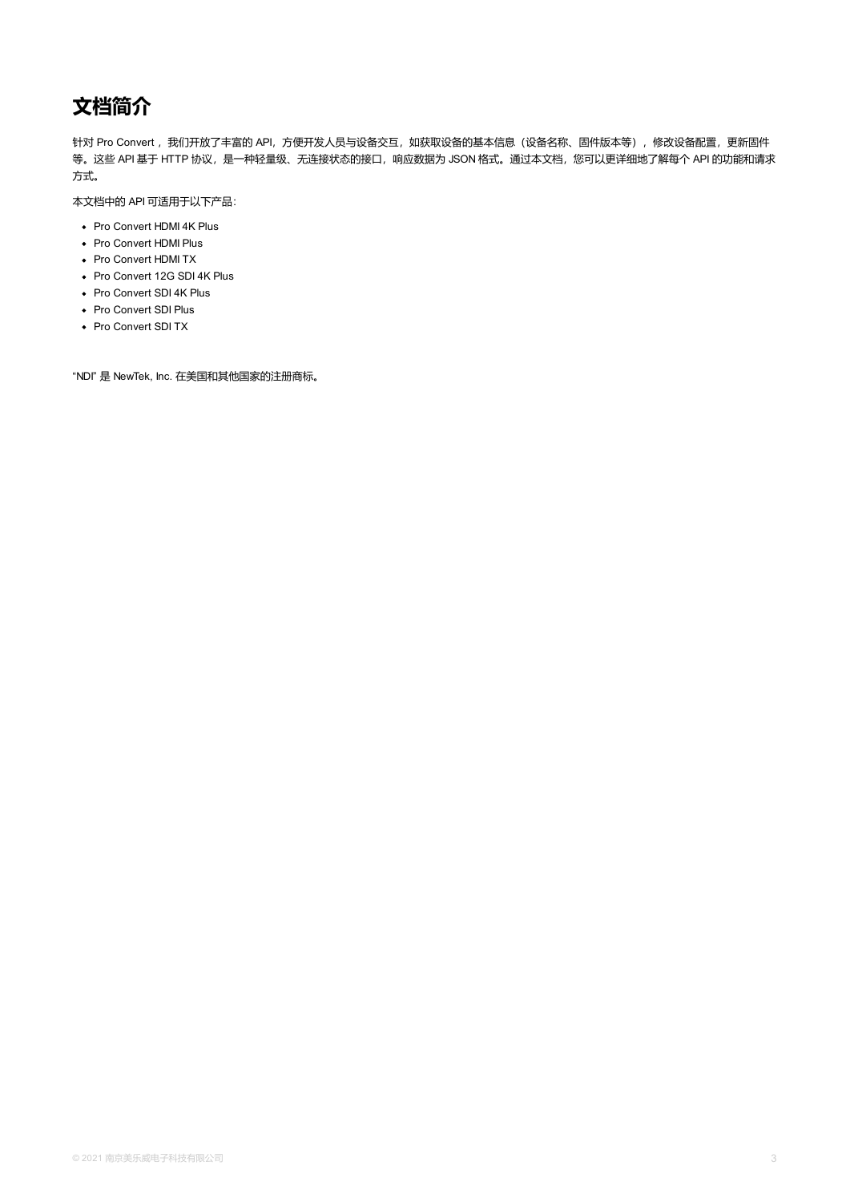# 文档简介

针对 Pro Convert ，我们开放了丰富的 API，方便开发人员与设备交互，如获取设备的基本信息（设备名称、固件版本等），修改设备配置，更新固件等。这些 API 基于 HTTP 协议，是一种轻量级、无连接状态的接口，响应数据为 JSON 格式。通过本文档，您可以更详细地了解每个 API 的功能和请求方式。

本文档中的 API 可适用于以下产品：

- Pro Convert HDMI 4K Plus
- Pro Convert HDMI Plus
- Pro Convert HDMI TX
- Pro Convert 12G SDI 4K Plus
- Pro Convert SDI 4K Plus
- Pro Convert SDI Plus
- Pro Convert SDI TX

"NDI" 是 NewTek, Inc. 在美国和其他国家的注册商标。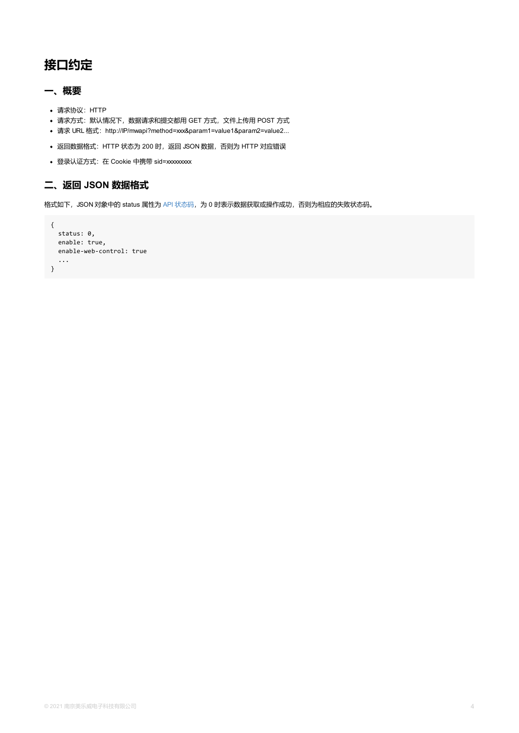# 接口约定

## 一、概要

- 请求协议：HTTP
- 请求方式：默认情况下，数据请求和提交都用 GET 方式，文件上传用 POST 方式
- 请求 URL 格式：http://IP/mwapi?method=xxx&param1=value1&param2=value2...
- 返回数据格式：HTTP 状态为 200 时，返回 JSON 数据，否则为 HTTP 对应错误
- 登录认证方式：在 Cookie 中携带 sid=xxxxxxxxx

## 二、返回 JSON 数据格式

格式如下，JSON 对象中的 status 属性为 API 状态码，为 0 时表示数据获取或操作成功，否则为相应的失败状态码。

```
{
  status: 0,
  enable: true,
  enable-web-control: true
  ...
}
```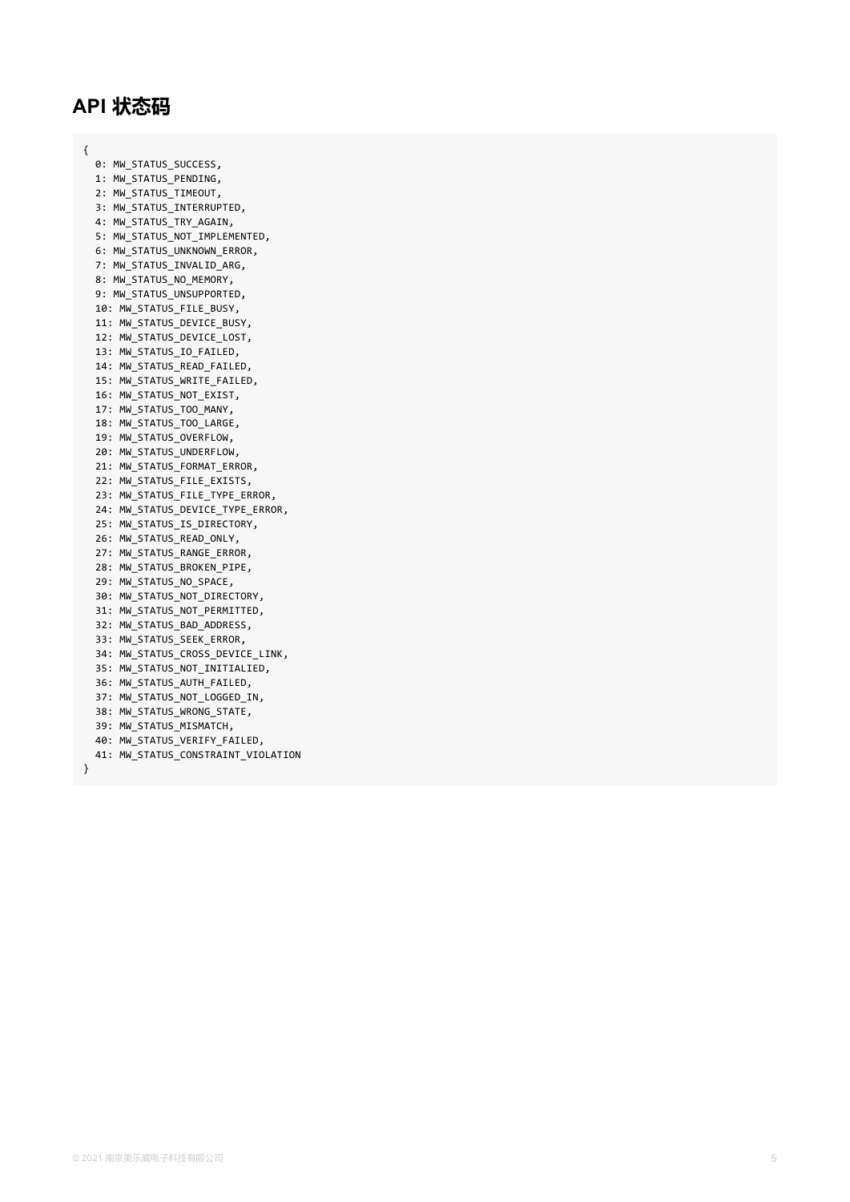# API 状态码

```
{
  0: MW_STATUS_SUCCESS,
  1: MW_STATUS_PENDING,
  2: MW_STATUS_TIMEOUT,
  3: MW_STATUS_INTERRUPTED,
  4: MW_STATUS_TRY_AGAIN,
  5: MW_STATUS_NOT_IMPLEMENTED,
  6: MW_STATUS_UNKNOWN_ERROR,
  7: MW_STATUS_INVALID_ARG,
  8: MW_STATUS_NO_MEMORY,
  9: MW_STATUS_UNSUPPORTED,
  10: MW_STATUS_FILE_BUSY,
  11: MW_STATUS_DEVICE_BUSY,
  12: MW_STATUS_DEVICE_LOST,
  13: MW_STATUS_IO_FAILED,
  14: MW_STATUS_READ_FAILED,
  15: MW_STATUS_WRITE_FAILED,
  16: MW_STATUS_NOT_EXIST,
  17: MW_STATUS_TOO_MANY,
  18: MW_STATUS_TOO_LARGE,
  19: MW_STATUS_OVERFLOW,
  20: MW_STATUS_UNDERFLOW,
  21: MW_STATUS_FORMAT_ERROR,
  22: MW_STATUS_FILE_EXISTS,
  23: MW_STATUS_FILE_TYPE_ERROR,
  24: MW_STATUS_DEVICE_TYPE_ERROR,
  25: MW_STATUS_IS_DIRECTORY,
  26: MW_STATUS_READ_ONLY,
  27: MW_STATUS_RANGE_ERROR,
  28: MW_STATUS_BROKEN_PIPE,
  29: MW_STATUS_NO_SPACE,
  30: MW_STATUS_NOT_DIRECTORY,
  31: MW_STATUS_NOT_PERMITTED,
  32: MW_STATUS_BAD_ADDRESS,
  33: MW_STATUS_SEEK_ERROR,
  34: MW_STATUS_CROSS_DEVICE_LINK,
  35: MW_STATUS_NOT_INITIALIED,
  36: MW_STATUS_AUTH_FAILED,
  37: MW_STATUS_NOT_LOGGED_IN,
  38: MW_STATUS_WRONG_STATE,
  39: MW_STATUS_MISMATCH,
  40: MW_STATUS_VERIFY_FAILED,
  41: MW_STATUS_CONSTRAINT_VIOLATION
}
```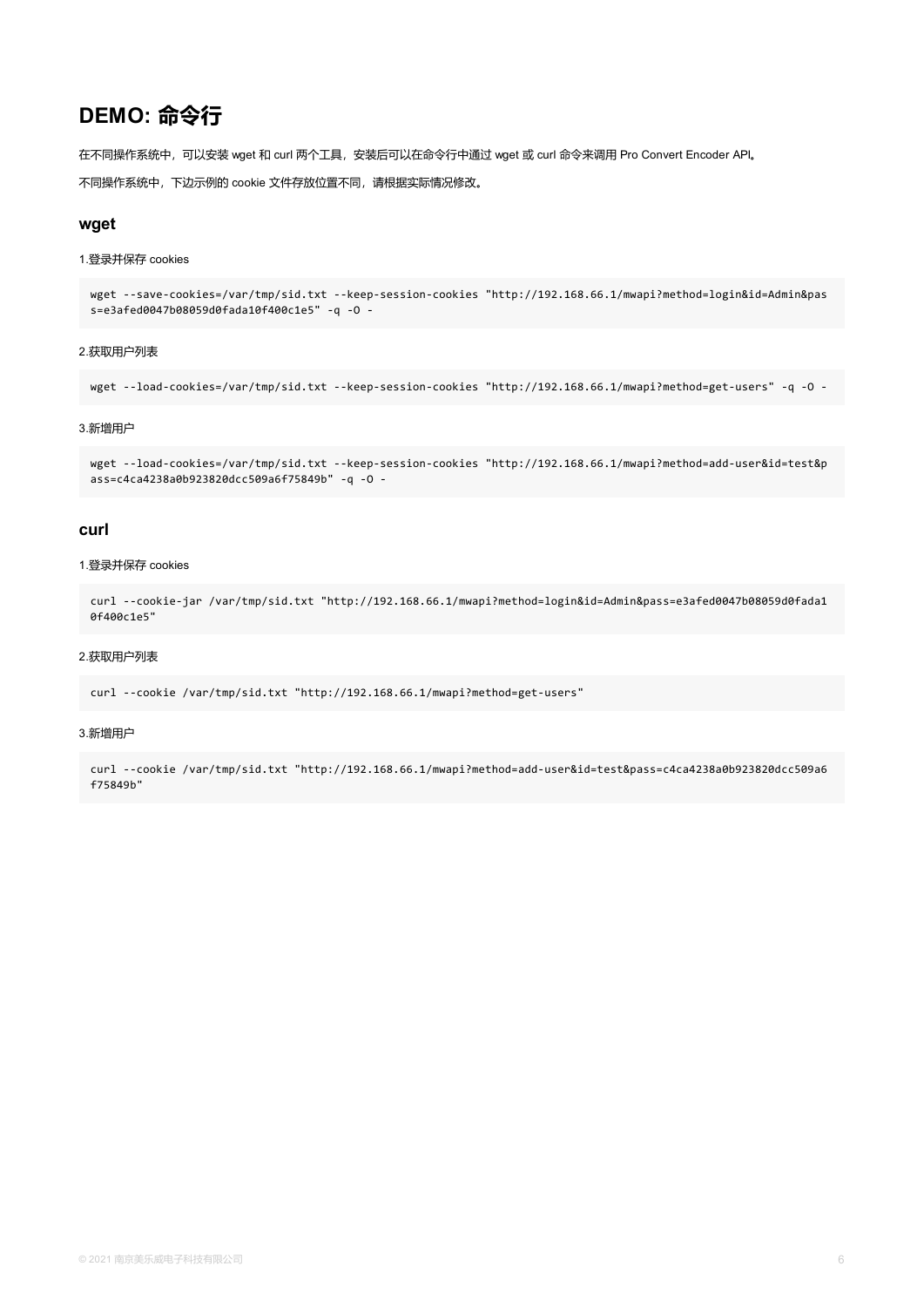# DEMO: 命令行

在不同操作系统中，可以安装 wget 和 curl 两个工具，安装后可以在命令行中通过 wget 或 curl 命令来调用 Pro Convert Encoder API。

不同操作系统中，下边示例的 cookie 文件存放位置不同，请根据实际情况修改。

## wget

1.登录并保存 cookies

```
wget --save-cookies=/var/tmp/sid.txt --keep-session-cookies "http://192.168.66.1/mwapi?method=login&id=Admin&pass=e3afed0047b08059d0fada10f400c1e5" -q -O -
```

2.获取用户列表

```
wget --load-cookies=/var/tmp/sid.txt --keep-session-cookies "http://192.168.66.1/mwapi?method=get-users" -q -O -
```

3.新增用户

```
wget --load-cookies=/var/tmp/sid.txt --keep-session-cookies "http://192.168.66.1/mwapi?method=add-user&id=test&pass=c4ca4238a0b923820dcc509a6f75849b" -q -O -
```

## curl

1.登录并保存 cookies

```
curl --cookie-jar /var/tmp/sid.txt "http://192.168.66.1/mwapi?method=login&id=Admin&pass=e3afed0047b08059d0fada10f400c1e5"
```

2.获取用户列表

```
curl --cookie /var/tmp/sid.txt "http://192.168.66.1/mwapi?method=get-users"
```

3.新增用户

```
curl --cookie /var/tmp/sid.txt "http://192.168.66.1/mwapi?method=add-user&id=test&pass=c4ca4238a0b923820dcc509a6f75849b"
```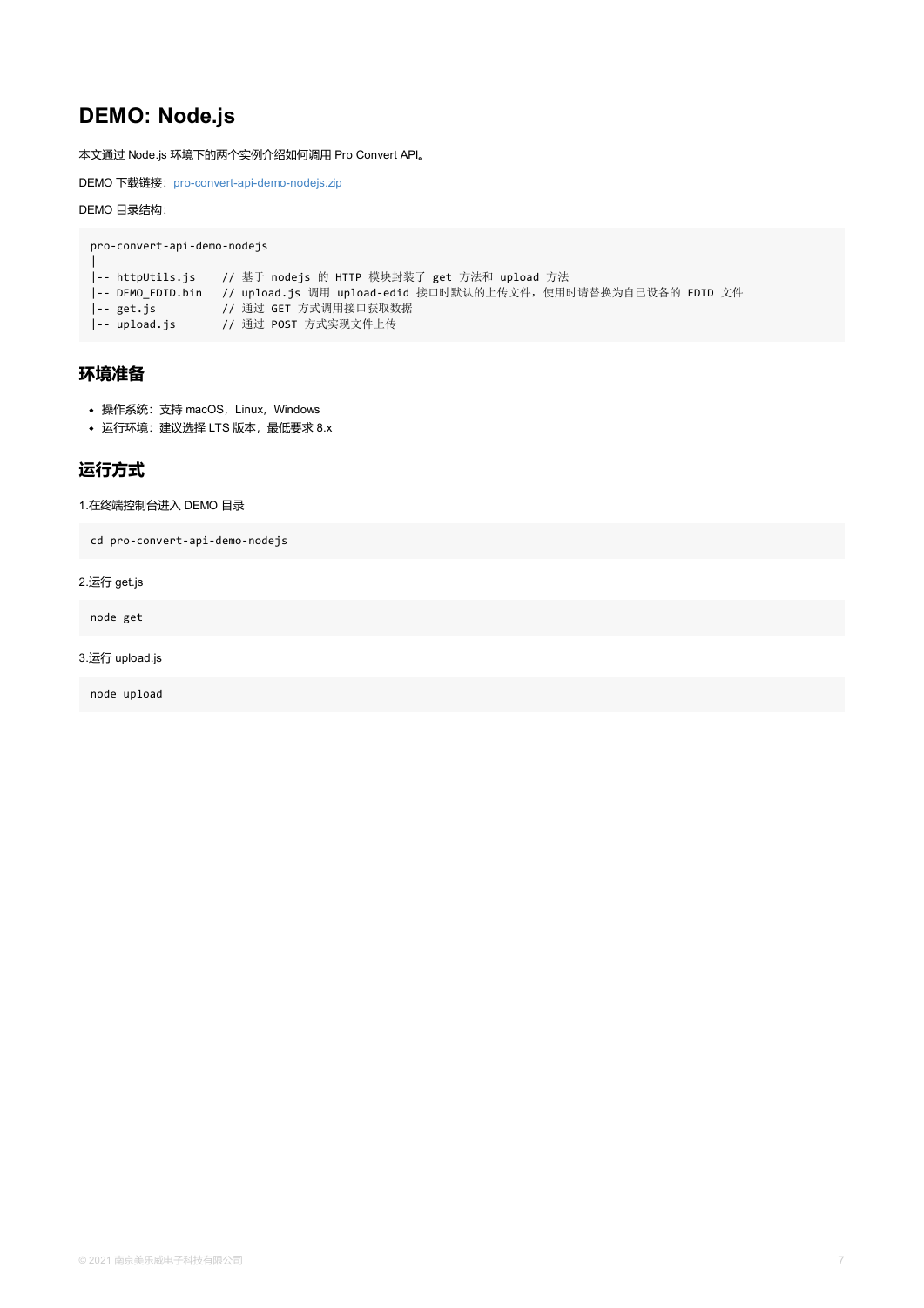# DEMO: Node.js

本文通过 Node.js 环境下的两个实例介绍如何调用 Pro Convert API。

DEMO 下载链接：pro-convert-api-demo-nodejs.zip

DEMO 目录结构：

```
pro-convert-api-demo-nodejs
|
|-- httpUtils.js    // 基于 nodejs 的 HTTP 模块封装了 get 方法和 upload 方法
|-- DEMO_EDID.bin   // upload.js 调用 upload-edid 接口时默认的上传文件，使用时请替换为自己设备的 EDID 文件
|-- get.js          // 通过 GET 方式调用接口获取数据
|-- upload.js       // 通过 POST 方式实现文件上传
```

## 环境准备

- 操作系统：支持 macOS，Linux，Windows
- 运行环境：建议选择 LTS 版本，最低要求 8.x

## 运行方式

1.在终端控制台进入 DEMO 目录

```
cd pro-convert-api-demo-nodejs
```

2.运行 get.js

```
node get
```

3.运行 upload.js

```
node upload
```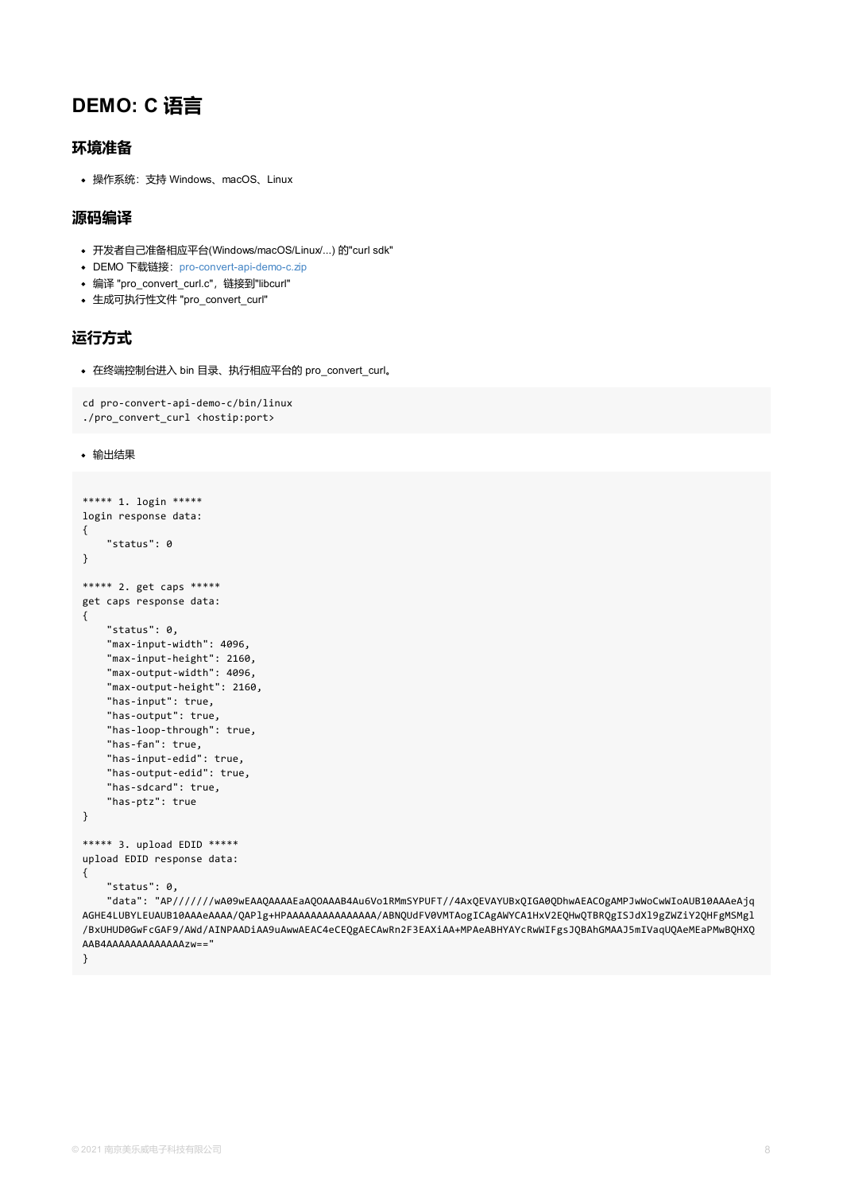# DEMO: C 语言

## 环境准备

- 操作系统：支持 Windows、macOS、Linux

## 源码编译

- 开发者自己准备相应平台(Windows/macOS/Linux/...) 的"curl sdk"
- DEMO 下载链接：pro-convert-api-demo-c.zip
- 编译 "pro_convert_curl.c"，链接到"libcurl"
- 生成可执行性文件 "pro_convert_curl"

## 运行方式

- 在终端控制台进入 bin 目录、执行相应平台的 pro_convert_curl。

```
cd pro-convert-api-demo-c/bin/linux
./pro_convert_curl <hostip:port>
```

- 输出结果

```
***** 1. login *****
login response data:
{
    "status": 0
}

***** 2. get caps *****
get caps response data:
{
    "status": 0,
    "max-input-width": 4096,
    "max-input-height": 2160,
    "max-output-width": 4096,
    "max-output-height": 2160,
    "has-input": true,
    "has-output": true,
    "has-loop-through": true,
    "has-fan": true,
    "has-input-edid": true,
    "has-output-edid": true,
    "has-sdcard": true,
    "has-ptz": true
}

***** 3. upload EDID *****
upload EDID response data:
{
    "status": 0,
    "data": "AP//////wA09wEAAQAAAAEaAQOAAAB4Au6Vo1RMmSYPUFT//4AxQEVAYUBxQIGA0QDhwAEACOgAMPJwWoCwWIoAUB10AAAeAjq
AGHE4LUBYLEUAUB10AAAeAAAA/QAPlg+HPAAAAAAAAAAAAAAA/ABNQUdFV0VMVAogICAgAWYCA1HxV2EQHwQTBRQgISJdXl9gZWZiY2QHFgMSMgl
/BxUHUD0GwFcGAF9/AWd/AINPAADiAA9uAwwAEAC4eCEQgAECAwRn2F3EAXiAA+MPAeABHYAYcRwWIFgsJQBAhGMAAJ5mIVaqUQAeMEaPMwBQHXQ
AAB4AAAAAAAAAAAAAAzw=="
}
```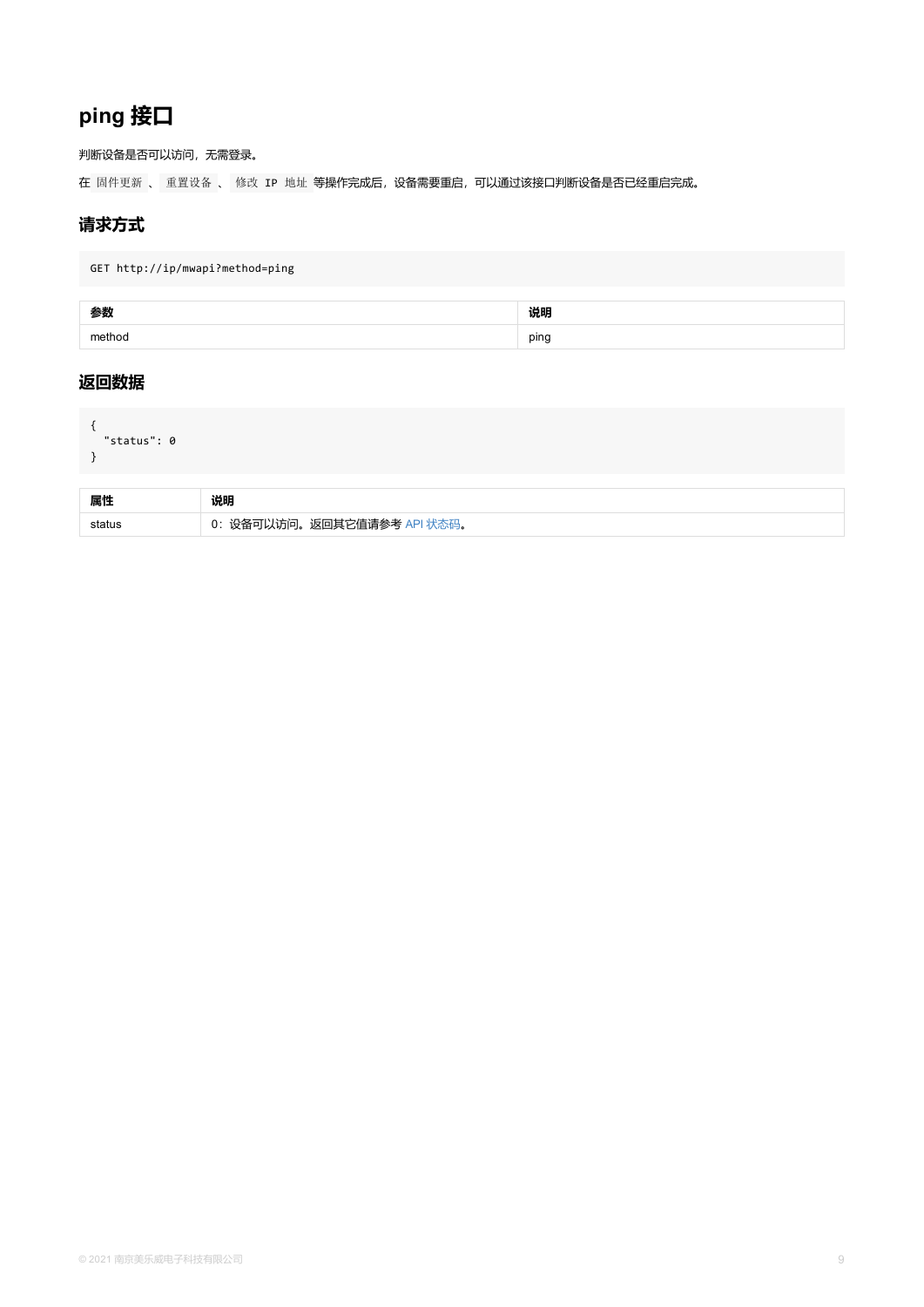# ping 接口

判断设备是否可以访问，无需登录。

在 `固件更新` 、 `重置设备` 、 `修改 IP 地址` 等操作完成后，设备需要重启，可以通过该接口判断设备是否已经重启完成。

## 请求方式

```
GET http://ip/mwapi?method=ping
```

| 参数 | 说明 |
| --- | --- |
| method | ping |

## 返回数据

```
{
  "status": 0
}
```

| 属性 | 说明 |
| --- | --- |
| status | 0：设备可以访问。返回其它值请参考 API 状态码。 |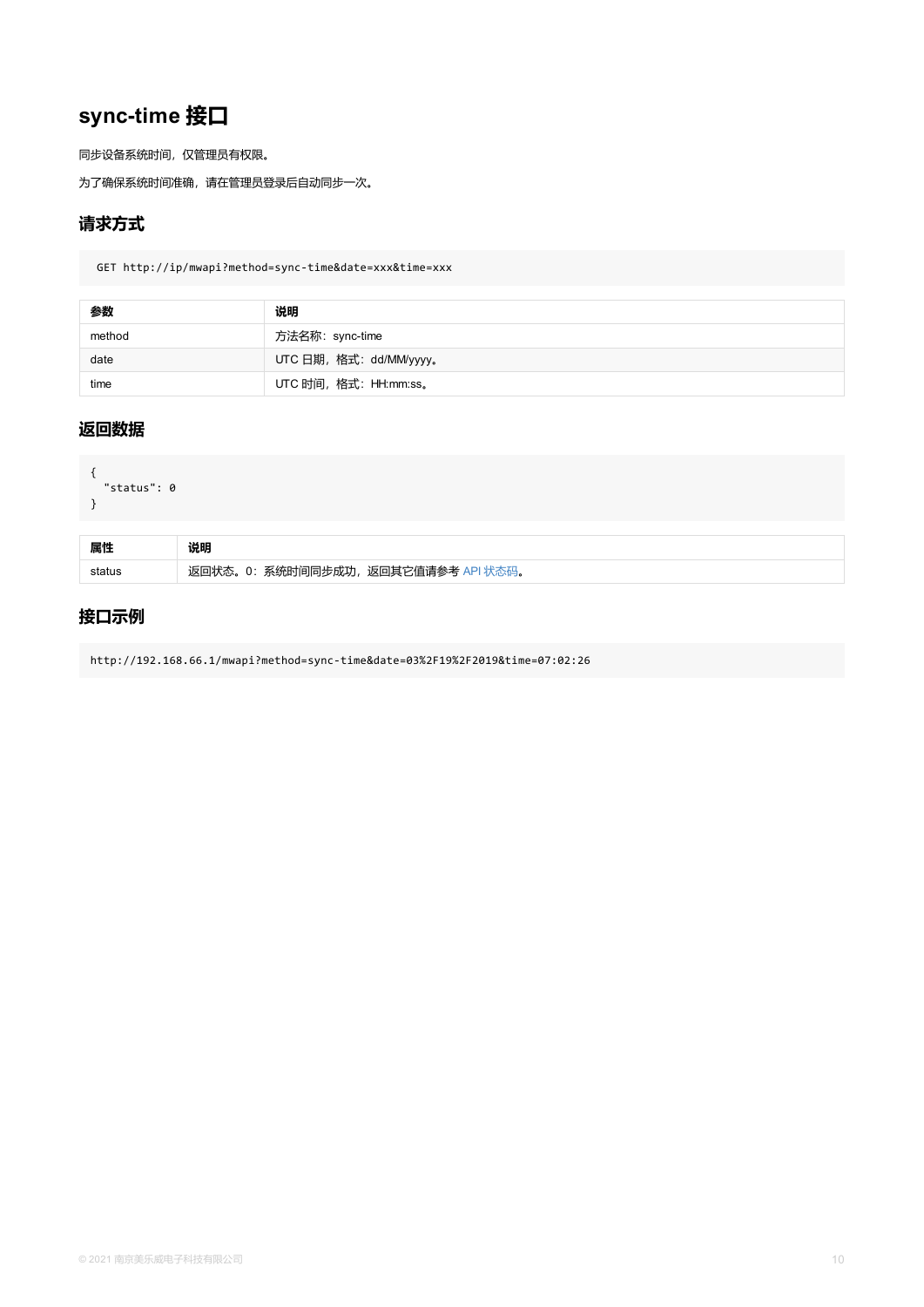# sync-time 接口

同步设备系统时间，仅管理员有权限。

为了确保系统时间准确，请在管理员登录后自动同步一次。

## 请求方式

```
GET http://ip/mwapi?method=sync-time&date=xxx&time=xxx
```

| 参数 | 说明 |
| --- | --- |
| method | 方法名称：sync-time |
| date | UTC 日期，格式：dd/MM/yyyy。 |
| time | UTC 时间，格式：HH:mm:ss。 |

## 返回数据

```
{
  "status": 0
}
```

| 属性 | 说明 |
| --- | --- |
| status | 返回状态。0：系统时间同步成功，返回其它值请参考 API 状态码。 |

## 接口示例

```
http://192.168.66.1/mwapi?method=sync-time&date=03%2F19%2F2019&time=07:02:26
```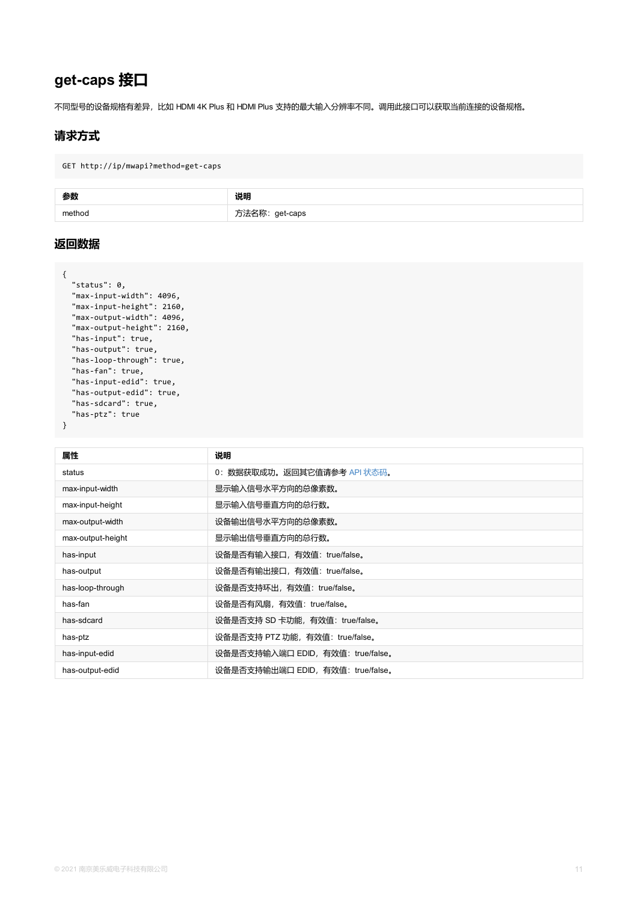## get-caps 接口

不同型号的设备规格有差异，比如 HDMI 4K Plus 和 HDMI Plus 支持的最大输入分辨率不同。调用此接口可以获取当前连接的设备规格。

### 请求方式

```
GET http://ip/mwapi?method=get-caps
```

| 参数 | 说明 |
| --- | --- |
| method | 方法名称：get-caps |

### 返回数据

```
{
  "status": 0,
  "max-input-width": 4096,
  "max-input-height": 2160,
  "max-output-width": 4096,
  "max-output-height": 2160,
  "has-input": true,
  "has-output": true,
  "has-loop-through": true,
  "has-fan": true,
  "has-input-edid": true,
  "has-output-edid": true,
  "has-sdcard": true,
  "has-ptz": true
}
```

| 属性 | 说明 |
| --- | --- |
| status | 0：数据获取成功。返回其它值请参考 API 状态码。 |
| max-input-width | 显示输入信号水平方向的总像素数。 |
| max-input-height | 显示输入信号垂直方向的总行数。 |
| max-output-width | 设备输出信号水平方向的总像素数。 |
| max-output-height | 显示输出信号垂直方向的总行数。 |
| has-input | 设备是否有输入接口，有效值：true/false。 |
| has-output | 设备是否有输出接口，有效值：true/false。 |
| has-loop-through | 设备是否支持环出，有效值：true/false。 |
| has-fan | 设备是否有风扇，有效值：true/false。 |
| has-sdcard | 设备是否支持 SD 卡功能，有效值：true/false。 |
| has-ptz | 设备是否支持 PTZ 功能，有效值：true/false。 |
| has-input-edid | 设备是否支持输入端口 EDID，有效值：true/false。 |
| has-output-edid | 设备是否支持输出端口 EDID，有效值：true/false。 |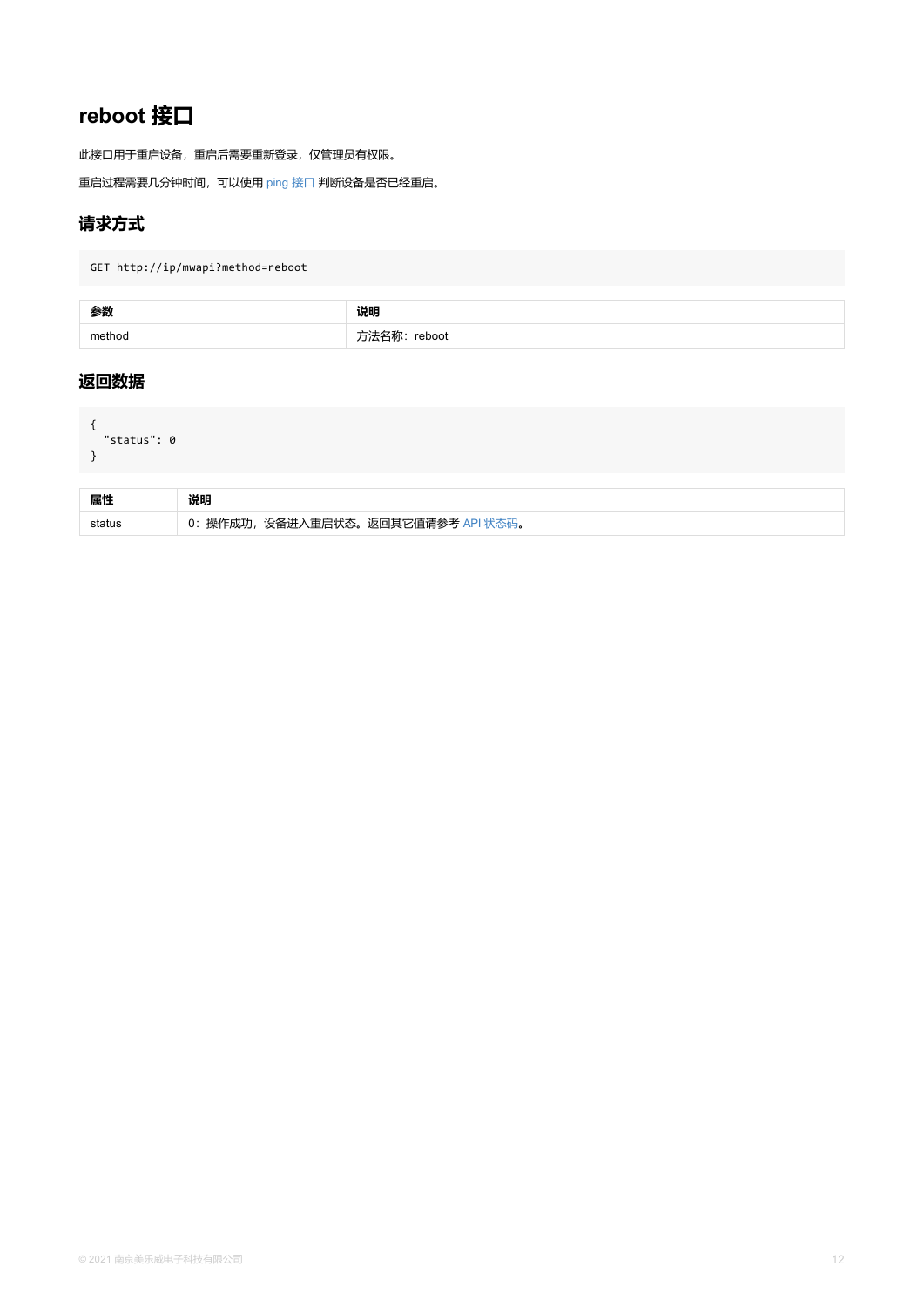## reboot 接口

此接口用于重启设备，重启后需要重新登录，仅管理员有权限。

重启过程需要几分钟时间，可以使用 ping 接口 判断设备是否已经重启。

### 请求方式

```
GET http://ip/mwapi?method=reboot
```

| 参数 | 说明 |
| --- | --- |
| method | 方法名称：reboot |

### 返回数据

```
{
  "status": 0
}
```

| 属性 | 说明 |
| --- | --- |
| status | 0：操作成功，设备进入重启状态。返回其它值请参考 API 状态码。 |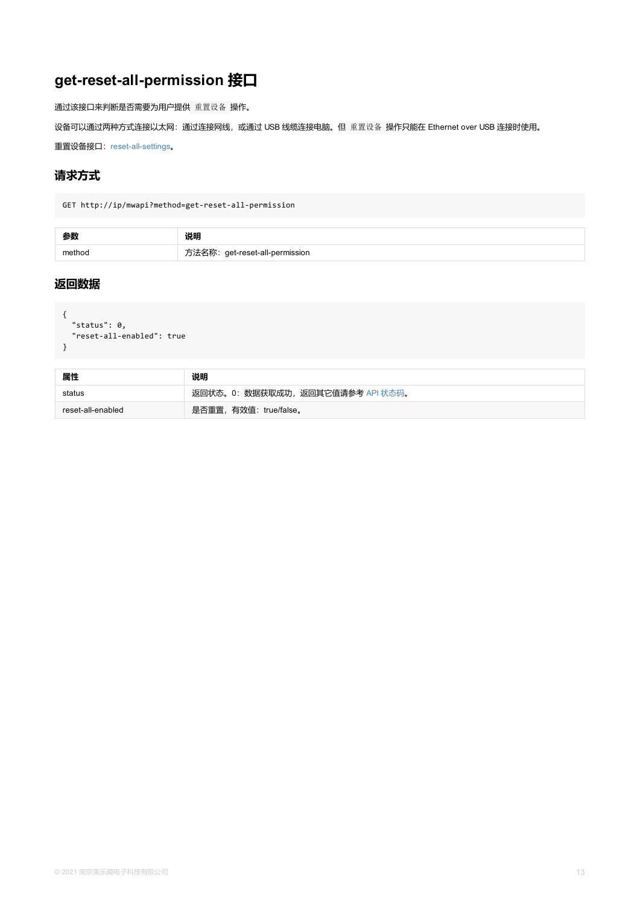# get-reset-all-permission 接口

通过该接口来判断是否需要为用户提供 `重置设备` 操作。

设备可以通过两种方式连接以太网：通过连接网线，或通过 USB 线缆连接电脑。但 `重置设备` 操作只能在 Ethernet over USB 连接时使用。

重置设备接口：reset-all-settings。

## 请求方式

```
GET http://ip/mwapi?method=get-reset-all-permission
```

| 参数 | 说明 |
| --- | --- |
| method | 方法名称：get-reset-all-permission |

## 返回数据

```
{
  "status": 0,
  "reset-all-enabled": true
}
```

| 属性 | 说明 |
| --- | --- |
| status | 返回状态。0：数据获取成功，返回其它值请参考 API 状态码。 |
| reset-all-enabled | 是否重置，有效值：true/false。 |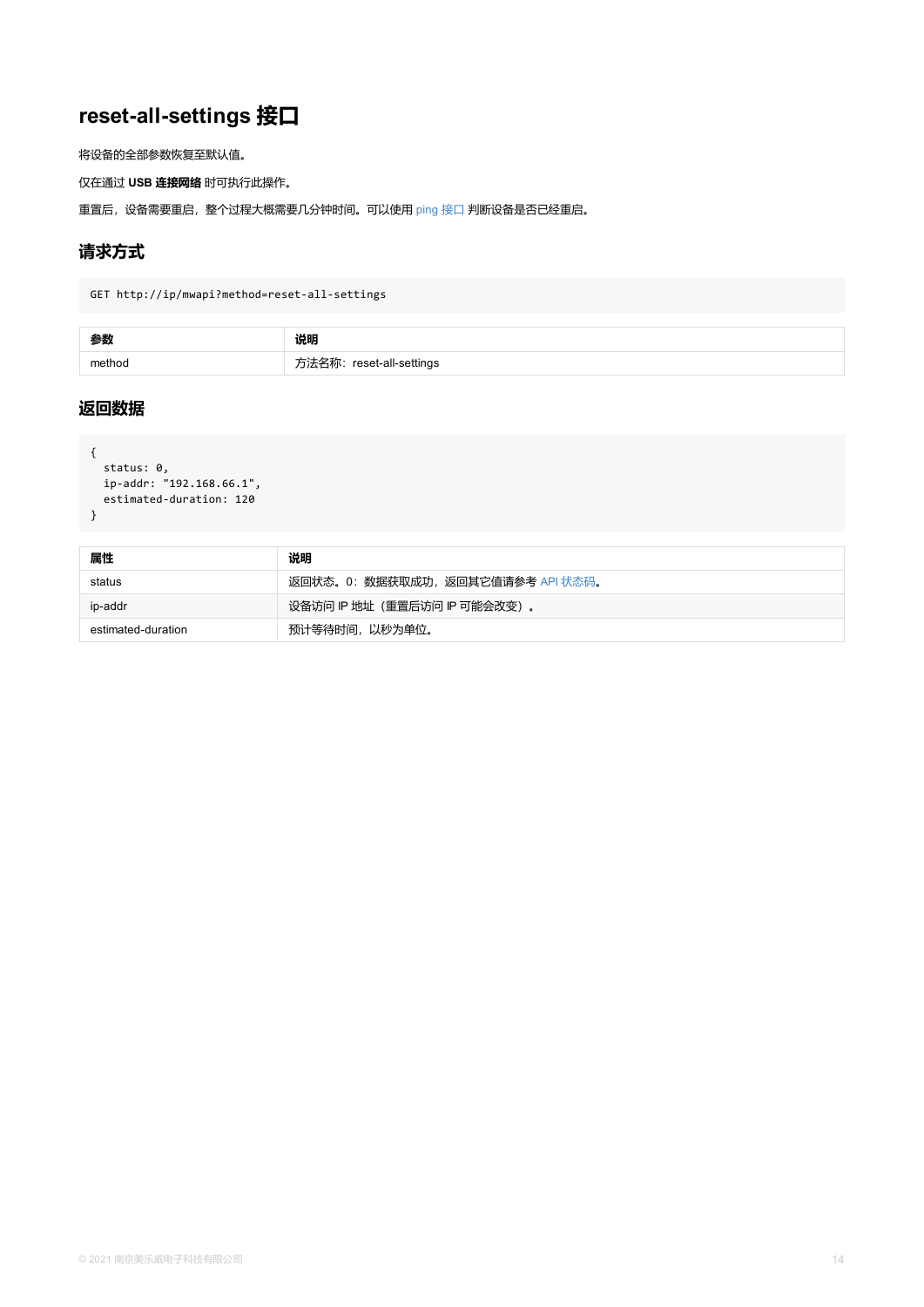# reset-all-settings 接口

将设备的全部参数恢复至默认值。

仅在通过 **USB 连接网络** 时可执行此操作。

重置后，设备需要重启，整个过程大概需要几分钟时间。可以使用 ping 接口 判断设备是否已经重启。

## 请求方式

```
GET http://ip/mwapi?method=reset-all-settings
```

| 参数 | 说明 |
| --- | --- |
| method | 方法名称：reset-all-settings |

## 返回数据

```
{
  status: 0,
  ip-addr: "192.168.66.1",
  estimated-duration: 120
}
```

| 属性 | 说明 |
| --- | --- |
| status | 返回状态。0：数据获取成功，返回其它值请参考 API 状态码。 |
| ip-addr | 设备访问 IP 地址（重置后访问 IP 可能会改变）。 |
| estimated-duration | 预计等待时间，以秒为单位。 |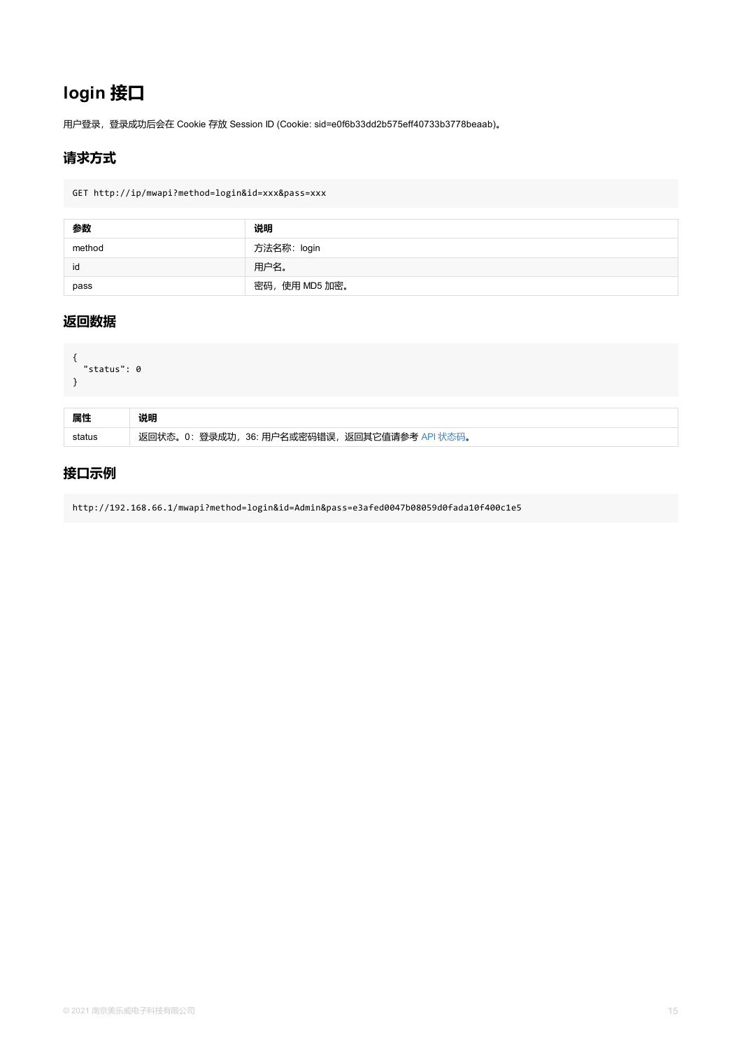# login 接口

用户登录，登录成功后会在 Cookie 存放 Session ID (Cookie: sid=e0f6b33dd2b575eff40733b3778beaab)。

## 请求方式

```
GET http://ip/mwapi?method=login&id=xxx&pass=xxx
```

| 参数 | 说明 |
| --- | --- |
| method | 方法名称：login |
| id | 用户名。 |
| pass | 密码，使用 MD5 加密。 |

## 返回数据

```
{
  "status": 0
}
```

| 属性 | 说明 |
| --- | --- |
| status | 返回状态。0：登录成功，36: 用户名或密码错误，返回其它值请参考 API 状态码。 |

## 接口示例

```
http://192.168.66.1/mwapi?method=login&id=Admin&pass=e3afed0047b08059d0fada10f400c1e5
```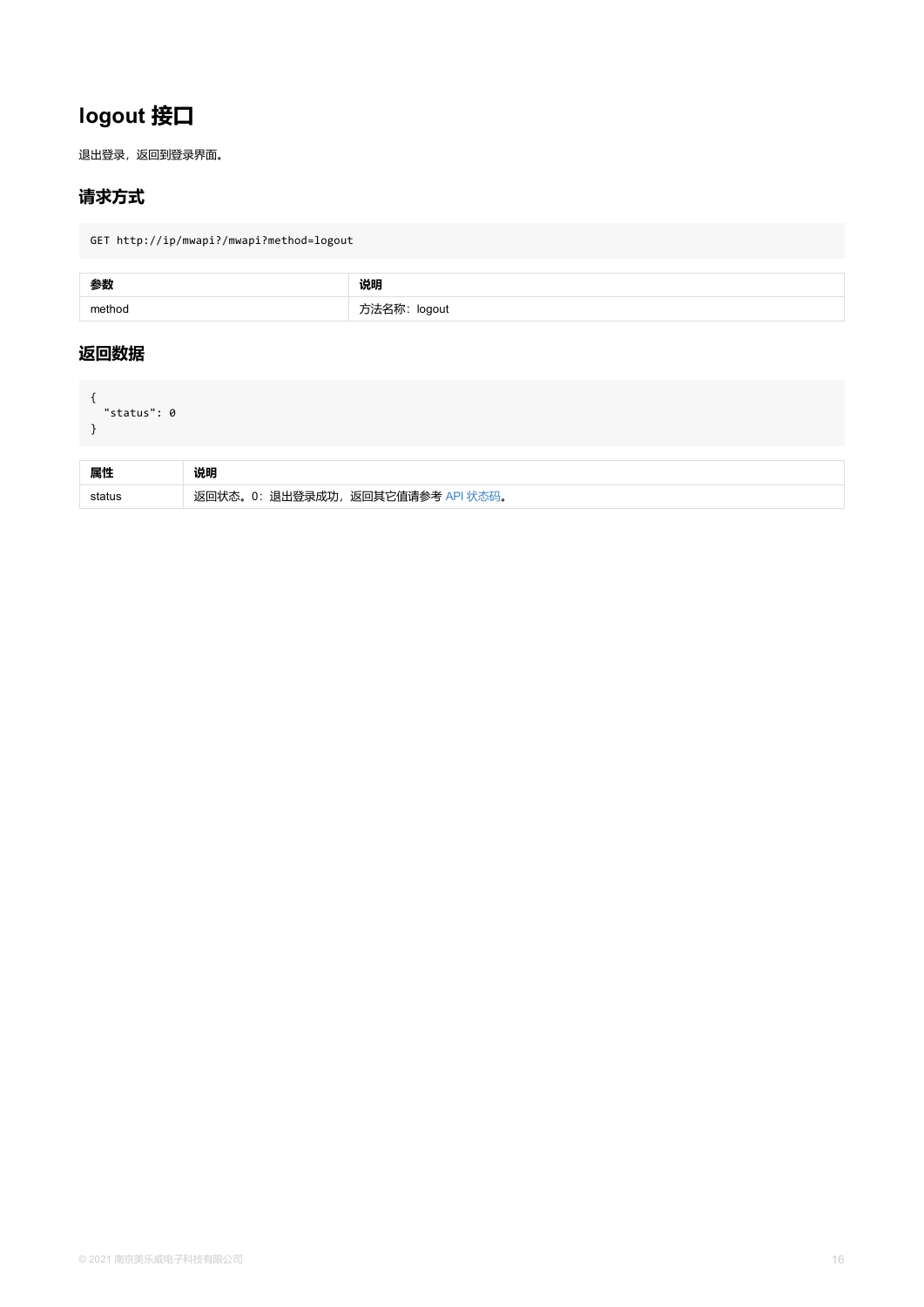# logout 接口

退出登录，返回到登录界面。

## 请求方式

```
GET http://ip/mwapi?/mwapi?method=logout
```

| 参数 | 说明 |
| --- | --- |
| method | 方法名称：logout |

## 返回数据

```
{
  "status": 0
}
```

| 属性 | 说明 |
| --- | --- |
| status | 返回状态。0：退出登录成功，返回其它值请参考 API 状态码。 |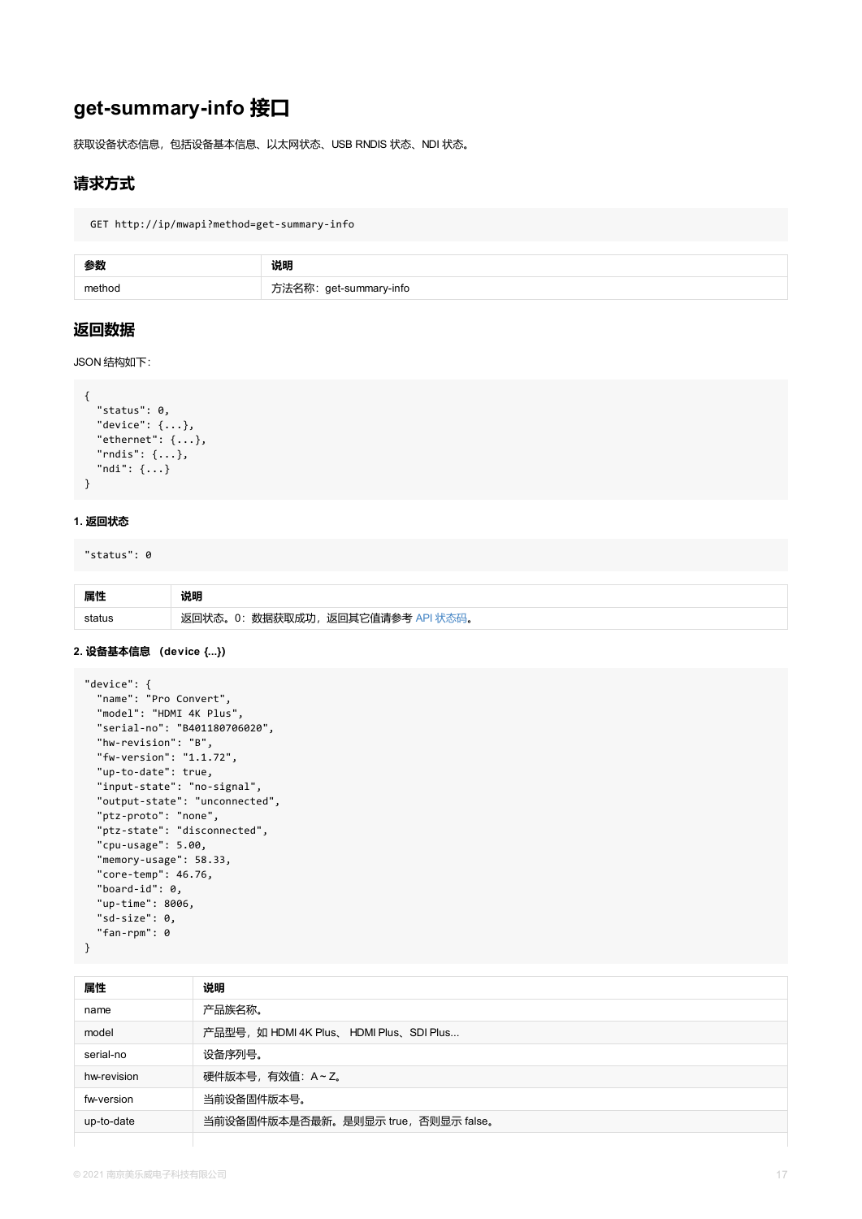# get-summary-info 接口

获取设备状态信息，包括设备基本信息、以太网状态、USB RNDIS 状态、NDI 状态。

## 请求方式

```
GET http://ip/mwapi?method=get-summary-info
```

| 参数 | 说明 |
| --- | --- |
| method | 方法名称：get-summary-info |

## 返回数据

JSON 结构如下：

```
{
  "status": 0,
  "device": {...},
  "ethernet": {...},
  "rndis": {...},
  "ndi": {...}
}
```

#### 1. 返回状态

```
"status": 0
```

| 属性 | 说明 |
| --- | --- |
| status | 返回状态。0：数据获取成功，返回其它值请参考 API 状态码。 |

#### 2. 设备基本信息 （device {...}）

```
"device": {
  "name": "Pro Convert",
  "model": "HDMI 4K Plus",
  "serial-no": "B401180706020",
  "hw-revision": "B",
  "fw-version": "1.1.72",
  "up-to-date": true,
  "input-state": "no-signal",
  "output-state": "unconnected",
  "ptz-proto": "none",
  "ptz-state": "disconnected",
  "cpu-usage": 5.00,
  "memory-usage": 58.33,
  "core-temp": 46.76,
  "board-id": 0,
  "up-time": 8006,
  "sd-size": 0,
  "fan-rpm": 0
}
```

| 属性 | 说明 |
| --- | --- |
| name | 产品族名称。 |
| model | 产品型号，如 HDMI 4K Plus、 HDMI Plus、SDI Plus... |
| serial-no | 设备序列号。 |
| hw-revision | 硬件版本号，有效值：A ~ Z。 |
| fw-version | 当前设备固件版本号。 |
| up-to-date | 当前设备固件版本是否最新。是则显示 true，否则显示 false。 |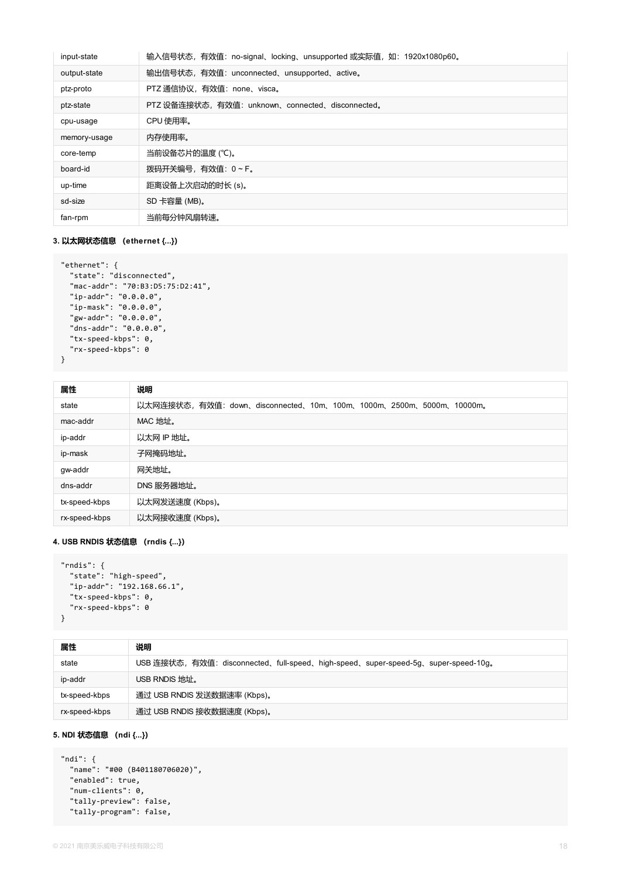| | |
|---|---|
| input-state | 输入信号状态，有效值：no-signal、locking、unsupported 或实际值，如：1920x1080p60。 |
| output-state | 输出信号状态，有效值：unconnected、unsupported、active。 |
| ptz-proto | PTZ 通信协议，有效值：none、visca。 |
| ptz-state | PTZ 设备连接状态，有效值：unknown、connected、disconnected。 |
| cpu-usage | CPU 使用率。 |
| memory-usage | 内存使用率。 |
| core-temp | 当前设备芯片的温度 (℃)。 |
| board-id | 拨码开关编号，有效值：0 ~ F。 |
| up-time | 距离设备上次启动的时长 (s)。 |
| sd-size | SD 卡容量 (MB)。 |
| fan-rpm | 当前每分钟风扇转速。 |

**3. 以太网状态信息 （ethernet {...}）**

```
"ethernet": {
  "state": "disconnected",
  "mac-addr": "70:B3:D5:75:D2:41",
  "ip-addr": "0.0.0.0",
  "ip-mask": "0.0.0.0",
  "gw-addr": "0.0.0.0",
  "dns-addr": "0.0.0.0",
  "tx-speed-kbps": 0,
  "rx-speed-kbps": 0
}
```

| 属性 | 说明 |
|---|---|
| state | 以太网连接状态，有效值：down、disconnected、10m、100m、1000m、2500m、5000m、10000m。 |
| mac-addr | MAC 地址。 |
| ip-addr | 以太网 IP 地址。 |
| ip-mask | 子网掩码地址。 |
| gw-addr | 网关地址。 |
| dns-addr | DNS 服务器地址。 |
| tx-speed-kbps | 以太网发送速度 (Kbps)。 |
| rx-speed-kbps | 以太网接收速度 (Kbps)。 |

**4. USB RNDIS 状态信息 （rndis {...}）**

```
"rndis": {
  "state": "high-speed",
  "ip-addr": "192.168.66.1",
  "tx-speed-kbps": 0,
  "rx-speed-kbps": 0
}
```

| 属性 | 说明 |
|---|---|
| state | USB 连接状态，有效值：disconnected、full-speed、high-speed、super-speed-5g、super-speed-10g。 |
| ip-addr | USB RNDIS 地址。 |
| tx-speed-kbps | 通过 USB RNDIS 发送数据速率 (Kbps)。 |
| rx-speed-kbps | 通过 USB RNDIS 接收数据速度 (Kbps)。 |

**5. NDI 状态信息 （ndi {...}）**

```
"ndi": {
  "name": "#00 (B401180706020)",
  "enabled": true,
  "num-clients": 0,
  "tally-preview": false,
  "tally-program": false,
```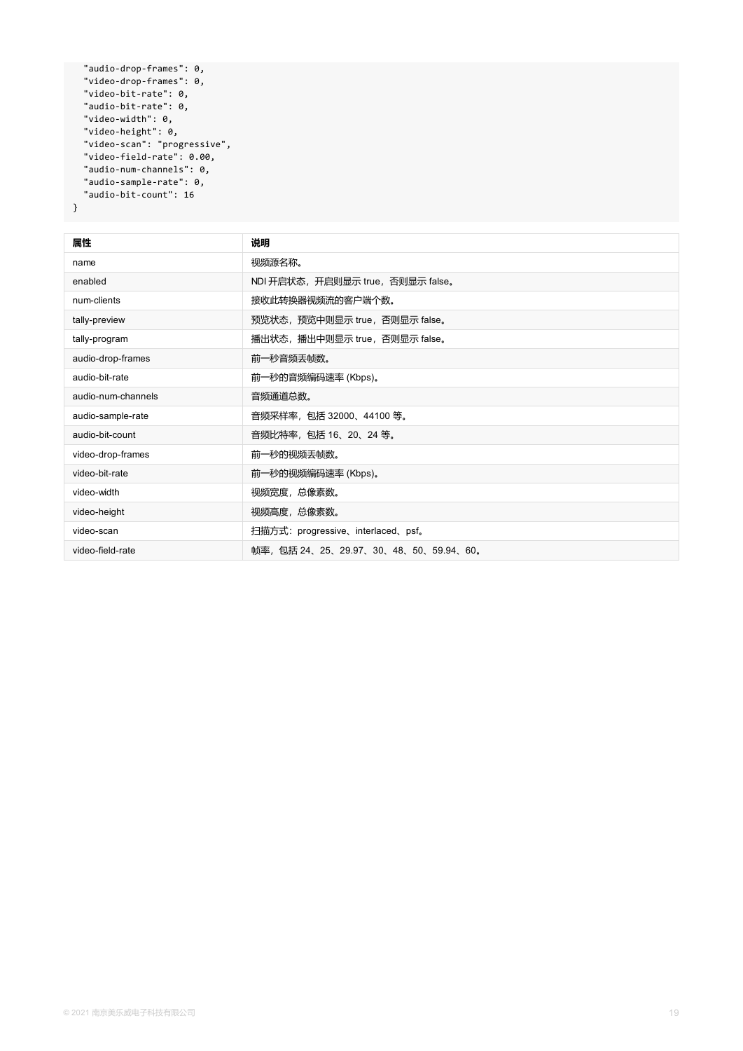```
  "audio-drop-frames": 0,
  "video-drop-frames": 0,
  "video-bit-rate": 0,
  "audio-bit-rate": 0,
  "video-width": 0,
  "video-height": 0,
  "video-scan": "progressive",
  "video-field-rate": 0.00,
  "audio-num-channels": 0,
  "audio-sample-rate": 0,
  "audio-bit-count": 16
}
```

| 属性 | 说明 |
| --- | --- |
| name | 视频源名称。 |
| enabled | NDI 开启状态，开启则显示 true，否则显示 false。 |
| num-clients | 接收此转换器视频流的客户端个数。 |
| tally-preview | 预览状态，预览中则显示 true，否则显示 false。 |
| tally-program | 播出状态，播出中则显示 true，否则显示 false。 |
| audio-drop-frames | 前一秒音频丢帧数。 |
| audio-bit-rate | 前一秒的音频编码速率 (Kbps)。 |
| audio-num-channels | 音频通道总数。 |
| audio-sample-rate | 音频采样率，包括 32000、44100 等。 |
| audio-bit-count | 音频比特率，包括 16、20、24 等。 |
| video-drop-frames | 前一秒的视频丢帧数。 |
| video-bit-rate | 前一秒的视频编码速率 (Kbps)。 |
| video-width | 视频宽度，总像素数。 |
| video-height | 视频高度，总像素数。 |
| video-scan | 扫描方式：progressive、interlaced、psf。 |
| video-field-rate | 帧率，包括 24、25、29.97、30、48、50、59.94、60。 |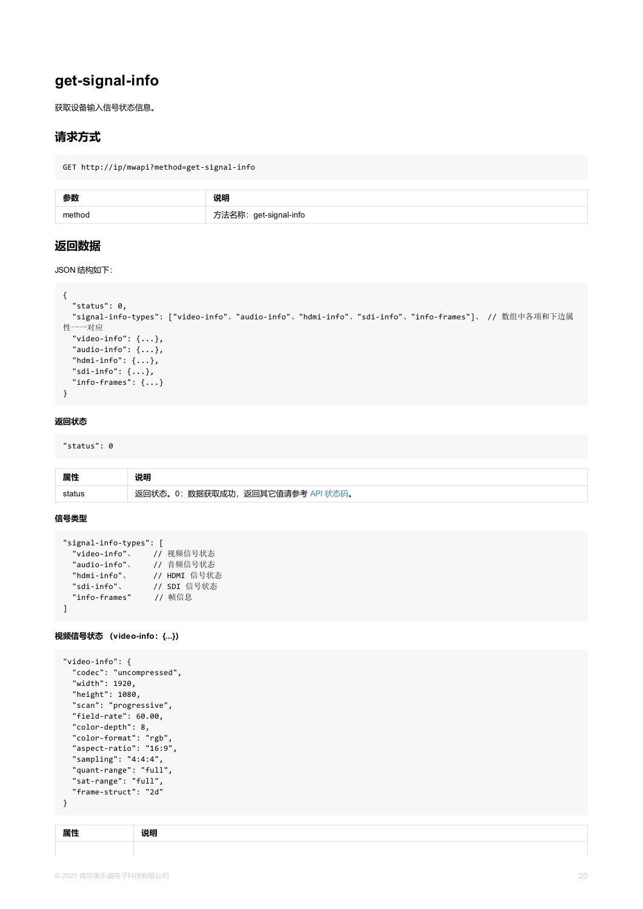## get-signal-info

获取设备输入信号状态信息。

### 请求方式

```
GET http://ip/mwapi?method=get-signal-info
```

| 参数 | 说明 |
| --- | --- |
| method | 方法名称：get-signal-info |

### 返回数据

JSON 结构如下：

```
{
  "status": 0,
  "signal-info-types": ["video-info"、"audio-info"、"hdmi-info"、"sdi-info"、"info-frames"]、 // 数组中各项和下边属性一一对应
  "video-info": {...},
  "audio-info": {...},
  "hdmi-info": {...},
  "sdi-info": {...},
  "info-frames": {...}
}
```

#### 返回状态

```
"status": 0
```

| 属性 | 说明 |
| --- | --- |
| status | 返回状态。0：数据获取成功，返回其它值请参考 API 状态码。 |

#### 信号类型

```
"signal-info-types": [
  "video-info"、     // 视频信号状态
  "audio-info"、     // 音频信号状态
  "hdmi-info"、      // HDMI 信号状态
  "sdi-info"、       // SDI 信号状态
  "info-frames"      // 帧信息
]
```

#### 视频信号状态 （video-info：{...}）

```
"video-info": {
  "codec": "uncompressed",
  "width": 1920,
  "height": 1080,
  "scan": "progressive",
  "field-rate": 60.00,
  "color-depth": 8,
  "color-format": "rgb",
  "aspect-ratio": "16:9",
  "sampling": "4:4:4",
  "quant-range": "full",
  "sat-range": "full",
  "frame-struct": "2d"
}
```

| 属性 | 说明 |
| --- | --- |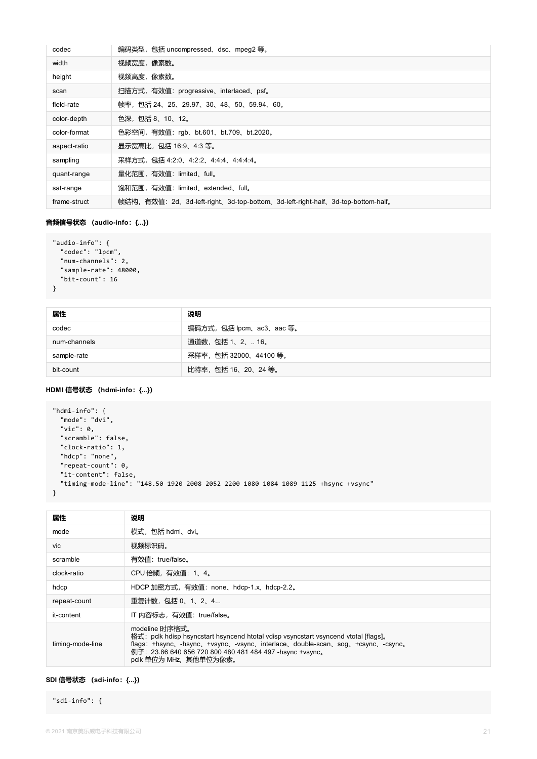| codec | 编码类型，包括 uncompressed、dsc、mpeg2 等。 |
|---|---|
| width | 视频宽度，像素数。 |
| height | 视频高度，像素数。 |
| scan | 扫描方式，有效值：progressive、interlaced、psf。 |
| field-rate | 帧率，包括 24、25、29.97、30、48、50、59.94、60。 |
| color-depth | 色深，包括 8、10、12。 |
| color-format | 色彩空间，有效值：rgb、bt.601、bt.709、bt.2020。 |
| aspect-ratio | 显示宽高比，包括 16:9、4:3 等。 |
| sampling | 采样方式，包括 4:2:0、4:2:2、4:4:4、4:4:4:4。 |
| quant-range | 量化范围，有效值：limited、full。 |
| sat-range | 饱和范围，有效值：limited、extended、full。 |
| frame-struct | 帧结构，有效值：2d、3d-left-right、3d-top-bottom、3d-left-right-half、3d-top-bottom-half。 |

**音频信号状态 （audio-info：{...}）**

```
"audio-info": {
  "codec": "lpcm",
  "num-channels": 2,
  "sample-rate": 48000,
  "bit-count": 16
}
```

| 属性 | 说明 |
|---|---|
| codec | 编码方式，包括 lpcm、ac3、aac 等。 |
| num-channels | 通道数，包括 1、2、.. 16。 |
| sample-rate | 采样率，包括 32000、44100 等。 |
| bit-count | 比特率，包括 16、20、24 等。 |

**HDMI 信号状态 （hdmi-info：{...}）**

```
"hdmi-info": {
  "mode": "dvi",
  "vic": 0,
  "scramble": false,
  "clock-ratio": 1,
  "hdcp": "none",
  "repeat-count": 0,
  "it-content": false,
  "timing-mode-line": "148.50 1920 2008 2052 2200 1080 1084 1089 1125 +hsync +vsync"
}
```

| 属性 | 说明 |
|---|---|
| mode | 模式，包括 hdmi、dvi。 |
| vic | 视频标识码。 |
| scramble | 有效值：true/false。 |
| clock-ratio | CPU 倍频，有效值：1、4。 |
| hdcp | HDCP 加密方式，有效值：none、hdcp-1.x、hdcp-2.2。 |
| repeat-count | 重复计数，包括 0、1、2、4... |
| it-content | IT 内容标志，有效值：true/false。 |
| timing-mode-line | modeline 时序格式。<br>格式：pclk hdisp hsyncstart hsyncend htotal vdisp vsyncstart vsyncend vtotal [flags]。<br>flags：+hsync、-hsync、+vsync、-vsync、interlace、double-scan、sog、+csync、-csync。<br>例子：23.86 640 656 720 800 480 481 484 497 -hsync +vsync。<br>pclk 单位为 MHz，其他单位为像素。 |

**SDI 信号状态 （sdi-info：{...}）**

```
"sdi-info": {
```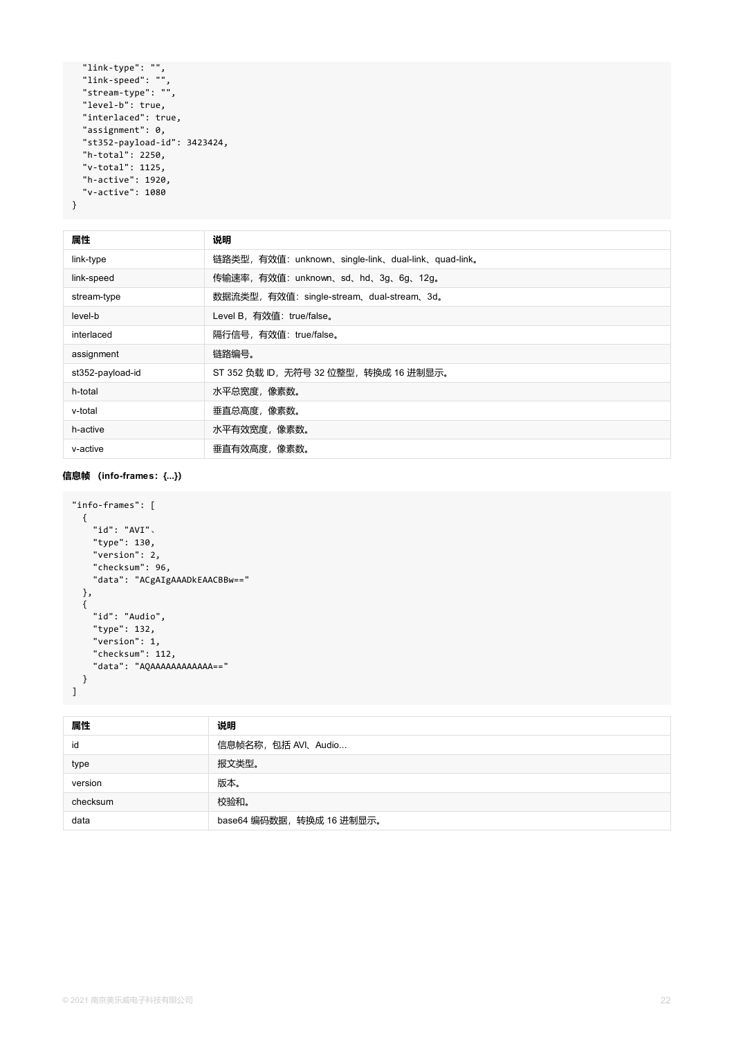```
  "link-type": "",
  "link-speed": "",
  "stream-type": "",
  "level-b": true,
  "interlaced": true,
  "assignment": 0,
  "st352-payload-id": 3423424,
  "h-total": 2250,
  "v-total": 1125,
  "h-active": 1920,
  "v-active": 1080
}
```

| 属性 | 说明 |
| --- | --- |
| link-type | 链路类型，有效值：unknown、single-link、dual-link、quad-link。 |
| link-speed | 传输速率，有效值：unknown、sd、hd、3g、6g、12g。 |
| stream-type | 数据流类型，有效值：single-stream、dual-stream、3d。 |
| level-b | Level B，有效值：true/false。 |
| interlaced | 隔行信号，有效值：true/false。 |
| assignment | 链路编号。 |
| st352-payload-id | ST 352 负载 ID，无符号 32 位整型，转换成 16 进制显示。 |
| h-total | 水平总宽度，像素数。 |
| v-total | 垂直总高度，像素数。 |
| h-active | 水平有效宽度，像素数。 |
| v-active | 垂直有效高度，像素数。 |

**信息帧 （info-frames：{...}）**

```
"info-frames": [
  {
    "id": "AVI"、
    "type": 130,
    "version": 2,
    "checksum": 96,
    "data": "ACgAIgAAADkEAACBBw=="
  },
  {
    "id": "Audio",
    "type": 132,
    "version": 1,
    "checksum": 112,
    "data": "AQAAAAAAAAAAAA=="
  }
]
```

| 属性 | 说明 |
| --- | --- |
| id | 信息帧名称，包括 AVI、Audio... |
| type | 报文类型。 |
| version | 版本。 |
| checksum | 校验和。 |
| data | base64 编码数据，转换成 16 进制显示。 |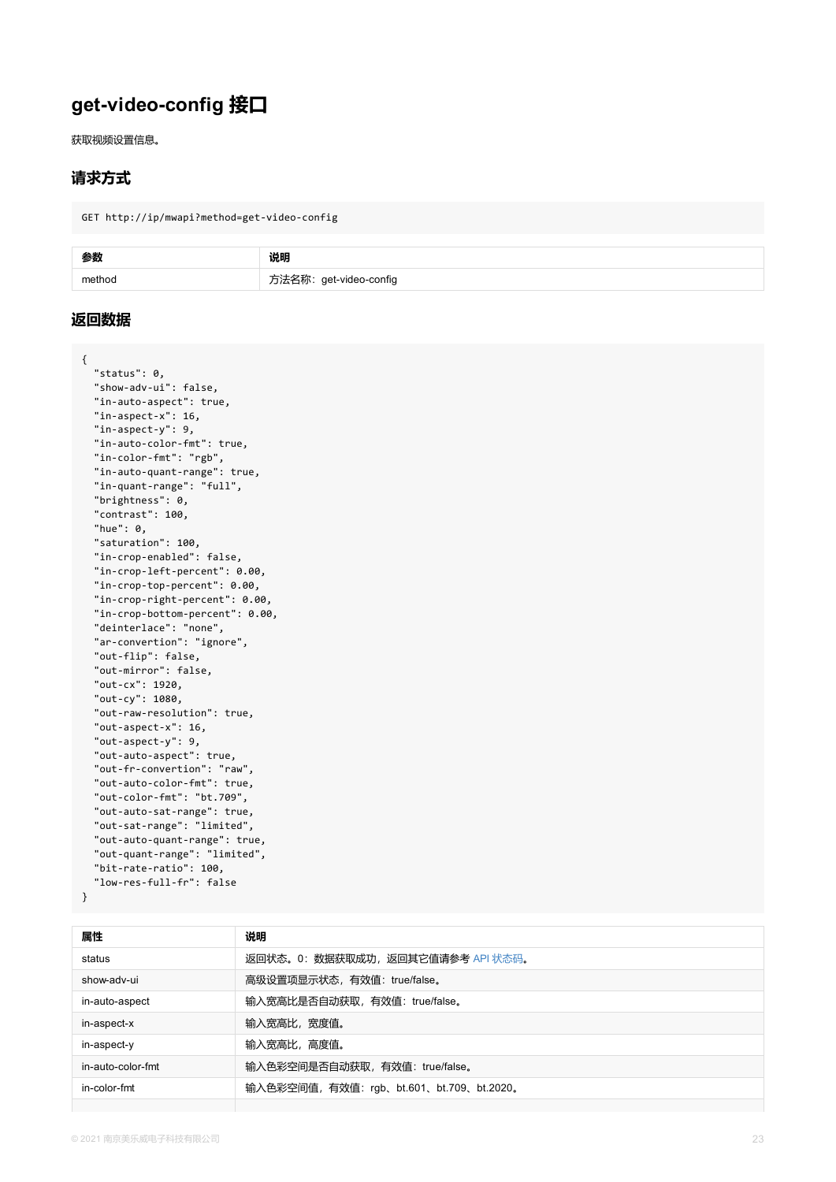# get-video-config 接口

获取视频设置信息。

## 请求方式

```
GET http://ip/mwapi?method=get-video-config
```

| 参数 | 说明 |
| --- | --- |
| method | 方法名称：get-video-config |

## 返回数据

```
{
  "status": 0,
  "show-adv-ui": false,
  "in-auto-aspect": true,
  "in-aspect-x": 16,
  "in-aspect-y": 9,
  "in-auto-color-fmt": true,
  "in-color-fmt": "rgb",
  "in-auto-quant-range": true,
  "in-quant-range": "full",
  "brightness": 0,
  "contrast": 100,
  "hue": 0,
  "saturation": 100,
  "in-crop-enabled": false,
  "in-crop-left-percent": 0.00,
  "in-crop-top-percent": 0.00,
  "in-crop-right-percent": 0.00,
  "in-crop-bottom-percent": 0.00,
  "deinterlace": "none",
  "ar-convertion": "ignore",
  "out-flip": false,
  "out-mirror": false,
  "out-cx": 1920,
  "out-cy": 1080,
  "out-raw-resolution": true,
  "out-aspect-x": 16,
  "out-aspect-y": 9,
  "out-auto-aspect": true,
  "out-fr-convertion": "raw",
  "out-auto-color-fmt": true,
  "out-color-fmt": "bt.709",
  "out-auto-sat-range": true,
  "out-sat-range": "limited",
  "out-auto-quant-range": true,
  "out-quant-range": "limited",
  "bit-rate-ratio": 100,
  "low-res-full-fr": false
}
```

| 属性 | 说明 |
| --- | --- |
| status | 返回状态。0：数据获取成功，返回其它值请参考 API 状态码。 |
| show-adv-ui | 高级设置项显示状态，有效值：true/false。 |
| in-auto-aspect | 输入宽高比是否自动获取，有效值：true/false。 |
| in-aspect-x | 输入宽高比，宽度值。 |
| in-aspect-y | 输入宽高比，高度值。 |
| in-auto-color-fmt | 输入色彩空间是否自动获取，有效值：true/false。 |
| in-color-fmt | 输入色彩空间值，有效值：rgb、bt.601、bt.709、bt.2020。 |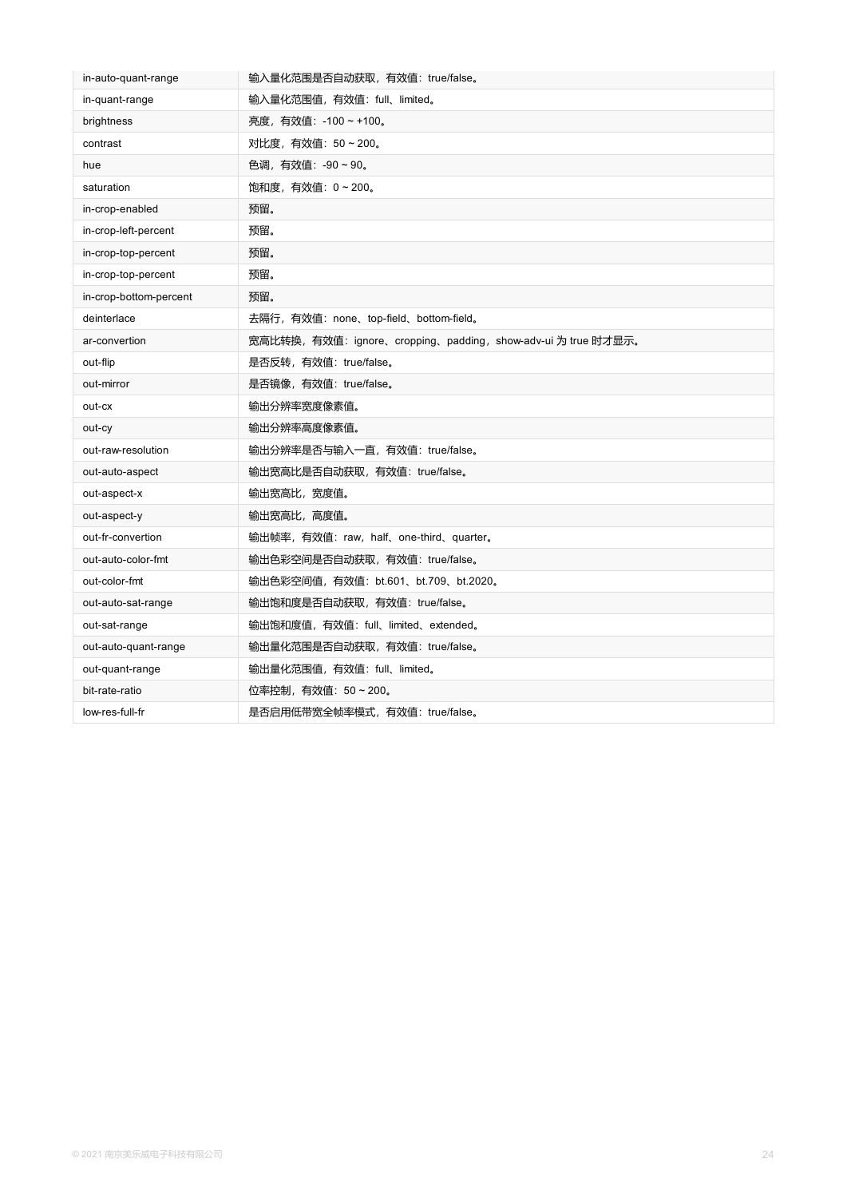| | |
|---|---|
| in-auto-quant-range | 输入量化范围是否自动获取，有效值：true/false。 |
| in-quant-range | 输入量化范围值，有效值：full、limited。 |
| brightness | 亮度，有效值：-100 ~ +100。 |
| contrast | 对比度，有效值：50 ~ 200。 |
| hue | 色调，有效值：-90 ~ 90。 |
| saturation | 饱和度，有效值：0 ~ 200。 |
| in-crop-enabled | 预留。 |
| in-crop-left-percent | 预留。 |
| in-crop-top-percent | 预留。 |
| in-crop-top-percent | 预留。 |
| in-crop-bottom-percent | 预留。 |
| deinterlace | 去隔行，有效值：none、top-field、bottom-field。 |
| ar-convertion | 宽高比转换，有效值：ignore、cropping、padding，show-adv-ui 为 true 时才显示。 |
| out-flip | 是否反转，有效值：true/false。 |
| out-mirror | 是否镜像，有效值：true/false。 |
| out-cx | 输出分辨率宽度像素值。 |
| out-cy | 输出分辨率高度像素值。 |
| out-raw-resolution | 输出分辨率是否与输入一直，有效值：true/false。 |
| out-auto-aspect | 输出宽高比是否自动获取，有效值：true/false。 |
| out-aspect-x | 输出宽高比，宽度值。 |
| out-aspect-y | 输出宽高比，高度值。 |
| out-fr-convertion | 输出帧率，有效值：raw，half、one-third、quarter。 |
| out-auto-color-fmt | 输出色彩空间是否自动获取，有效值：true/false。 |
| out-color-fmt | 输出色彩空间值，有效值：bt.601、bt.709、bt.2020。 |
| out-auto-sat-range | 输出饱和度是否自动获取，有效值：true/false。 |
| out-sat-range | 输出饱和度值，有效值：full、limited、extended。 |
| out-auto-quant-range | 输出量化范围是否自动获取，有效值：true/false。 |
| out-quant-range | 输出量化范围值，有效值：full、limited。 |
| bit-rate-ratio | 位率控制，有效值：50 ~ 200。 |
| low-res-full-fr | 是否启用低带宽全帧率模式，有效值：true/false。 |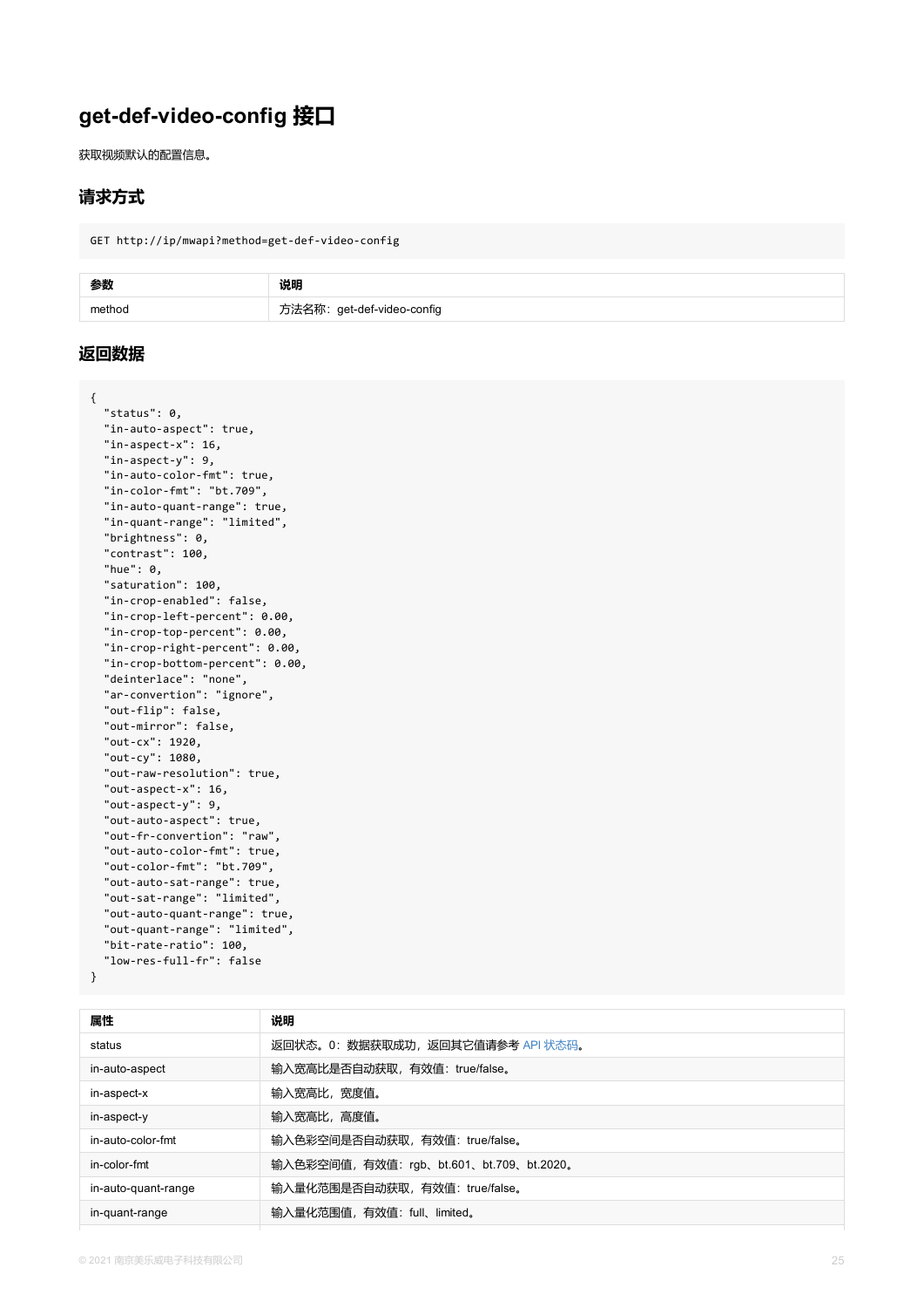# get-def-video-config 接口

获取视频默认的配置信息。

## 请求方式

```
GET http://ip/mwapi?method=get-def-video-config
```

| 参数 | 说明 |
| --- | --- |
| method | 方法名称：get-def-video-config |

## 返回数据

```
{
  "status": 0,
  "in-auto-aspect": true,
  "in-aspect-x": 16,
  "in-aspect-y": 9,
  "in-auto-color-fmt": true,
  "in-color-fmt": "bt.709",
  "in-auto-quant-range": true,
  "in-quant-range": "limited",
  "brightness": 0,
  "contrast": 100,
  "hue": 0,
  "saturation": 100,
  "in-crop-enabled": false,
  "in-crop-left-percent": 0.00,
  "in-crop-top-percent": 0.00,
  "in-crop-right-percent": 0.00,
  "in-crop-bottom-percent": 0.00,
  "deinterlace": "none",
  "ar-convertion": "ignore",
  "out-flip": false,
  "out-mirror": false,
  "out-cx": 1920,
  "out-cy": 1080,
  "out-raw-resolution": true,
  "out-aspect-x": 16,
  "out-aspect-y": 9,
  "out-auto-aspect": true,
  "out-fr-convertion": "raw",
  "out-auto-color-fmt": true,
  "out-color-fmt": "bt.709",
  "out-auto-sat-range": true,
  "out-sat-range": "limited",
  "out-auto-quant-range": true,
  "out-quant-range": "limited",
  "bit-rate-ratio": 100,
  "low-res-full-fr": false
}
```

| 属性 | 说明 |
| --- | --- |
| status | 返回状态。0：数据获取成功，返回其它值请参考 API 状态码。 |
| in-auto-aspect | 输入宽高比是否自动获取，有效值：true/false。 |
| in-aspect-x | 输入宽高比，宽度值。 |
| in-aspect-y | 输入宽高比，高度值。 |
| in-auto-color-fmt | 输入色彩空间是否自动获取，有效值：true/false。 |
| in-color-fmt | 输入色彩空间值，有效值：rgb、bt.601、bt.709、bt.2020。 |
| in-auto-quant-range | 输入量化范围是否自动获取，有效值：true/false。 |
| in-quant-range | 输入量化范围值，有效值：full、limited。 |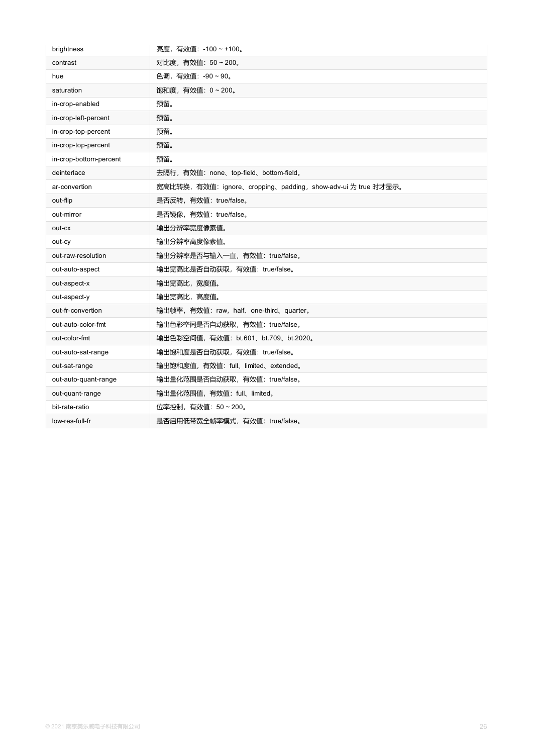| | |
|---|---|
| brightness | 亮度，有效值：-100 ~ +100。 |
| contrast | 对比度，有效值：50 ~ 200。 |
| hue | 色调，有效值：-90 ~ 90。 |
| saturation | 饱和度，有效值：0 ~ 200。 |
| in-crop-enabled | 预留。 |
| in-crop-left-percent | 预留。 |
| in-crop-top-percent | 预留。 |
| in-crop-top-percent | 预留。 |
| in-crop-bottom-percent | 预留。 |
| deinterlace | 去隔行，有效值：none、top-field、bottom-field。 |
| ar-convertion | 宽高比转换，有效值：ignore、cropping、padding，show-adv-ui 为 true 时才显示。 |
| out-flip | 是否反转，有效值：true/false。 |
| out-mirror | 是否镜像，有效值：true/false。 |
| out-cx | 输出分辨率宽度像素值。 |
| out-cy | 输出分辨率高度像素值。 |
| out-raw-resolution | 输出分辨率是否与输入一直，有效值：true/false。 |
| out-auto-aspect | 输出宽高比是否自动获取，有效值：true/false。 |
| out-aspect-x | 输出宽高比，宽度值。 |
| out-aspect-y | 输出宽高比，高度值。 |
| out-fr-convertion | 输出帧率，有效值：raw，half、one-third、quarter。 |
| out-auto-color-fmt | 输出色彩空间是否自动获取，有效值：true/false。 |
| out-color-fmt | 输出色彩空间值，有效值：bt.601、bt.709、bt.2020。 |
| out-auto-sat-range | 输出饱和度是否自动获取，有效值：true/false。 |
| out-sat-range | 输出饱和度值，有效值：full、limited、extended。 |
| out-auto-quant-range | 输出量化范围是否自动获取，有效值：true/false。 |
| out-quant-range | 输出量化范围值，有效值：full、limited。 |
| bit-rate-ratio | 位率控制，有效值：50 ~ 200。 |
| low-res-full-fr | 是否启用低带宽全帧率模式，有效值：true/false。 |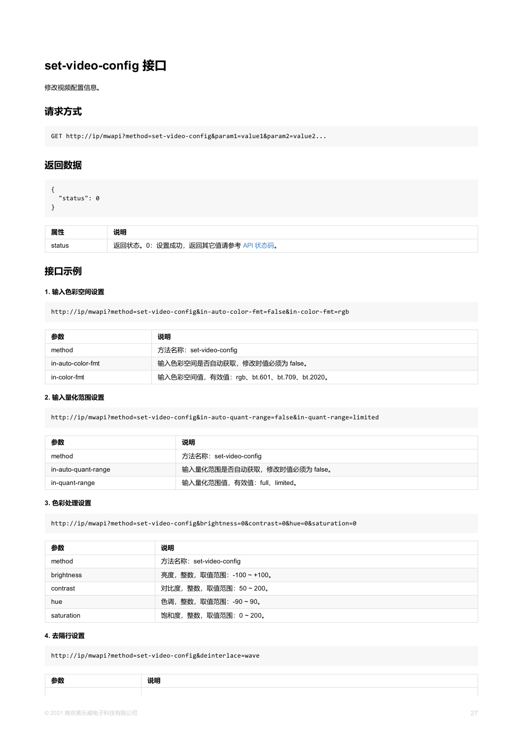## set-video-config 接口

修改视频配置信息。

### 请求方式

```
GET http://ip/mwapi?method=set-video-config&param1=value1&param2=value2...
```

### 返回数据

```
{
  "status": 0
}
```

| 属性 | 说明 |
| --- | --- |
| status | 返回状态。0：设置成功，返回其它值请参考 API 状态码。 |

### 接口示例

#### 1. 输入色彩空间设置

```
http://ip/mwapi?method=set-video-config&in-auto-color-fmt=false&in-color-fmt=rgb
```

| 参数 | 说明 |
| --- | --- |
| method | 方法名称：set-video-config |
| in-auto-color-fmt | 输入色彩空间是否自动获取，修改时值必须为 false。 |
| in-color-fmt | 输入色彩空间值，有效值：rgb、bt.601、bt.709、bt.2020。 |

#### 2. 输入量化范围设置

```
http://ip/mwapi?method=set-video-config&in-auto-quant-range=false&in-quant-range=limited
```

| 参数 | 说明 |
| --- | --- |
| method | 方法名称：set-video-config |
| in-auto-quant-range | 输入量化范围是否自动获取，修改时值必须为 false。 |
| in-quant-range | 输入量化范围值，有效值：full、limited。 |

#### 3. 色彩处理设置

```
http://ip/mwapi?method=set-video-config&brightness=0&contrast=0&hue=0&saturation=0
```

| 参数 | 说明 |
| --- | --- |
| method | 方法名称：set-video-config |
| brightness | 亮度，整数，取值范围：-100 ~ +100。 |
| contrast | 对比度，整数，取值范围：50 ~ 200。 |
| hue | 色调，整数，取值范围：-90 ~ 90。 |
| saturation | 饱和度，整数，取值范围：0 ~ 200。 |

#### 4. 去隔行设置

```
http://ip/mwapi?method=set-video-config&deinterlace=wave
```

| 参数 | 说明 |
| --- | --- |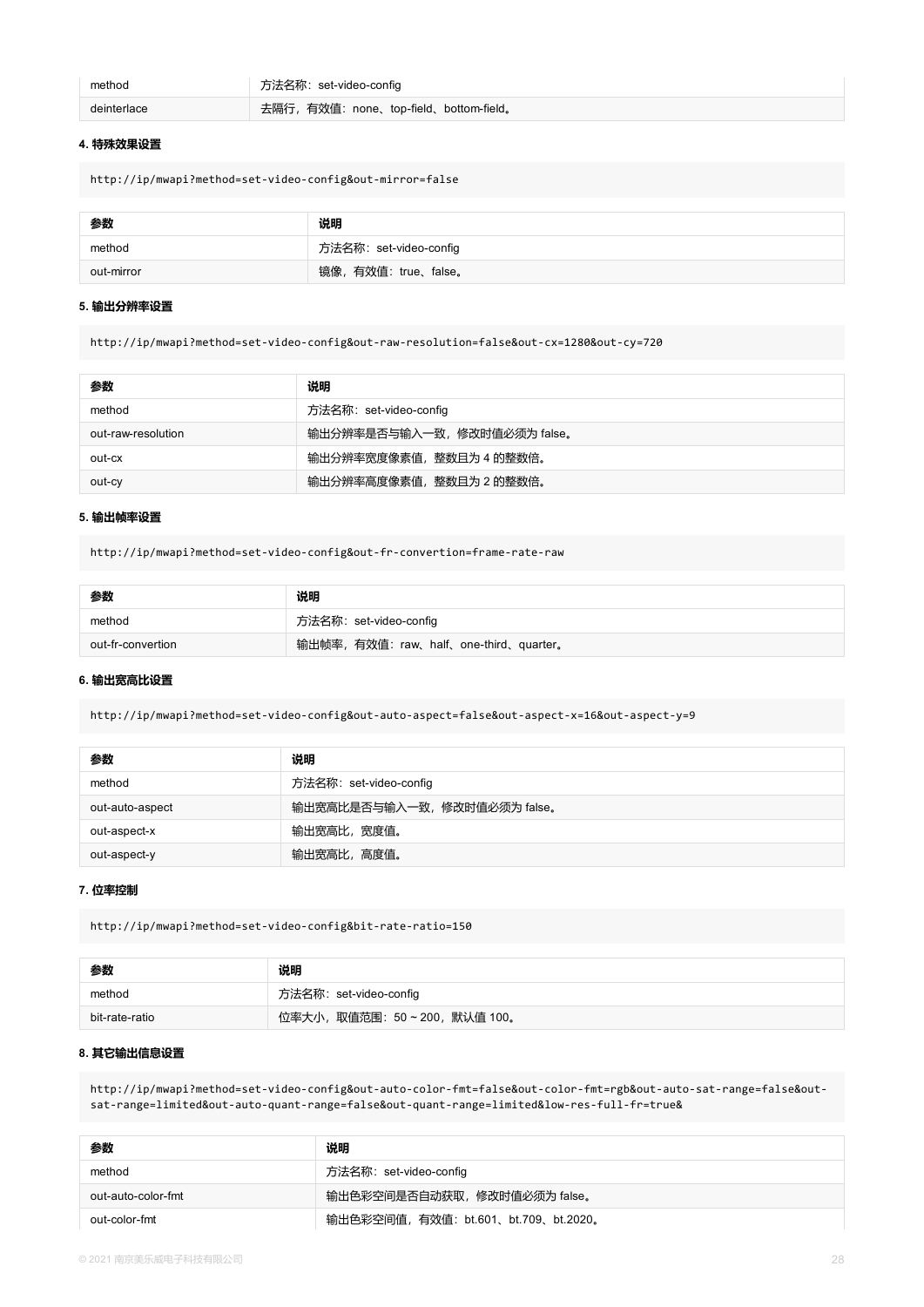| | |
|---|---|
| method | 方法名称：set-video-config |
| deinterlace | 去隔行，有效值：none、top-field、bottom-field。 |

#### 4. 特殊效果设置

```
http://ip/mwapi?method=set-video-config&out-mirror=false
```

| 参数 | 说明 |
|---|---|
| method | 方法名称：set-video-config |
| out-mirror | 镜像，有效值：true、false。 |

#### 5. 输出分辨率设置

```
http://ip/mwapi?method=set-video-config&out-raw-resolution=false&out-cx=1280&out-cy=720
```

| 参数 | 说明 |
|---|---|
| method | 方法名称：set-video-config |
| out-raw-resolution | 输出分辨率是否与输入一致，修改时值必须为 false。 |
| out-cx | 输出分辨率宽度像素值，整数且为 4 的整数倍。 |
| out-cy | 输出分辨率高度像素值，整数且为 2 的整数倍。 |

#### 5. 输出帧率设置

```
http://ip/mwapi?method=set-video-config&out-fr-convertion=frame-rate-raw
```

| 参数 | 说明 |
|---|---|
| method | 方法名称：set-video-config |
| out-fr-convertion | 输出帧率，有效值：raw、half、one-third、quarter。 |

#### 6. 输出宽高比设置

```
http://ip/mwapi?method=set-video-config&out-auto-aspect=false&out-aspect-x=16&out-aspect-y=9
```

| 参数 | 说明 |
|---|---|
| method | 方法名称：set-video-config |
| out-auto-aspect | 输出宽高比是否与输入一致，修改时值必须为 false。 |
| out-aspect-x | 输出宽高比，宽度值。 |
| out-aspect-y | 输出宽高比，高度值。 |

#### 7. 位率控制

```
http://ip/mwapi?method=set-video-config&bit-rate-ratio=150
```

| 参数 | 说明 |
|---|---|
| method | 方法名称：set-video-config |
| bit-rate-ratio | 位率大小，取值范围：50 ~ 200，默认值 100。 |

#### 8. 其它输出信息设置

```
http://ip/mwapi?method=set-video-config&out-auto-color-fmt=false&out-color-fmt=rgb&out-auto-sat-range=false&out-sat-range=limited&out-auto-quant-range=false&out-quant-range=limited&low-res-full-fr=true&
```

| 参数 | 说明 |
|---|---|
| method | 方法名称：set-video-config |
| out-auto-color-fmt | 输出色彩空间是否自动获取，修改时值必须为 false。 |
| out-color-fmt | 输出色彩空间值，有效值：bt.601、bt.709、bt.2020。 |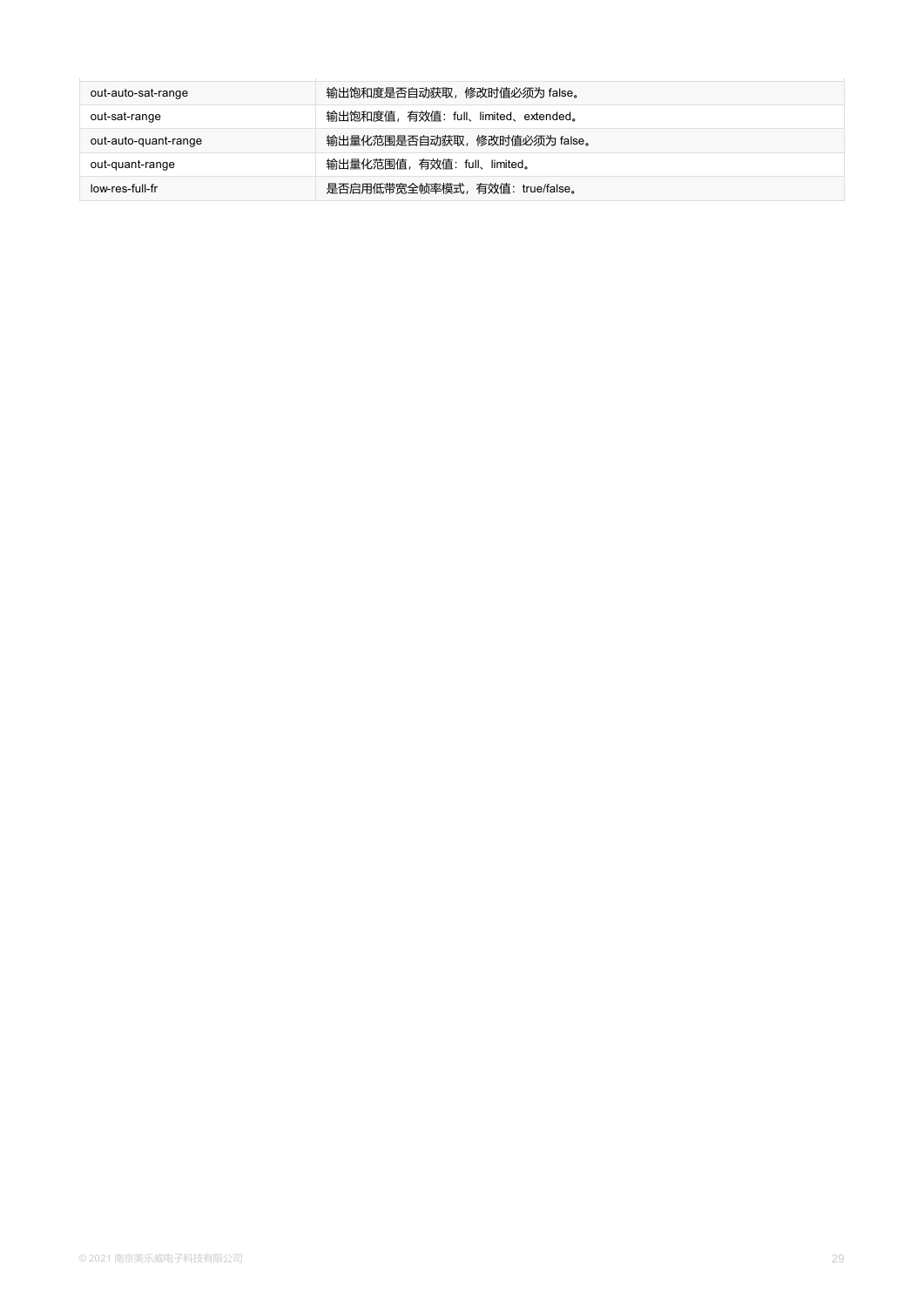| | |
|---|---|
| out-auto-sat-range | 输出饱和度是否自动获取，修改时值必须为 false。 |
| out-sat-range | 输出饱和度值，有效值：full、limited、extended。 |
| out-auto-quant-range | 输出量化范围是否自动获取，修改时值必须为 false。 |
| out-quant-range | 输出量化范围值，有效值：full、limited。 |
| low-res-full-fr | 是否启用低带宽全帧率模式，有效值：true/false。 |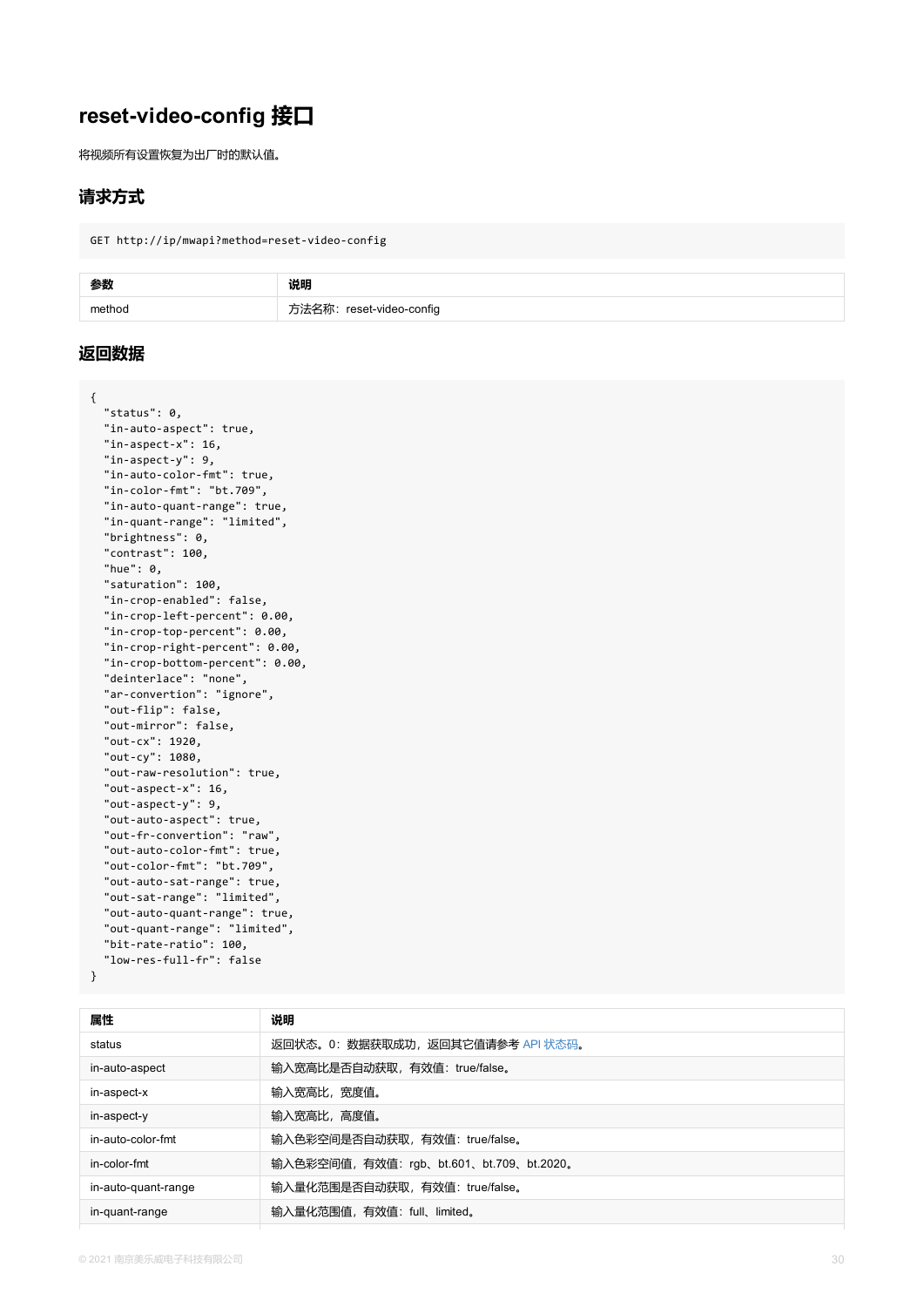# reset-video-config 接口

将视频所有设置恢复为出厂时的默认值。

## 请求方式

```
GET http://ip/mwapi?method=reset-video-config
```

| 参数 | 说明 |
| --- | --- |
| method | 方法名称：reset-video-config |

## 返回数据

```
{
  "status": 0,
  "in-auto-aspect": true,
  "in-aspect-x": 16,
  "in-aspect-y": 9,
  "in-auto-color-fmt": true,
  "in-color-fmt": "bt.709",
  "in-auto-quant-range": true,
  "in-quant-range": "limited",
  "brightness": 0,
  "contrast": 100,
  "hue": 0,
  "saturation": 100,
  "in-crop-enabled": false,
  "in-crop-left-percent": 0.00,
  "in-crop-top-percent": 0.00,
  "in-crop-right-percent": 0.00,
  "in-crop-bottom-percent": 0.00,
  "deinterlace": "none",
  "ar-convertion": "ignore",
  "out-flip": false,
  "out-mirror": false,
  "out-cx": 1920,
  "out-cy": 1080,
  "out-raw-resolution": true,
  "out-aspect-x": 16,
  "out-aspect-y": 9,
  "out-auto-aspect": true,
  "out-fr-convertion": "raw",
  "out-auto-color-fmt": true,
  "out-color-fmt": "bt.709",
  "out-auto-sat-range": true,
  "out-sat-range": "limited",
  "out-auto-quant-range": true,
  "out-quant-range": "limited",
  "bit-rate-ratio": 100,
  "low-res-full-fr": false
}
```

| 属性 | 说明 |
| --- | --- |
| status | 返回状态。0：数据获取成功，返回其它值请参考 API 状态码。 |
| in-auto-aspect | 输入宽高比是否自动获取，有效值：true/false。 |
| in-aspect-x | 输入宽高比，宽度值。 |
| in-aspect-y | 输入宽高比，高度值。 |
| in-auto-color-fmt | 输入色彩空间是否自动获取，有效值：true/false。 |
| in-color-fmt | 输入色彩空间值，有效值：rgb、bt.601、bt.709、bt.2020。 |
| in-auto-quant-range | 输入量化范围是否自动获取，有效值：true/false。 |
| in-quant-range | 输入量化范围值，有效值：full、limited。 |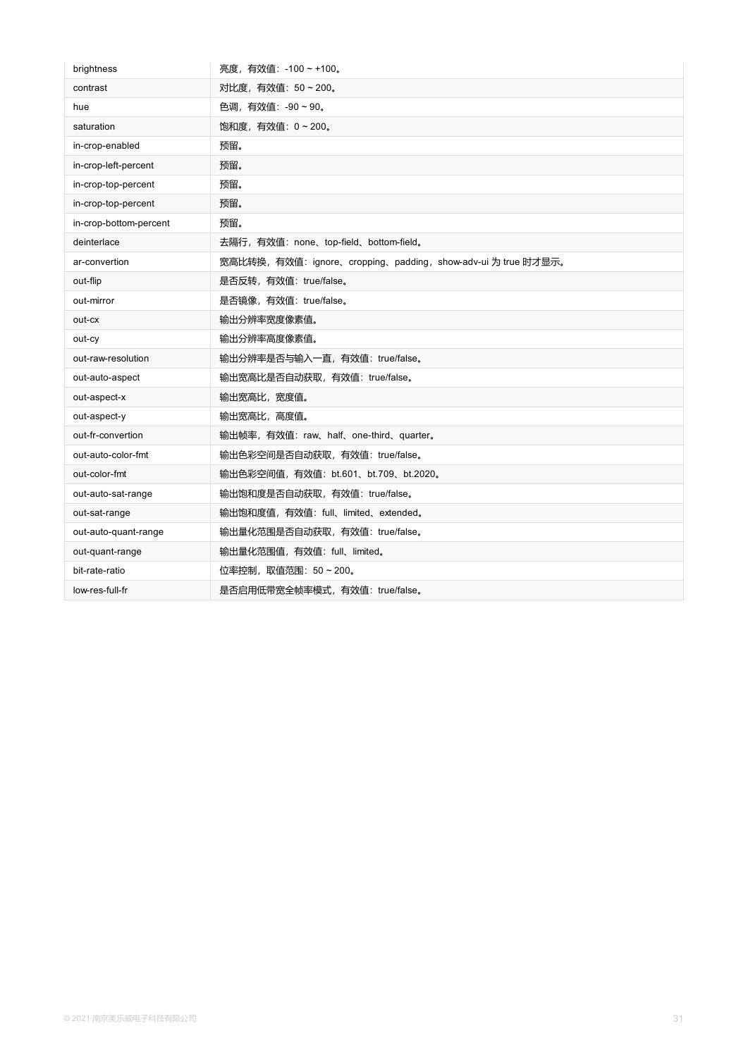| | |
|---|---|
| brightness | 亮度，有效值：-100 ~ +100。 |
| contrast | 对比度，有效值：50 ~ 200。 |
| hue | 色调，有效值：-90 ~ 90。 |
| saturation | 饱和度，有效值：0 ~ 200。 |
| in-crop-enabled | 预留。 |
| in-crop-left-percent | 预留。 |
| in-crop-top-percent | 预留。 |
| in-crop-top-percent | 预留。 |
| in-crop-bottom-percent | 预留。 |
| deinterlace | 去隔行，有效值：none、top-field、bottom-field。 |
| ar-convertion | 宽高比转换，有效值：ignore、cropping、padding，show-adv-ui 为 true 时才显示。 |
| out-flip | 是否反转，有效值：true/false。 |
| out-mirror | 是否镜像，有效值：true/false。 |
| out-cx | 输出分辨率宽度像素值。 |
| out-cy | 输出分辨率高度像素值。 |
| out-raw-resolution | 输出分辨率是否与输入一直，有效值：true/false。 |
| out-auto-aspect | 输出宽高比是否自动获取，有效值：true/false。 |
| out-aspect-x | 输出宽高比，宽度值。 |
| out-aspect-y | 输出宽高比，高度值。 |
| out-fr-convertion | 输出帧率，有效值：raw、half、one-third、quarter。 |
| out-auto-color-fmt | 输出色彩空间是否自动获取，有效值：true/false。 |
| out-color-fmt | 输出色彩空间值，有效值：bt.601、bt.709、bt.2020。 |
| out-auto-sat-range | 输出饱和度是否自动获取，有效值：true/false。 |
| out-sat-range | 输出饱和度值，有效值：full、limited、extended。 |
| out-auto-quant-range | 输出量化范围是否自动获取，有效值：true/false。 |
| out-quant-range | 输出量化范围值，有效值：full、limited。 |
| bit-rate-ratio | 位率控制，取值范围：50 ~ 200。 |
| low-res-full-fr | 是否启用低带宽全帧率模式，有效值：true/false。 |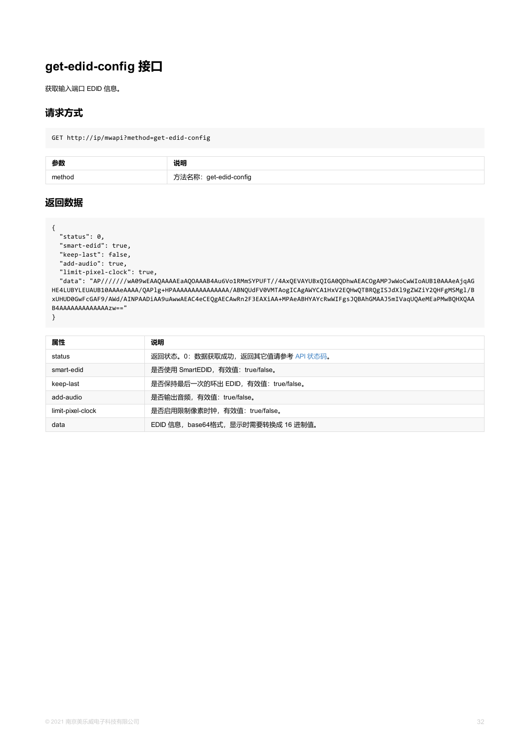# get-edid-config 接口

获取输入端口 EDID 信息。

## 请求方式

```
GET http://ip/mwapi?method=get-edid-config
```

| 参数 | 说明 |
| --- | --- |
| method | 方法名称：get-edid-config |

## 返回数据

```
{
  "status": 0,
  "smart-edid": true,
  "keep-last": false,
  "add-audio": true,
  "limit-pixel-clock": true,
  "data": "AP///////wA09wEAAQAAAAEaAQOAAAB4Au6Vo1RMmSYPUFT//4AxQEVAYUBxQIGA0QDhwAEACOgAMPJwWoCwWIoAUB10AAAeAjqAGHE4LUBYLEUAUB10AAAeAAAA/QAPl g+HPAAAAAAAAAAAAAAA/ABNQUdFV0VMTAogICAgAWYCA1HxV2EQHwQTBRQgISJdXl9gZWZiY2QHFgMSMgl/BxUHUD0GwFcGAF9/AWd/AINPAADiAA9uAwwAEAC4eCEQgAECAwRn2F3EAXiAA+MPAeABHYAYcRwWIFgsJQBAhGMAAJ5mIVaqUQAeMEaPMwBQHXQAAB4AAAAAAAAAAAAAAAzw=="
}
```

| 属性 | 说明 |
| --- | --- |
| status | 返回状态。0：数据获取成功，返回其它值请参考 API 状态码。 |
| smart-edid | 是否使用 SmartEDID，有效值：true/false。 |
| keep-last | 是否保持最后一次的环出 EDID，有效值：true/false。 |
| add-audio | 是否输出音频，有效值：true/false。 |
| limit-pixel-clock | 是否启用限制像素时钟，有效值：true/false。 |
| data | EDID 信息，base64格式，显示时需要转换成 16 进制值。 |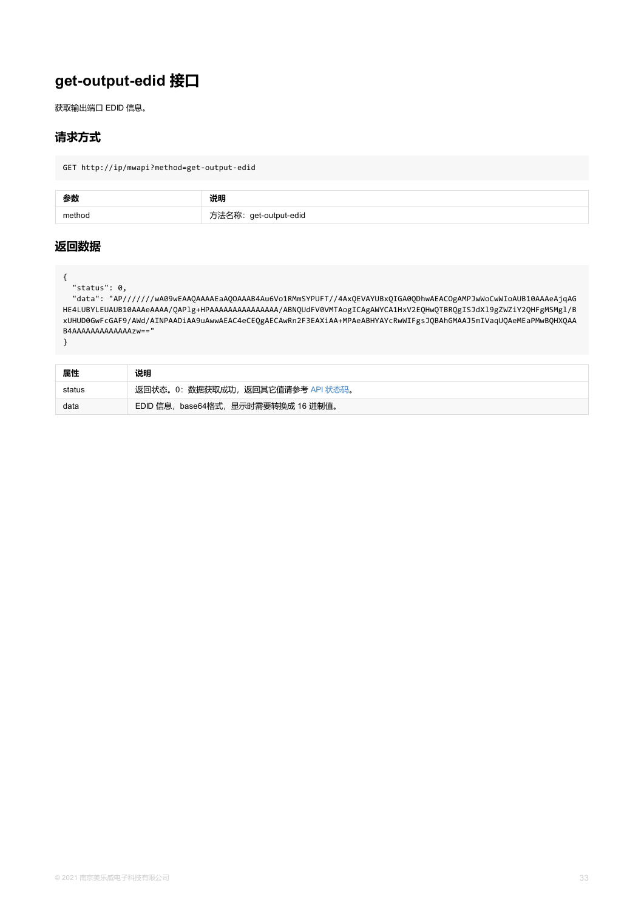# get-output-edid 接口

获取输出端口 EDID 信息。

## 请求方式

```
GET http://ip/mwapi?method=get-output-edid
```

| 参数 | 说明 |
| --- | --- |
| method | 方法名称：get-output-edid |

## 返回数据

```
{
  "status": 0,
  "data": "AP//////wA09wEAAQAAAAEaAQOAAAB4Au6Vo1RMmSYPUFT//4AxQEVAYUBxQIGA0QDhwAEACOgAMPJwWoCwWIoAUB10AAAeAjqAG
HE4LUBYLEUAUB10AAAeAAAA/QAPlg+HPAAAAAAAAAAAAAAAA/ABNQUdFV0VMTAogICAgAWYCA1HxV2EQHwQTBRQgISJdXl9gZWZiY2QHFgMSMgl/B
xUHUD0GwFcGAF9/AWd/AINPAADiAA9uAwwAEAC4eCEQgAECAwRn2F3EAXiAA+MPAeABHYAYcRwWIFgsJQBAhGMAAJ5mIVaqUQAeMEaPMwBQHXQAA
B4AAAAAAAAAAAAAAzw=="
}
```

| 属性 | 说明 |
| --- | --- |
| status | 返回状态。0：数据获取成功，返回其它值请参考 API 状态码。 |
| data | EDID 信息，base64格式，显示时需要转换成 16 进制值。 |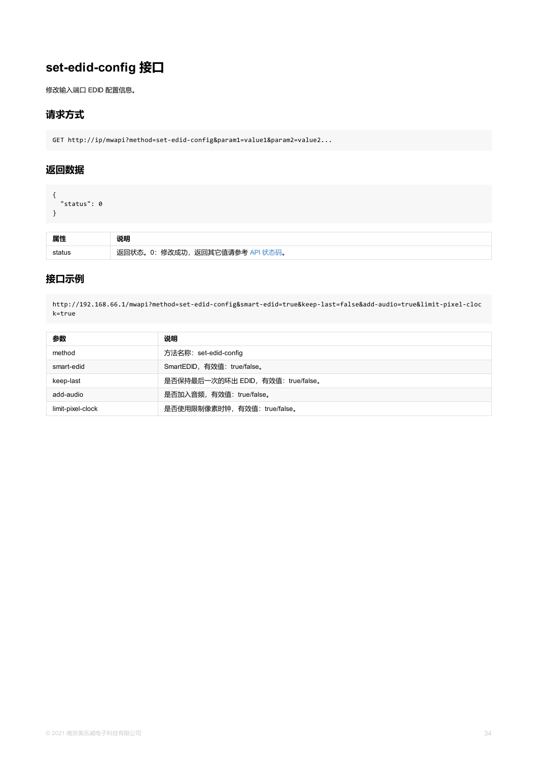# set-edid-config 接口

修改输入端口 EDID 配置信息。

## 请求方式

```
GET http://ip/mwapi?method=set-edid-config&param1=value1&param2=value2...
```

## 返回数据

```
{
  "status": 0
}
```

| 属性 | 说明 |
| --- | --- |
| status | 返回状态。0：修改成功，返回其它值请参考 API 状态码。 |

## 接口示例

```
http://192.168.66.1/mwapi?method=set-edid-config&smart-edid=true&keep-last=false&add-audio=true&limit-pixel-clock=true
```

| 参数 | 说明 |
| --- | --- |
| method | 方法名称：set-edid-config |
| smart-edid | SmartEDID，有效值：true/false。 |
| keep-last | 是否保持最后一次的环出 EDID，有效值：true/false。 |
| add-audio | 是否加入音频，有效值：true/false。 |
| limit-pixel-clock | 是否使用限制像素时钟，有效值：true/false。 |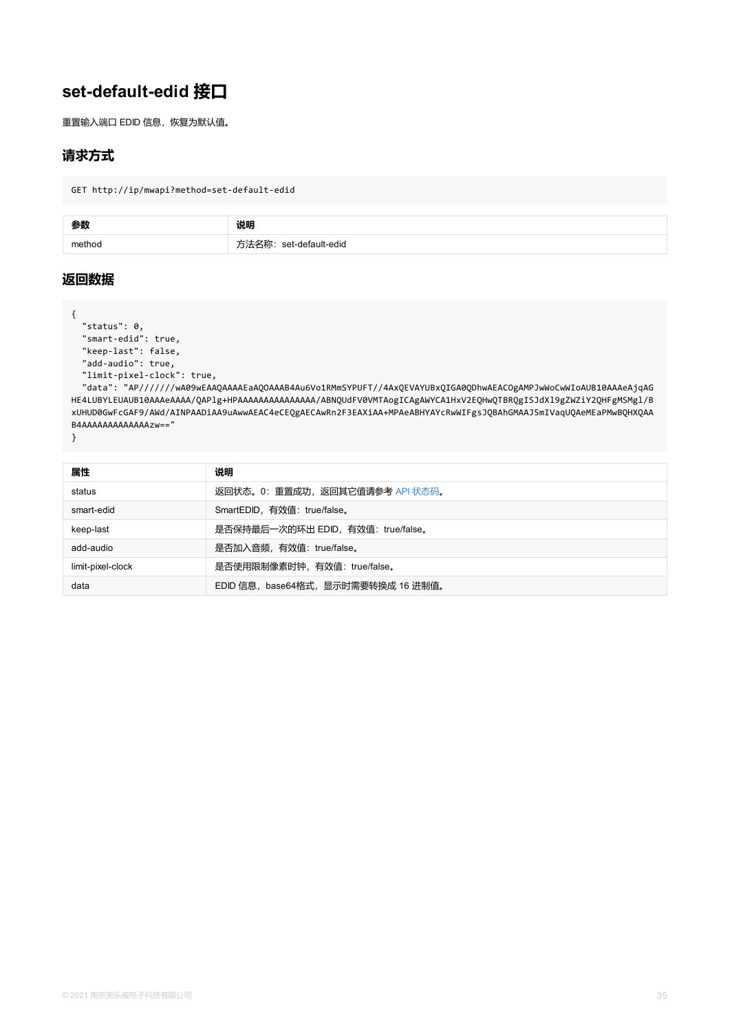## set-default-edid 接口

重置输入端口 EDID 信息，恢复为默认值。

### 请求方式

```
GET http://ip/mwapi?method=set-default-edid
```

| 参数 | 说明 |
| --- | --- |
| method | 方法名称：set-default-edid |

### 返回数据

```
{
  "status": 0,
  "smart-edid": true,
  "keep-last": false,
  "add-audio": true,
  "limit-pixel-clock": true,
  "data": "AP//////wA09wEAAQAAAAEaAQOAAAB4Au6Vo1RMmSYPUFT//4AxQEVAYUBxQIGA0QDhwAEACOgAMPJwWoCwWIoAUB10AAAeAjqAG
HE4LUBYLEUAUB10AAAeAAAA/QAPlg+HPAAAAAAAAAAAAAAA/ABNQUdFV0VMTAogICAgAWYCA1HxV2EQHwQTBRQgISJdXl9gZWZiY2QHFgMSMgl/B
xUHUD0GwFcGAF9/AWd/AINPAADiAA9uAwwAEAC4eCEQgAECAwRn2F3EAXiAA+MPAeABHYAYcRwWIFgsJQBAhGMAAJ5mIVaqUQAeMEaPMwBQHXQAA
B4AAAAAAAAAAAAAAzw=="
}
```

| 属性 | 说明 |
| --- | --- |
| status | 返回状态。0：重置成功，返回其它值请参考 API 状态码。 |
| smart-edid | SmartEDID，有效值：true/false。 |
| keep-last | 是否保持最后一次的环出 EDID，有效值：true/false。 |
| add-audio | 是否加入音频，有效值：true/false。 |
| limit-pixel-clock | 是否使用限制像素时钟，有效值：true/false。 |
| data | EDID 信息，base64格式，显示时需要转换成 16 进制值。 |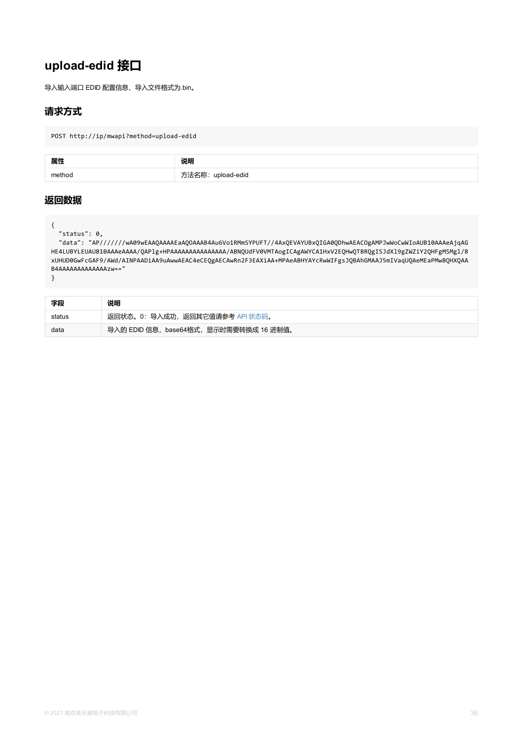# upload-edid 接口

导入输入端口 EDID 配置信息，导入文件格式为.bin。

## 请求方式

```
POST http://ip/mwapi?method=upload-edid
```

| 属性 | 说明 |
| --- | --- |
| method | 方法名称：upload-edid |

## 返回数据

```
{
  "status": 0,
  "data": "AP//////wA09wEAAQAAAAEaAQOAAAB4Au6Vo1RMmSYPUFT//4AxQEVAYUBxQIGA0QDhwAEACOgAMPJwWoCwWIoAUB10AAAeAjqAGHE4LUBYLEUAUB10AAAeAAAA/QAPlg+HPAAAAAAAAAAAAAAA/ABNQUdFV0VMTAogICAgAWYCA1HxV2EQHwQTBRQgISJdXl9gZWZiY2QHFgMSMgl/BxUHUD0GwFcGAF9/AWd/AINPAADiAA9uAwwAEAC4eCEQgAECAwRn2F3EAXiAA+MPAeABHYAYcRwWIFgsJQBAhGMAAJ5mIVaqUQAeMEaPMwBQHXQAAB4AAAAAAAAAAAAAAAzw=="
}
```

| 字段 | 说明 |
| --- | --- |
| status | 返回状态。0：导入成功，返回其它值请参考 API 状态码。 |
| data | 导入的 EDID 信息，base64格式，显示时需要转换成 16 进制值。 |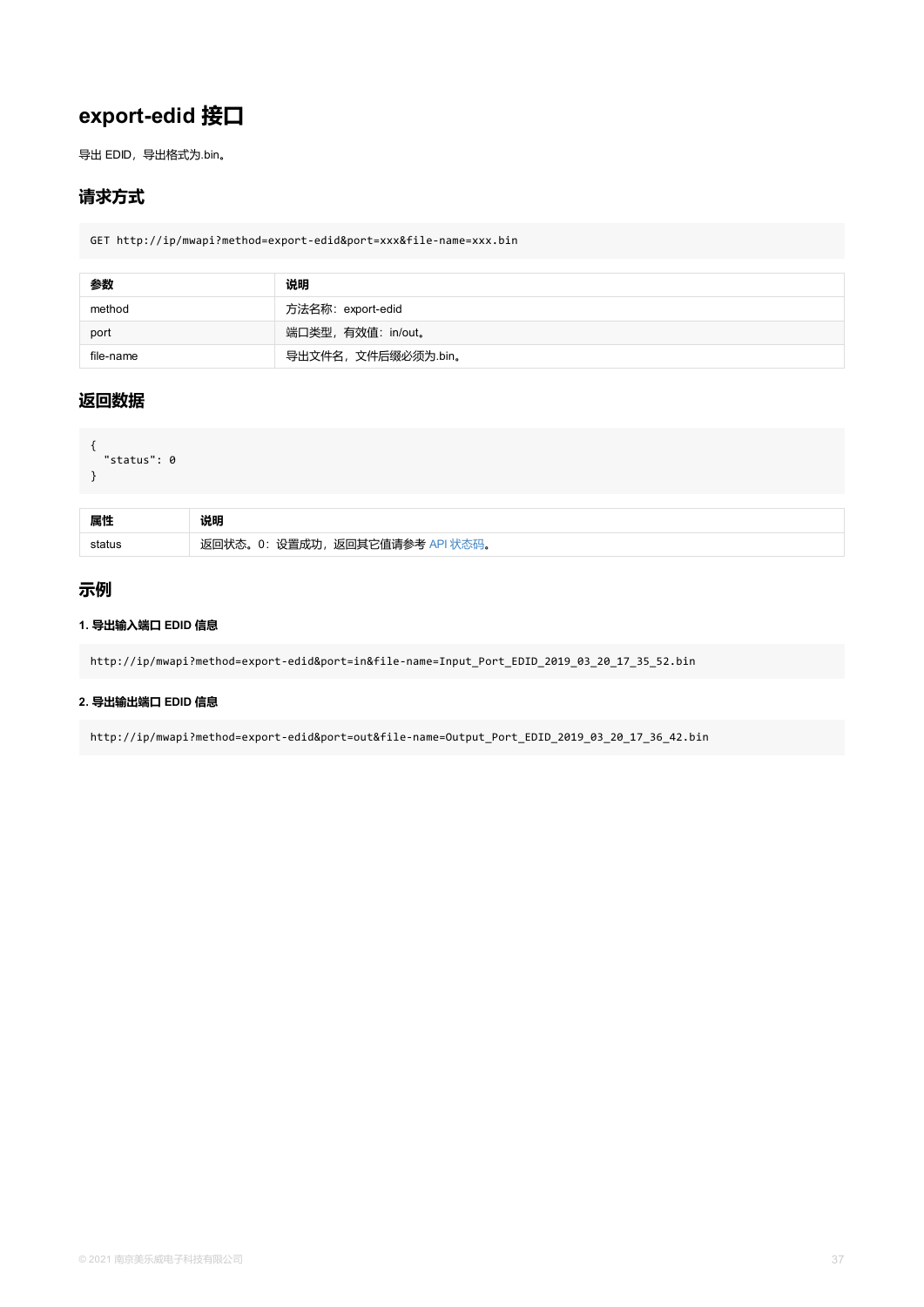# export-edid 接口

导出 EDID，导出格式为.bin。

## 请求方式

```
GET http://ip/mwapi?method=export-edid&port=xxx&file-name=xxx.bin
```

| 参数 | 说明 |
| --- | --- |
| method | 方法名称：export-edid |
| port | 端口类型，有效值：in/out。 |
| file-name | 导出文件名，文件后缀必须为.bin。 |

## 返回数据

```
{
  "status": 0
}
```

| 属性 | 说明 |
| --- | --- |
| status | 返回状态。0：设置成功，返回其它值请参考 API 状态码。 |

## 示例

#### 1. 导出输入端口 EDID 信息

```
http://ip/mwapi?method=export-edid&port=in&file-name=Input_Port_EDID_2019_03_20_17_35_52.bin
```

#### 2. 导出输出端口 EDID 信息

```
http://ip/mwapi?method=export-edid&port=out&file-name=Output_Port_EDID_2019_03_20_17_36_42.bin
```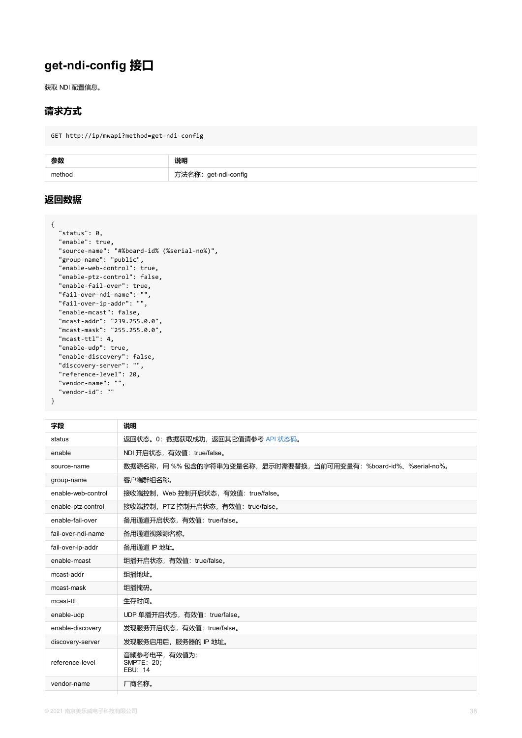# get-ndi-config 接口

获取 NDI 配置信息。

## 请求方式

```
GET http://ip/mwapi?method=get-ndi-config
```

| 参数 | 说明 |
| --- | --- |
| method | 方法名称：get-ndi-config |

## 返回数据

```
{
  "status": 0,
  "enable": true,
  "source-name": "#%board-id% (%serial-no%)",
  "group-name": "public",
  "enable-web-control": true,
  "enable-ptz-control": false,
  "enable-fail-over": true,
  "fail-over-ndi-name": "",
  "fail-over-ip-addr": "",
  "enable-mcast": false,
  "mcast-addr": "239.255.0.0",
  "mcast-mask": "255.255.0.0",
  "mcast-ttl": 4,
  "enable-udp": true,
  "enable-discovery": false,
  "discovery-server": "",
  "reference-level": 20,
  "vendor-name": "",
  "vendor-id": ""
}
```

| 字段 | 说明 |
| --- | --- |
| status | 返回状态。0：数据获取成功，返回其它值请参考 API 状态码。 |
| enable | NDI 开启状态，有效值：true/false。 |
| source-name | 数据源名称，用 %% 包含的字符串为变量名称，显示时需要替换，当前可用变量有：%board-id%、%serial-no%。 |
| group-name | 客户端群组名称。 |
| enable-web-control | 接收端控制，Web 控制开启状态，有效值：true/false。 |
| enable-ptz-control | 接收端控制，PTZ 控制开启状态，有效值：true/false。 |
| enable-fail-over | 备用通道开启状态，有效值：true/false。 |
| fail-over-ndi-name | 备用通道视频源名称。 |
| fail-over-ip-addr | 备用通道 IP 地址。 |
| enable-mcast | 组播开启状态，有效值：true/false。 |
| mcast-addr | 组播地址。 |
| mcast-mask | 组播掩码。 |
| mcast-ttl | 生存时间。 |
| enable-udp | UDP 单播开启状态，有效值：true/false。 |
| enable-discovery | 发现服务开启状态，有效值：true/false。 |
| discovery-server | 发现服务启用后，服务器的 IP 地址。 |
| reference-level | 音频参考电平，有效值为：<br>SMPTE：20；<br>EBU：14 |
| vendor-name | 厂商名称。 |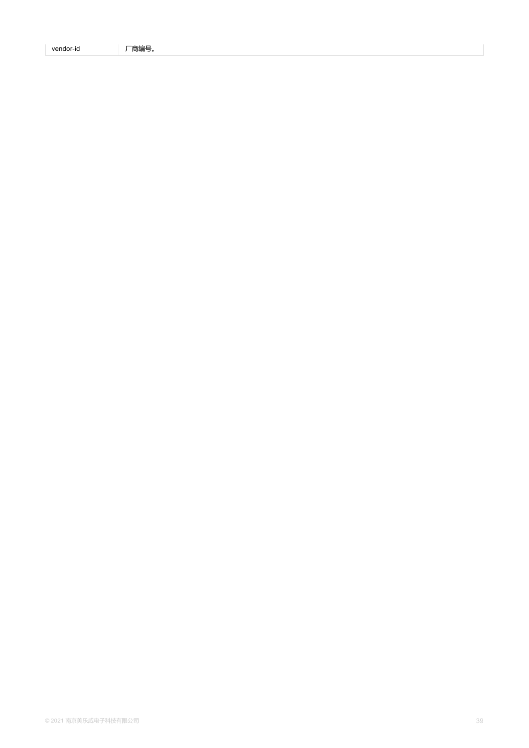| | |
|---|---|
| vendor-id | 厂商编号。 |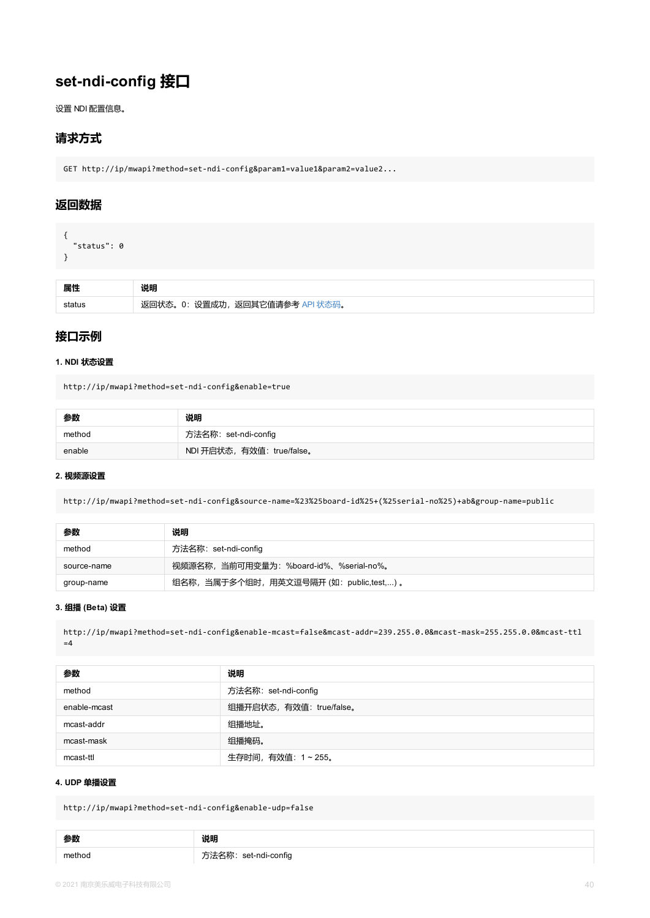# set-ndi-config 接口

设置 NDI 配置信息。

## 请求方式

```
GET http://ip/mwapi?method=set-ndi-config&param1=value1&param2=value2...
```

## 返回数据

```
{
  "status": 0
}
```

| 属性 | 说明 |
| --- | --- |
| status | 返回状态。0：设置成功，返回其它值请参考 API 状态码。 |

## 接口示例

#### 1. NDI 状态设置

```
http://ip/mwapi?method=set-ndi-config&enable=true
```

| 参数 | 说明 |
| --- | --- |
| method | 方法名称：set-ndi-config |
| enable | NDI 开启状态，有效值：true/false。 |

#### 2. 视频源设置

```
http://ip/mwapi?method=set-ndi-config&source-name=%23%25board-id%25+(%25serial-no%25)+ab&group-name=public
```

| 参数 | 说明 |
| --- | --- |
| method | 方法名称：set-ndi-config |
| source-name | 视频源名称，当前可用变量为：%board-id%、%serial-no%。 |
| group-name | 组名称，当属于多个组时，用英文逗号隔开 (如：public,test,...) 。 |

#### 3. 组播 (Beta) 设置

```
http://ip/mwapi?method=set-ndi-config&enable-mcast=false&mcast-addr=239.255.0.0&mcast-mask=255.255.0.0&mcast-ttl=4
```

| 参数 | 说明 |
| --- | --- |
| method | 方法名称：set-ndi-config |
| enable-mcast | 组播开启状态，有效值：true/false。 |
| mcast-addr | 组播地址。 |
| mcast-mask | 组播掩码。 |
| mcast-ttl | 生存时间，有效值：1 ~ 255。 |

#### 4. UDP 单播设置

```
http://ip/mwapi?method=set-ndi-config&enable-udp=false
```

| 参数 | 说明 |
| --- | --- |
| method | 方法名称：set-ndi-config |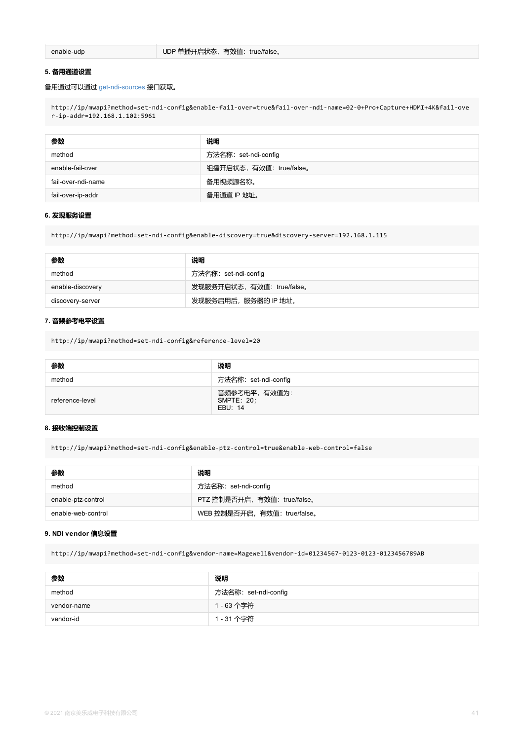| enable-udp | UDP 单播开启状态，有效值：true/false。 |
|---|---|

**5. 备用通道设置**

备用通过可以通过 get-ndi-sources 接口获取。

```
http://ip/mwapi?method=set-ndi-config&enable-fail-over=true&fail-over-ndi-name=02-0+Pro+Capture+HDMI+4K&fail-over-ip-addr=192.168.1.102:5961
```

| 参数 | 说明 |
|---|---|
| method | 方法名称：set-ndi-config |
| enable-fail-over | 组播开启状态，有效值：true/false。 |
| fail-over-ndi-name | 备用视频源名称。 |
| fail-over-ip-addr | 备用通道 IP 地址。 |

**6. 发现服务设置**

```
http://ip/mwapi?method=set-ndi-config&enable-discovery=true&discovery-server=192.168.1.115
```

| 参数 | 说明 |
|---|---|
| method | 方法名称：set-ndi-config |
| enable-discovery | 发现服务开启状态，有效值：true/false。 |
| discovery-server | 发现服务启用后，服务器的 IP 地址。 |

**7. 音频参考电平设置**

```
http://ip/mwapi?method=set-ndi-config&reference-level=20
```

| 参数 | 说明 |
|---|---|
| method | 方法名称：set-ndi-config |
| reference-level | 音频参考电平，有效值为：<br>SMPTE：20；<br>EBU：14 |

**8. 接收端控制设置**

```
http://ip/mwapi?method=set-ndi-config&enable-ptz-control=true&enable-web-control=false
```

| 参数 | 说明 |
|---|---|
| method | 方法名称：set-ndi-config |
| enable-ptz-control | PTZ 控制是否开启，有效值：true/false。 |
| enable-web-control | WEB 控制是否开启，有效值：true/false。 |

**9. NDI vendor 信息设置**

```
http://ip/mwapi?method=set-ndi-config&vendor-name=Magewell&vendor-id=01234567-0123-0123-0123456789AB
```

| 参数 | 说明 |
|---|---|
| method | 方法名称：set-ndi-config |
| vendor-name | 1 - 63 个字符 |
| vendor-id | 1 - 31 个字符 |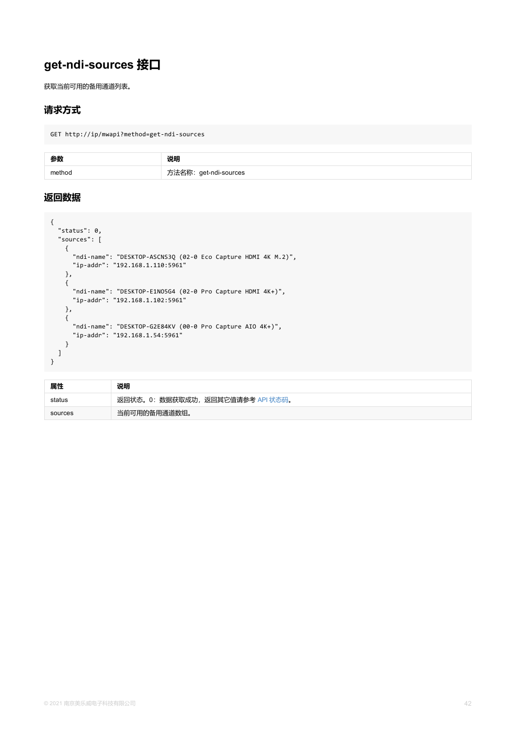# get-ndi-sources 接口

获取当前可用的备用通道列表。

## 请求方式

```
GET http://ip/mwapi?method=get-ndi-sources
```

| 参数 | 说明 |
| --- | --- |
| method | 方法名称：get-ndi-sources |

## 返回数据

```
{
  "status": 0,
  "sources": [
    {
      "ndi-name": "DESKTOP-ASCNS3Q (02-0 Eco Capture HDMI 4K M.2)",
      "ip-addr": "192.168.1.110:5961"
    },
    {
      "ndi-name": "DESKTOP-E1NO5G4 (02-0 Pro Capture HDMI 4K+)",
      "ip-addr": "192.168.1.102:5961"
    },
    {
      "ndi-name": "DESKTOP-G2E84KV (00-0 Pro Capture AIO 4K+)",
      "ip-addr": "192.168.1.54:5961"
    }
  ]
}
```

| 属性 | 说明 |
| --- | --- |
| status | 返回状态。0：数据获取成功，返回其它值请参考 API 状态码。 |
| sources | 当前可用的备用通道数组。 |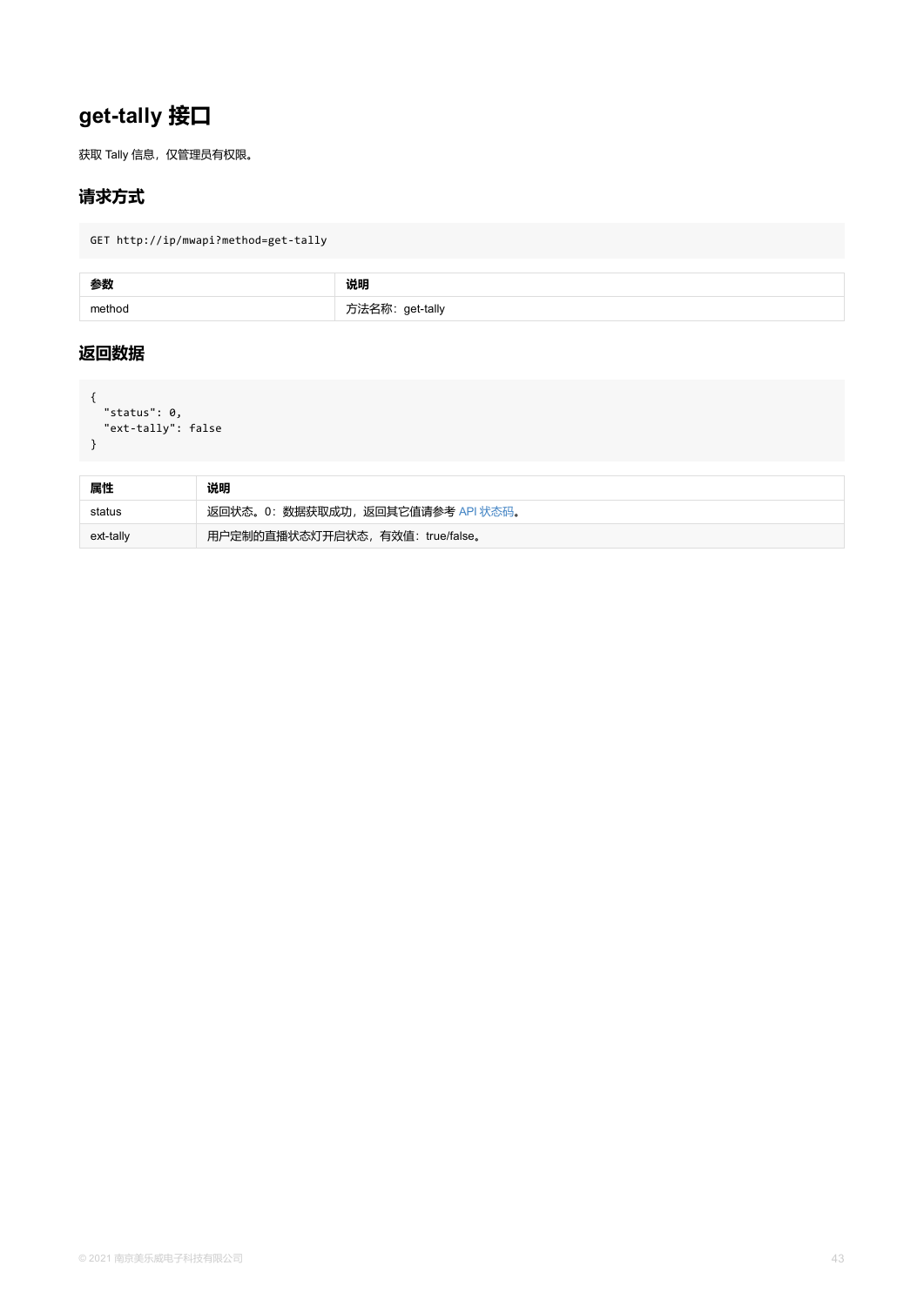# get-tally 接口

获取 Tally 信息，仅管理员有权限。

## 请求方式

```
GET http://ip/mwapi?method=get-tally
```

| 参数 | 说明 |
| --- | --- |
| method | 方法名称：get-tally |

## 返回数据

```
{
  "status": 0,
  "ext-tally": false
}
```

| 属性 | 说明 |
| --- | --- |
| status | 返回状态。0：数据获取成功，返回其它值请参考 API 状态码。 |
| ext-tally | 用户定制的直播状态灯开启状态，有效值：true/false。 |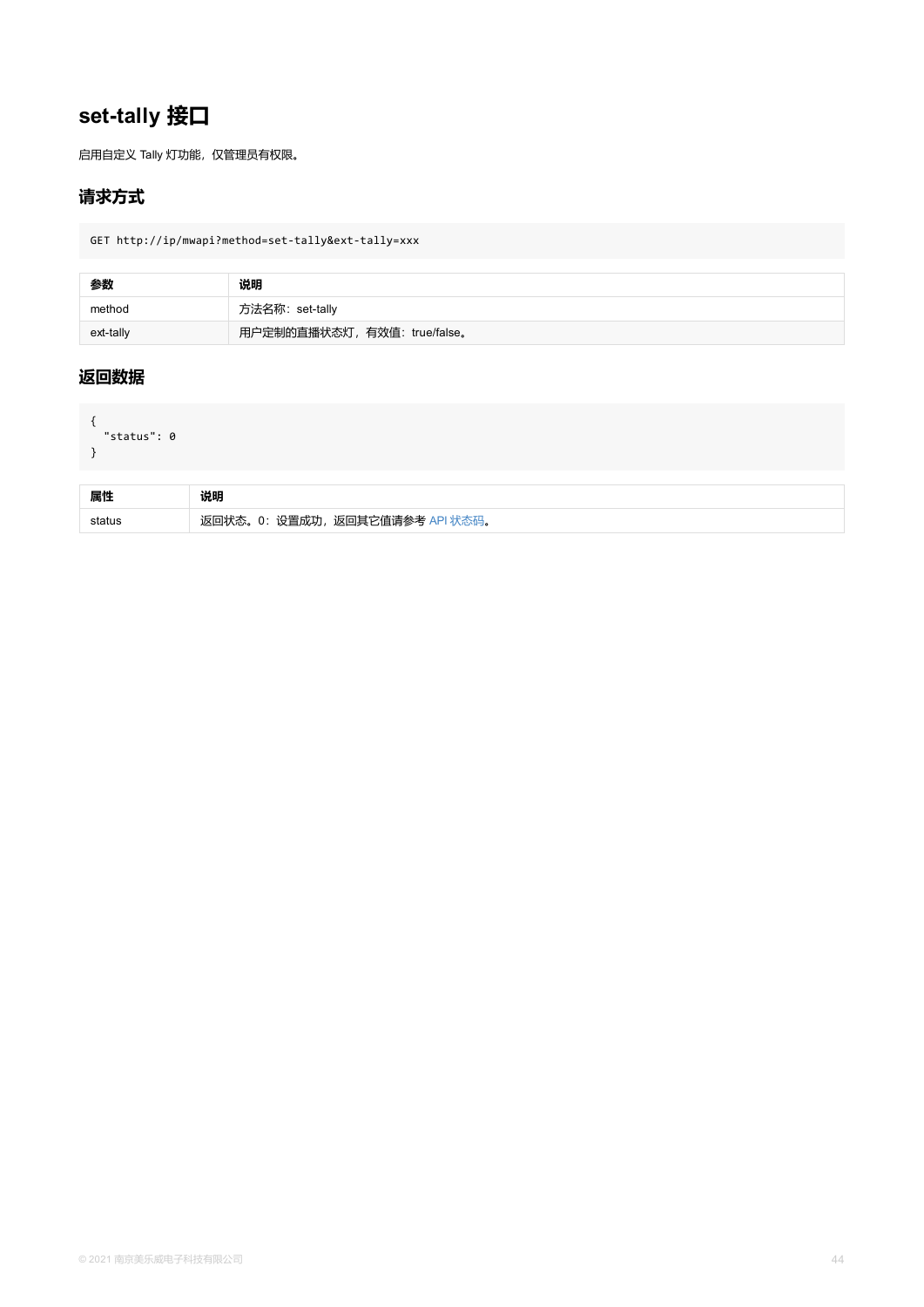# set-tally 接口

启用自定义 Tally 灯功能，仅管理员有权限。

## 请求方式

```
GET http://ip/mwapi?method=set-tally&ext-tally=xxx
```

| 参数 | 说明 |
| --- | --- |
| method | 方法名称：set-tally |
| ext-tally | 用户定制的直播状态灯，有效值：true/false。 |

## 返回数据

```
{
  "status": 0
}
```

| 属性 | 说明 |
| --- | --- |
| status | 返回状态。0：设置成功，返回其它值请参考 API 状态码。 |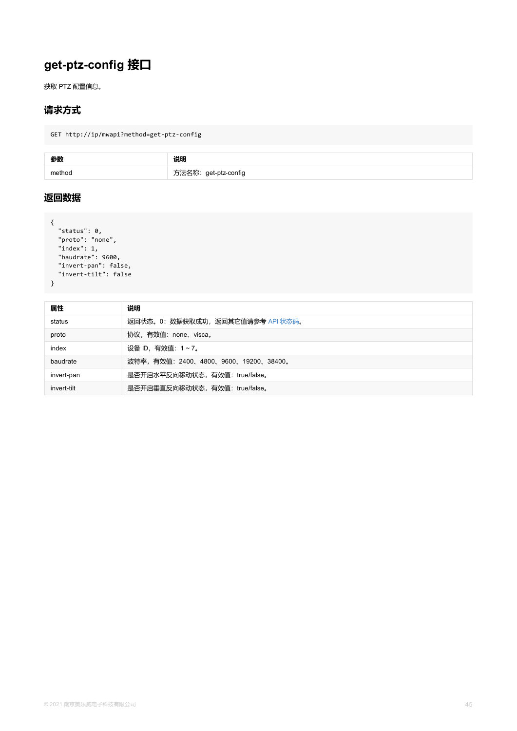# get-ptz-config 接口

获取 PTZ 配置信息。

## 请求方式

```
GET http://ip/mwapi?method=get-ptz-config
```

| 参数 | 说明 |
| --- | --- |
| method | 方法名称：get-ptz-config |

## 返回数据

```
{
  "status": 0,
  "proto": "none",
  "index": 1,
  "baudrate": 9600,
  "invert-pan": false,
  "invert-tilt": false
}
```

| 属性 | 说明 |
| --- | --- |
| status | 返回状态。0：数据获取成功，返回其它值请参考 API 状态码。 |
| proto | 协议，有效值：none、visca。 |
| index | 设备 ID，有效值：1 ~ 7。 |
| baudrate | 波特率，有效值：2400、4800、9600、19200、38400。 |
| invert-pan | 是否开启水平反向移动状态，有效值：true/false。 |
| invert-tilt | 是否开启垂直反向移动状态，有效值：true/false。 |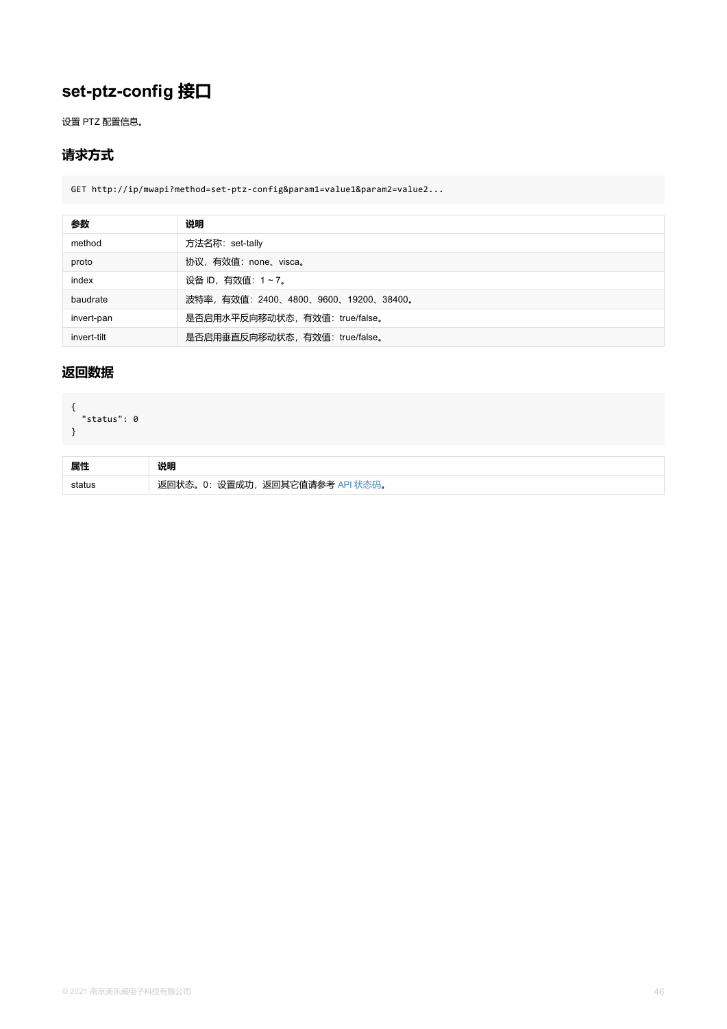# set-ptz-config 接口

设置 PTZ 配置信息。

## 请求方式

```
GET http://ip/mwapi?method=set-ptz-config&param1=value1&param2=value2...
```

| 参数 | 说明 |
| --- | --- |
| method | 方法名称：set-tally |
| proto | 协议，有效值：none、visca。 |
| index | 设备 ID，有效值：1 ~ 7。 |
| baudrate | 波特率，有效值：2400、4800、9600、19200、38400。 |
| invert-pan | 是否启用水平反向移动状态，有效值：true/false。 |
| invert-tilt | 是否启用垂直反向移动状态，有效值：true/false。 |

## 返回数据

```
{
  "status": 0
}
```

| 属性 | 说明 |
| --- | --- |
| status | 返回状态。0：设置成功，返回其它值请参考 API 状态码。 |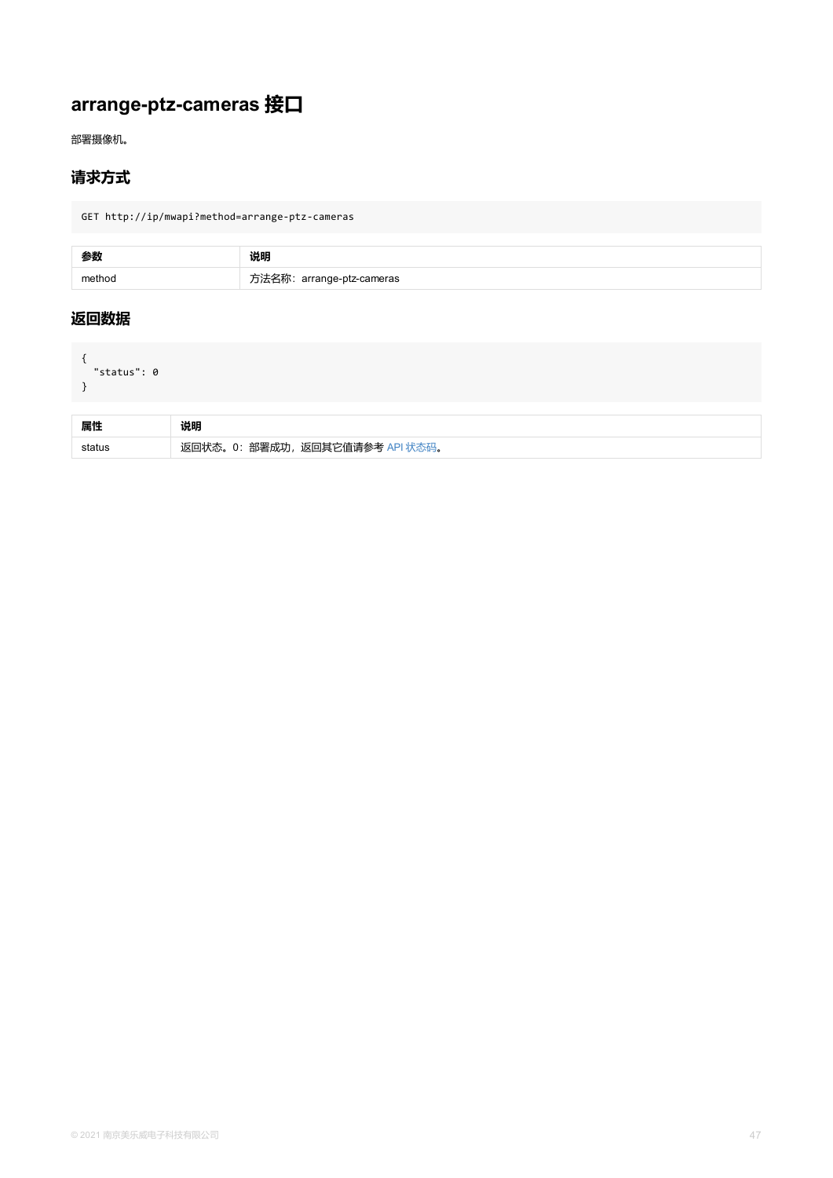# arrange-ptz-cameras 接口

部署摄像机。

## 请求方式

```
GET http://ip/mwapi?method=arrange-ptz-cameras
```

| 参数 | 说明 |
| --- | --- |
| method | 方法名称：arrange-ptz-cameras |

## 返回数据

```
{
  "status": 0
}
```

| 属性 | 说明 |
| --- | --- |
| status | 返回状态。0：部署成功，返回其它值请参考 API 状态码。 |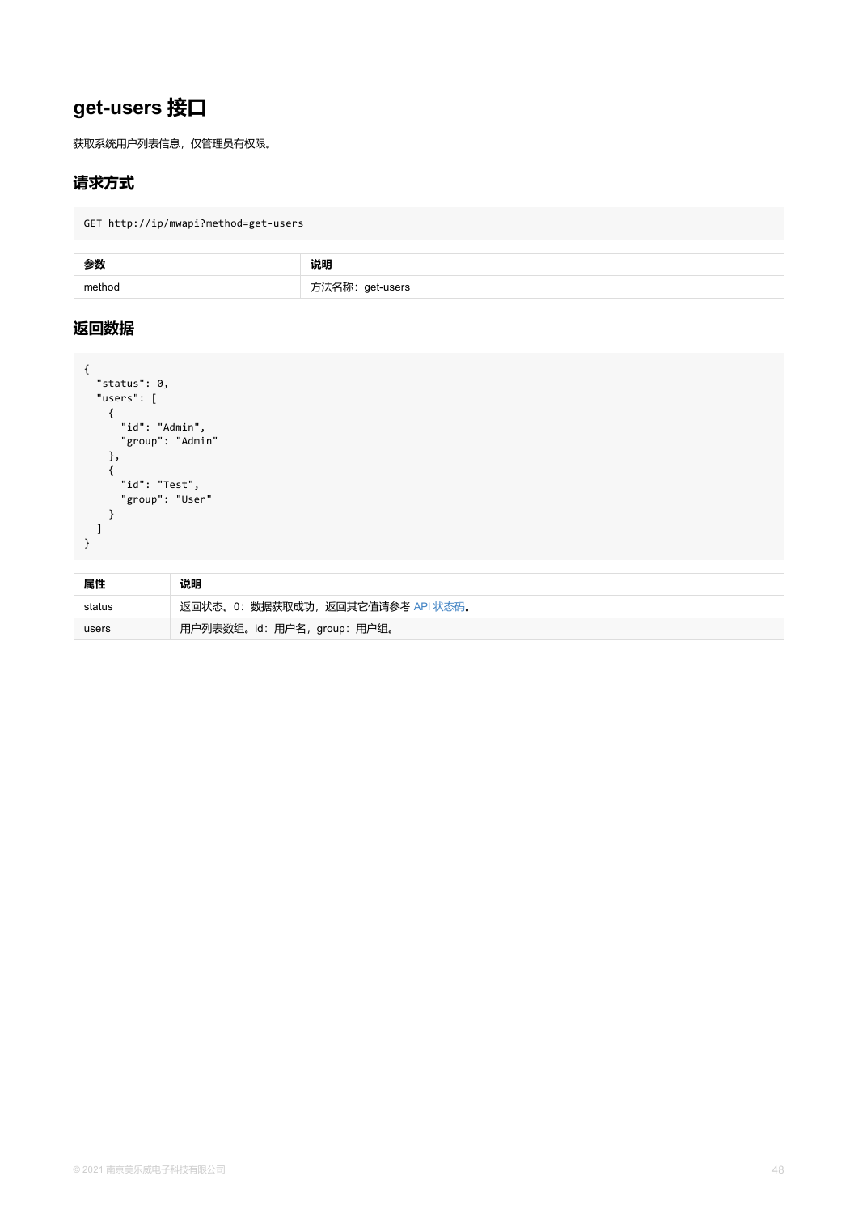# get-users 接口

获取系统用户列表信息，仅管理员有权限。

## 请求方式

```
GET http://ip/mwapi?method=get-users
```

| 参数 | 说明 |
| --- | --- |
| method | 方法名称：get-users |

## 返回数据

```
{
  "status": 0,
  "users": [
    {
      "id": "Admin",
      "group": "Admin"
    },
    {
      "id": "Test",
      "group": "User"
    }
  ]
}
```

| 属性 | 说明 |
| --- | --- |
| status | 返回状态。0：数据获取成功，返回其它值请参考 API 状态码。 |
| users | 用户列表数组。id：用户名，group：用户组。 |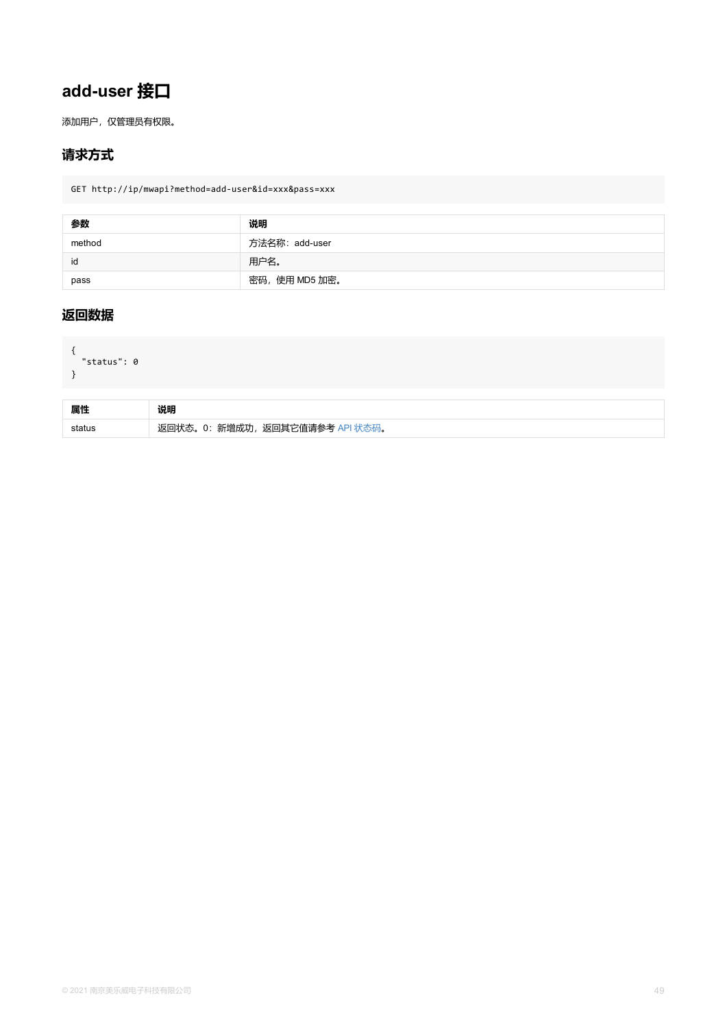# add-user 接口

添加用户，仅管理员有权限。

## 请求方式

```
GET http://ip/mwapi?method=add-user&id=xxx&pass=xxx
```

| 参数 | 说明 |
| --- | --- |
| method | 方法名称：add-user |
| id | 用户名。 |
| pass | 密码，使用 MD5 加密。 |

## 返回数据

```
{
  "status": 0
}
```

| 属性 | 说明 |
| --- | --- |
| status | 返回状态。0：新增成功，返回其它值请参考 API 状态码。 |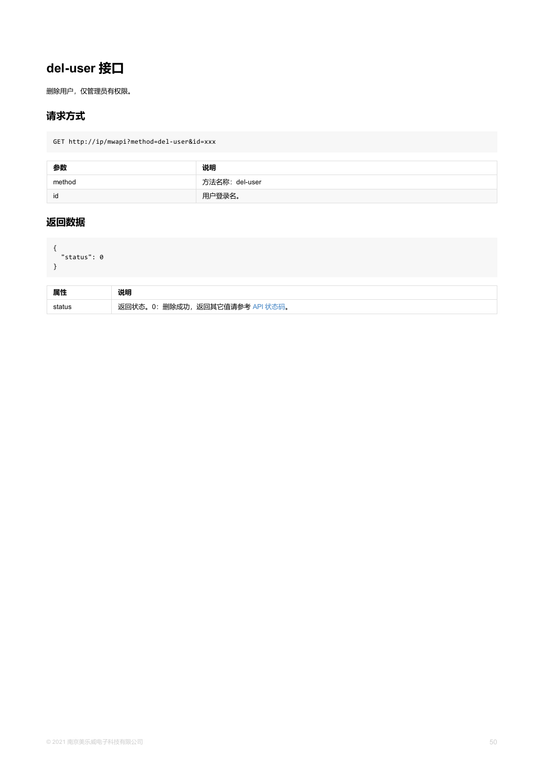# del-user 接口

删除用户，仅管理员有权限。

## 请求方式

```
GET http://ip/mwapi?method=del-user&id=xxx
```

| 参数 | 说明 |
| --- | --- |
| method | 方法名称：del-user |
| id | 用户登录名。 |

## 返回数据

```
{
  "status": 0
}
```

| 属性 | 说明 |
| --- | --- |
| status | 返回状态。0：删除成功，返回其它值请参考 API 状态码。 |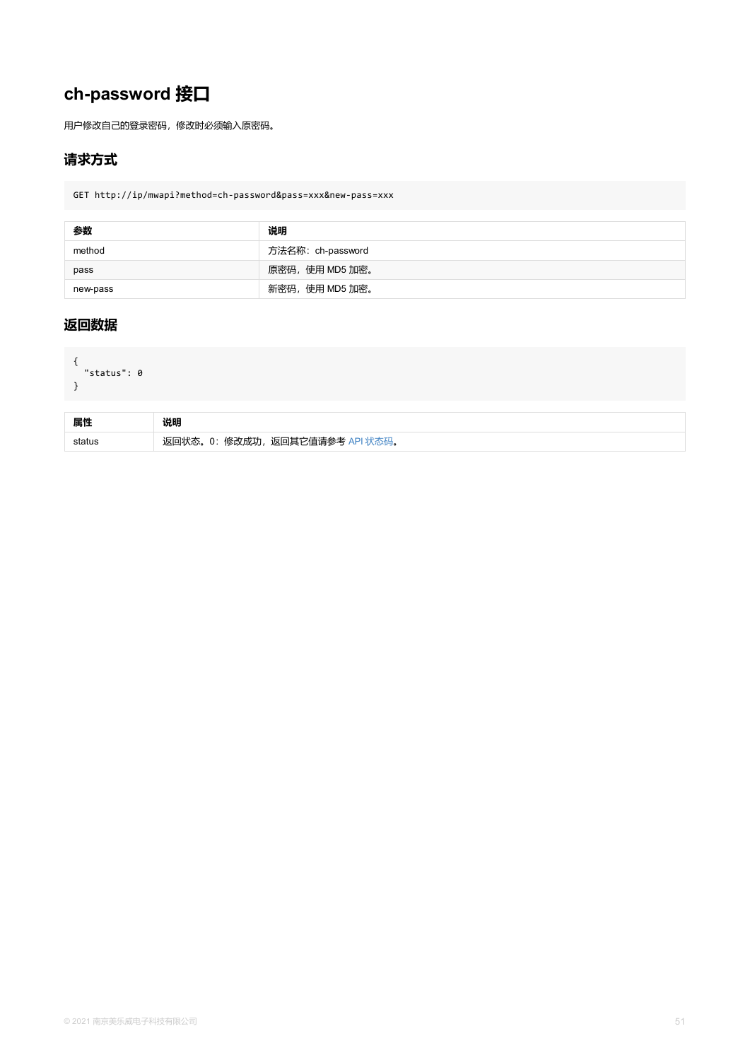# ch-password 接口

用户修改自己的登录密码，修改时必须输入原密码。

## 请求方式

```
GET http://ip/mwapi?method=ch-password&pass=xxx&new-pass=xxx
```

| 参数 | 说明 |
| --- | --- |
| method | 方法名称：ch-password |
| pass | 原密码，使用 MD5 加密。 |
| new-pass | 新密码，使用 MD5 加密。 |

## 返回数据

```
{
  "status": 0
}
```

| 属性 | 说明 |
| --- | --- |
| status | 返回状态。0：修改成功，返回其它值请参考 API 状态码。 |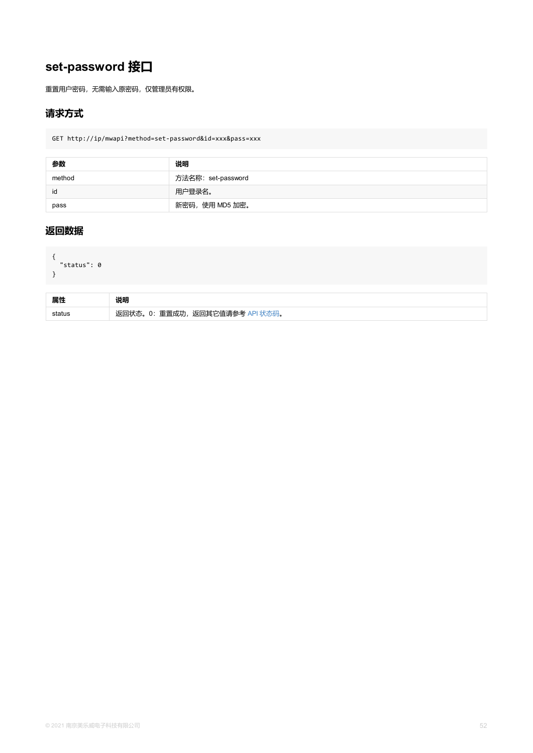## set-password 接口

重置用户密码，无需输入原密码，仅管理员有权限。

### 请求方式

```
GET http://ip/mwapi?method=set-password&id=xxx&pass=xxx
```

| 参数 | 说明 |
| --- | --- |
| method | 方法名称：set-password |
| id | 用户登录名。 |
| pass | 新密码，使用 MD5 加密。 |

### 返回数据

```
{
  "status": 0
}
```

| 属性 | 说明 |
| --- | --- |
| status | 返回状态。0：重置成功，返回其它值请参考 API 状态码。 |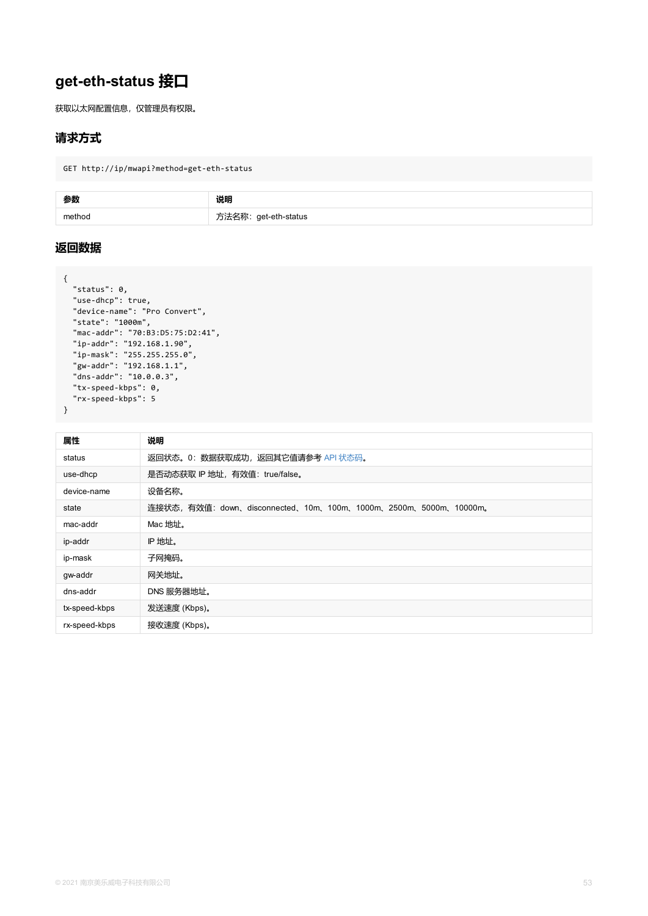# get-eth-status 接口

获取以太网配置信息，仅管理员有权限。

## 请求方式

```
GET http://ip/mwapi?method=get-eth-status
```

| 参数 | 说明 |
| --- | --- |
| method | 方法名称：get-eth-status |

## 返回数据

```
{
  "status": 0,
  "use-dhcp": true,
  "device-name": "Pro Convert",
  "state": "1000m",
  "mac-addr": "70:B3:D5:75:D2:41",
  "ip-addr": "192.168.1.90",
  "ip-mask": "255.255.255.0",
  "gw-addr": "192.168.1.1",
  "dns-addr": "10.0.0.3",
  "tx-speed-kbps": 0,
  "rx-speed-kbps": 5
}
```

| 属性 | 说明 |
| --- | --- |
| status | 返回状态。0：数据获取成功，返回其它值请参考 API 状态码。 |
| use-dhcp | 是否动态获取 IP 地址，有效值：true/false。 |
| device-name | 设备名称。 |
| state | 连接状态，有效值：down、disconnected、10m、100m、1000m、2500m、5000m、10000m。 |
| mac-addr | Mac 地址。 |
| ip-addr | IP 地址。 |
| ip-mask | 子网掩码。 |
| gw-addr | 网关地址。 |
| dns-addr | DNS 服务器地址。 |
| tx-speed-kbps | 发送速度 (Kbps)。 |
| rx-speed-kbps | 接收速度 (Kbps)。 |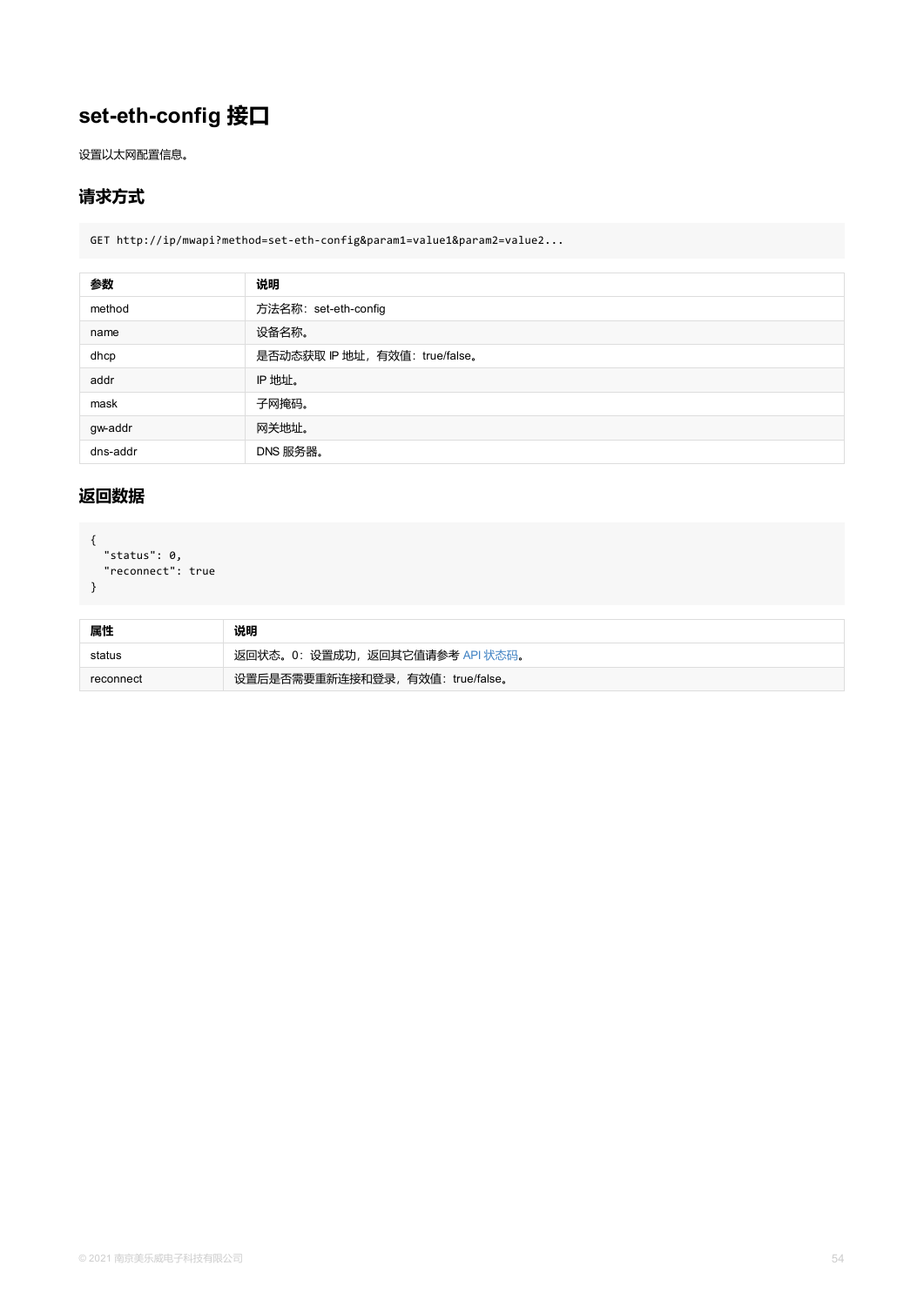# set-eth-config 接口

设置以太网配置信息。

## 请求方式

```
GET http://ip/mwapi?method=set-eth-config&param1=value1&param2=value2...
```

| 参数 | 说明 |
| --- | --- |
| method | 方法名称：set-eth-config |
| name | 设备名称。 |
| dhcp | 是否动态获取 IP 地址，有效值：true/false。 |
| addr | IP 地址。 |
| mask | 子网掩码。 |
| gw-addr | 网关地址。 |
| dns-addr | DNS 服务器。 |

## 返回数据

```
{
  "status": 0,
  "reconnect": true
}
```

| 属性 | 说明 |
| --- | --- |
| status | 返回状态。0：设置成功，返回其它值请参考 API 状态码。 |
| reconnect | 设置后是否需要重新连接和登录，有效值：true/false。 |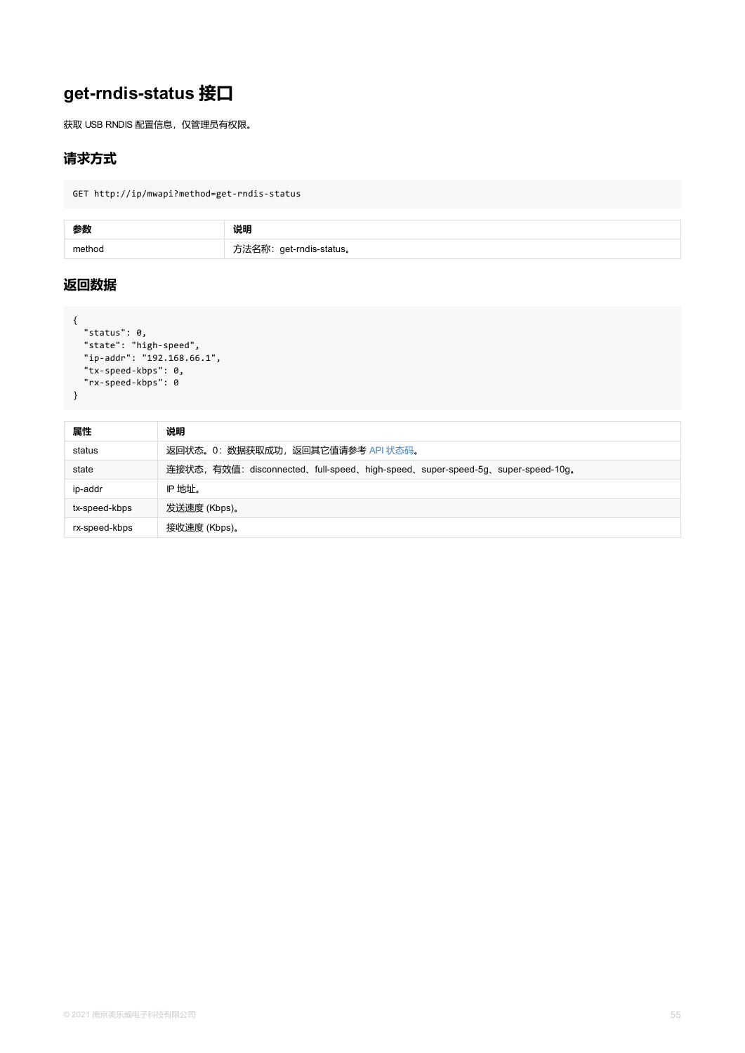# get-rndis-status 接口

获取 USB RNDIS 配置信息，仅管理员有权限。

## 请求方式

```
GET http://ip/mwapi?method=get-rndis-status
```

| 参数 | 说明 |
| --- | --- |
| method | 方法名称：get-rndis-status。 |

## 返回数据

```
{
  "status": 0,
  "state": "high-speed",
  "ip-addr": "192.168.66.1",
  "tx-speed-kbps": 0,
  "rx-speed-kbps": 0
}
```

| 属性 | 说明 |
| --- | --- |
| status | 返回状态。0：数据获取成功，返回其它值请参考 API 状态码。 |
| state | 连接状态，有效值：disconnected、full-speed、high-speed、super-speed-5g、super-speed-10g。 |
| ip-addr | IP 地址。 |
| tx-speed-kbps | 发送速度 (Kbps)。 |
| rx-speed-kbps | 接收速度 (Kbps)。 |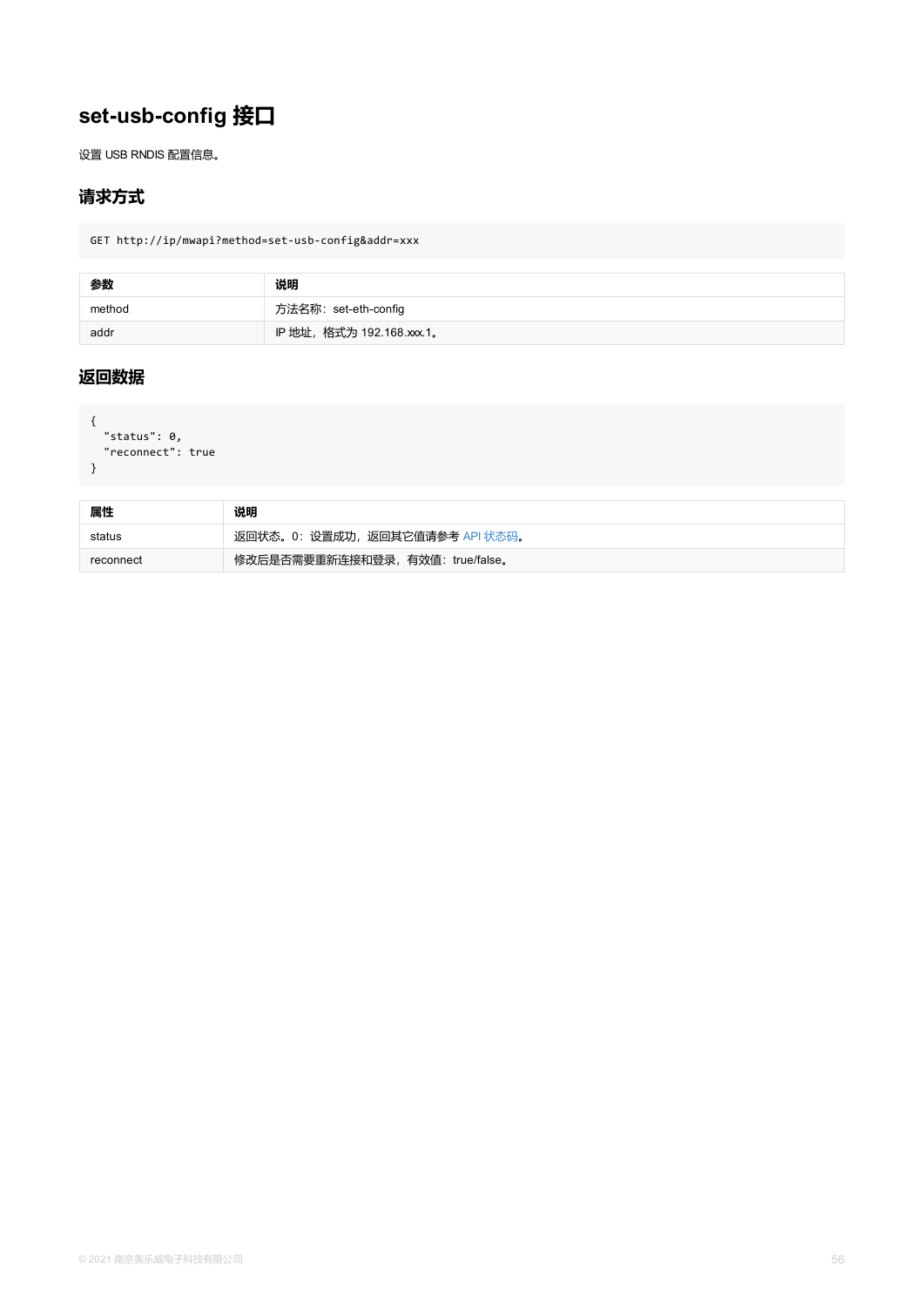## set-usb-config 接口

设置 USB RNDIS 配置信息。

### 请求方式

```
GET http://ip/mwapi?method=set-usb-config&addr=xxx
```

| 参数 | 说明 |
| --- | --- |
| method | 方法名称：set-eth-config |
| addr | IP 地址，格式为 192.168.xxx.1。 |

### 返回数据

```
{
  "status": 0,
  "reconnect": true
}
```

| 属性 | 说明 |
| --- | --- |
| status | 返回状态。0：设置成功，返回其它值请参考 API 状态码。 |
| reconnect | 修改后是否需要重新连接和登录，有效值：true/false。 |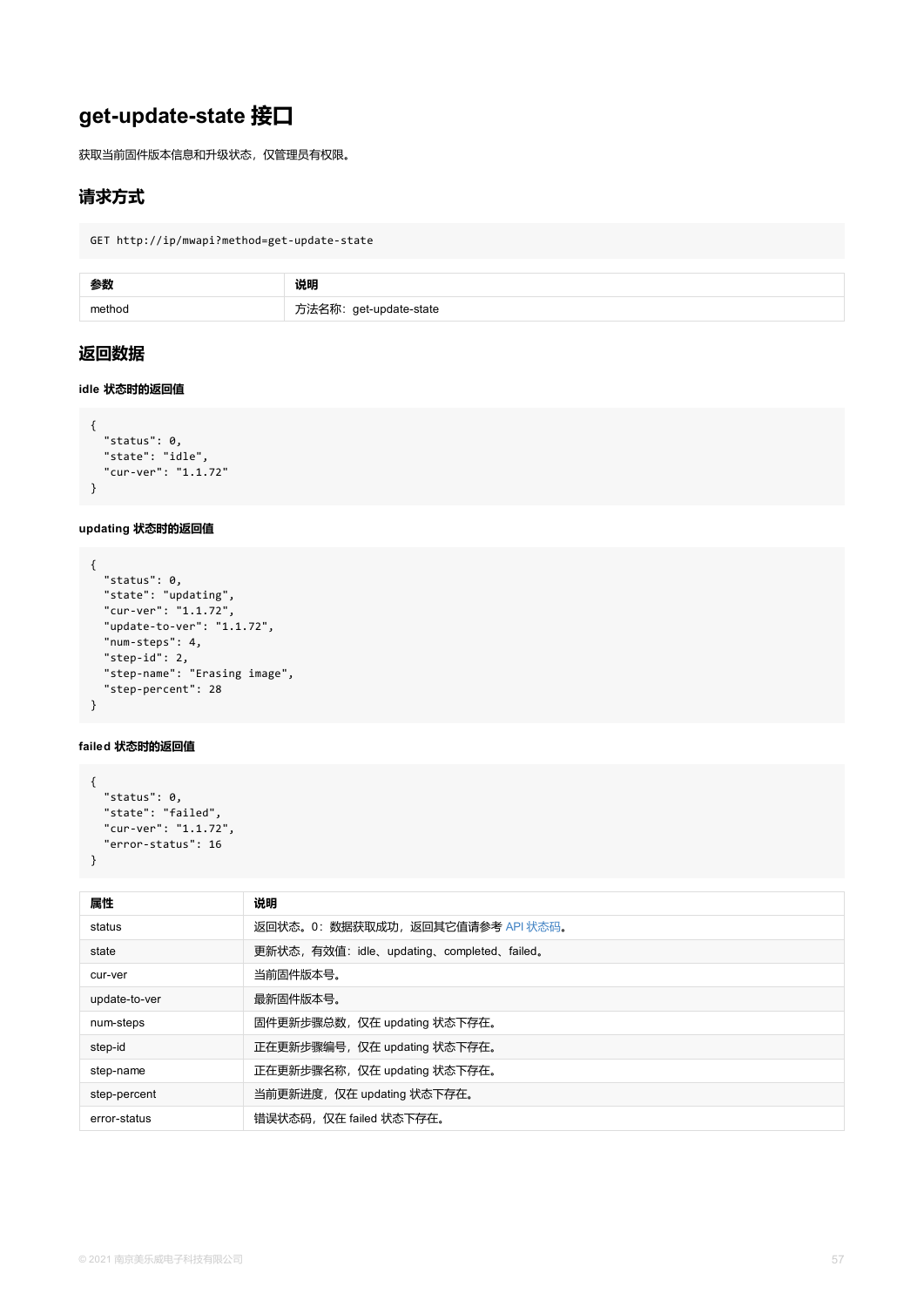# get-update-state 接口

获取当前固件版本信息和升级状态，仅管理员有权限。

## 请求方式

```
GET http://ip/mwapi?method=get-update-state
```

| 参数 | 说明 |
| --- | --- |
| method | 方法名称：get-update-state |

## 返回数据

#### idle 状态时的返回值

```
{
  "status": 0,
  "state": "idle",
  "cur-ver": "1.1.72"
}
```

#### updating 状态时的返回值

```
{
  "status": 0,
  "state": "updating",
  "cur-ver": "1.1.72",
  "update-to-ver": "1.1.72",
  "num-steps": 4,
  "step-id": 2,
  "step-name": "Erasing image",
  "step-percent": 28
}
```

#### failed 状态时的返回值

```
{
  "status": 0,
  "state": "failed",
  "cur-ver": "1.1.72",
  "error-status": 16
}
```

| 属性 | 说明 |
| --- | --- |
| status | 返回状态。0：数据获取成功，返回其它值请参考 API 状态码。 |
| state | 更新状态，有效值：idle、updating、completed、failed。 |
| cur-ver | 当前固件版本号。 |
| update-to-ver | 最新固件版本号。 |
| num-steps | 固件更新步骤总数，仅在 updating 状态下存在。 |
| step-id | 正在更新步骤编号，仅在 updating 状态下存在。 |
| step-name | 正在更新步骤名称，仅在 updating 状态下存在。 |
| step-percent | 当前更新进度，仅在 updating 状态下存在。 |
| error-status | 错误状态码，仅在 failed 状态下存在。 |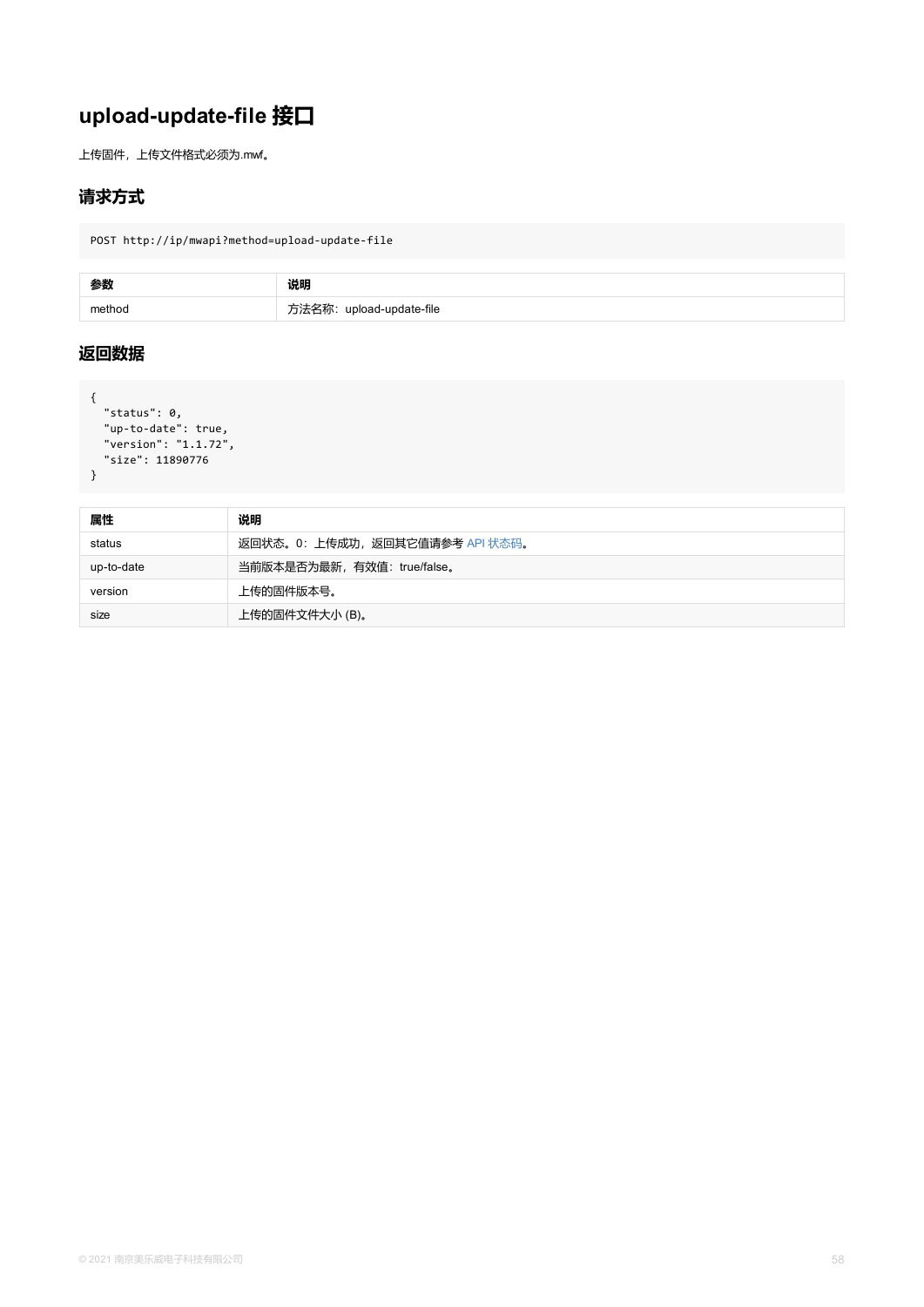# upload-update-file 接口

上传固件，上传文件格式必须为.mwf。

## 请求方式

```
POST http://ip/mwapi?method=upload-update-file
```

| 参数 | 说明 |
| --- | --- |
| method | 方法名称：upload-update-file |

## 返回数据

```
{
  "status": 0,
  "up-to-date": true,
  "version": "1.1.72",
  "size": 11890776
}
```

| 属性 | 说明 |
| --- | --- |
| status | 返回状态。0：上传成功，返回其它值请参考 API 状态码。 |
| up-to-date | 当前版本是否为最新，有效值：true/false。 |
| version | 上传的固件版本号。 |
| size | 上传的固件文件大小 (B)。 |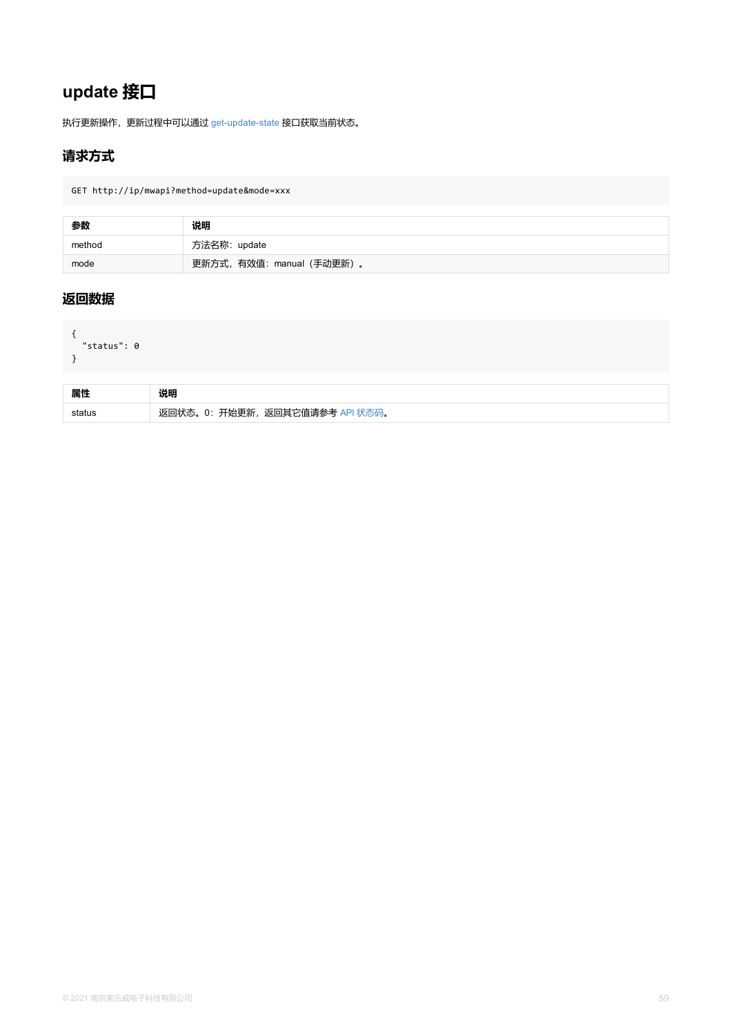# update 接口

执行更新操作，更新过程中可以通过 get-update-state 接口获取当前状态。

## 请求方式

```
GET http://ip/mwapi?method=update&mode=xxx
```

| 参数 | 说明 |
| --- | --- |
| method | 方法名称：update |
| mode | 更新方式，有效值：manual（手动更新）。 |

## 返回数据

```
{
  "status": 0
}
```

| 属性 | 说明 |
| --- | --- |
| status | 返回状态。0：开始更新，返回其它值请参考 API 状态码。 |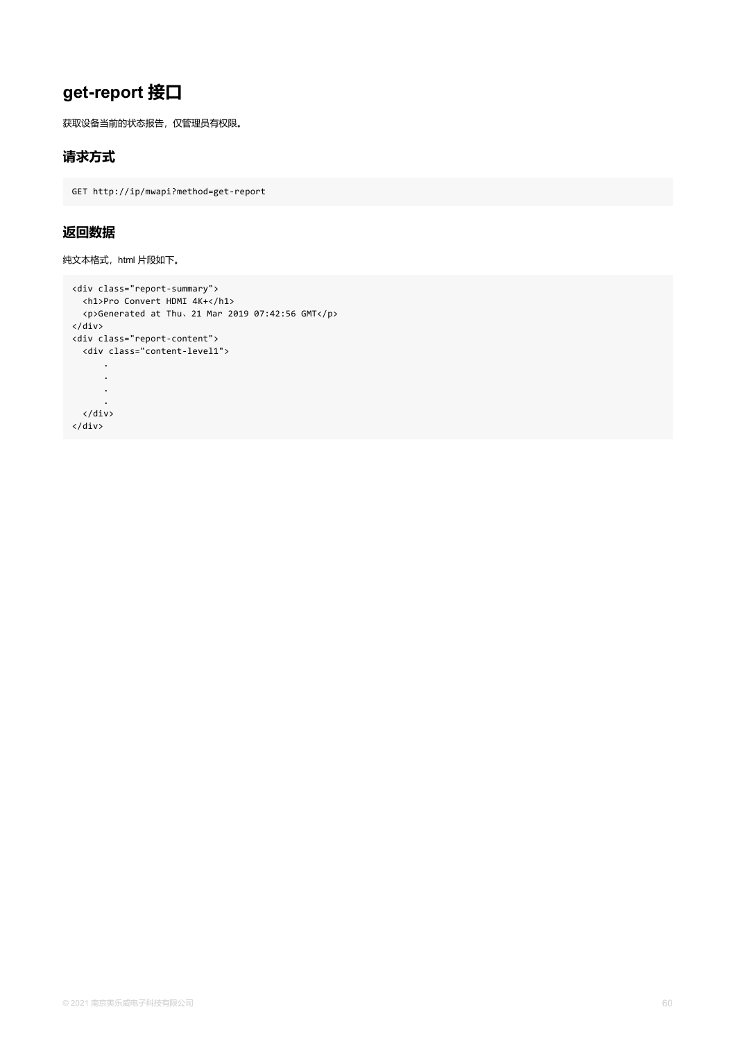# get-report 接口

获取设备当前的状态报告，仅管理员有权限。

## 请求方式

```
GET http://ip/mwapi?method=get-report
```

## 返回数据

纯文本格式，html 片段如下。

```
<div class="report-summary">
  <h1>Pro Convert HDMI 4K+</h1>
  <p>Generated at Thu、21 Mar 2019 07:42:56 GMT</p>
</div>
<div class="report-content">
  <div class="content-level1">
      .
      .
      .
      .
  </div>
</div>
```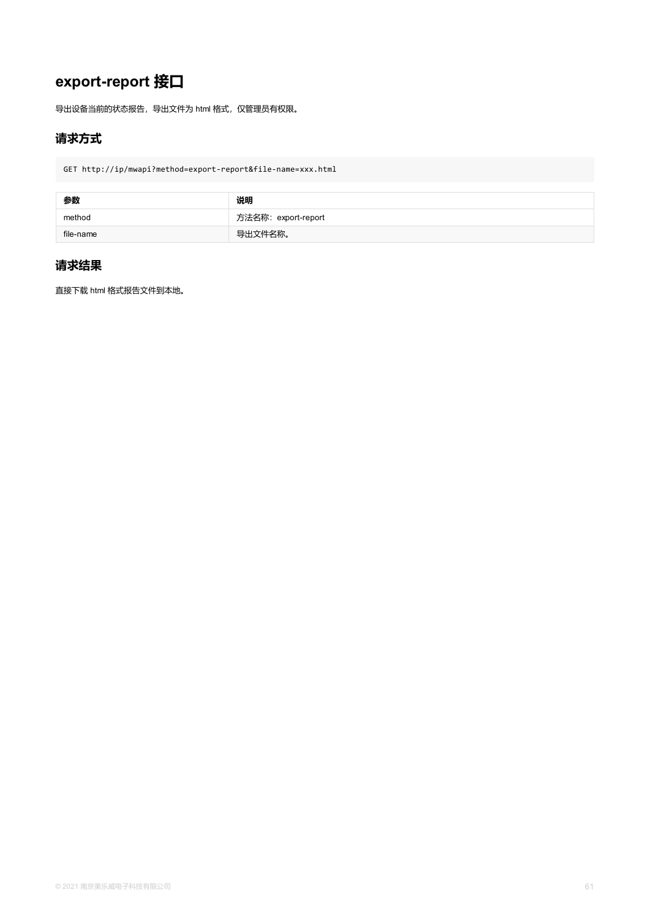# export-report 接口

导出设备当前的状态报告，导出文件为 html 格式，仅管理员有权限。

## 请求方式

```
GET http://ip/mwapi?method=export-report&file-name=xxx.html
```

| 参数 | 说明 |
| --- | --- |
| method | 方法名称：export-report |
| file-name | 导出文件名称。 |

## 请求结果

直接下载 html 格式报告文件到本地。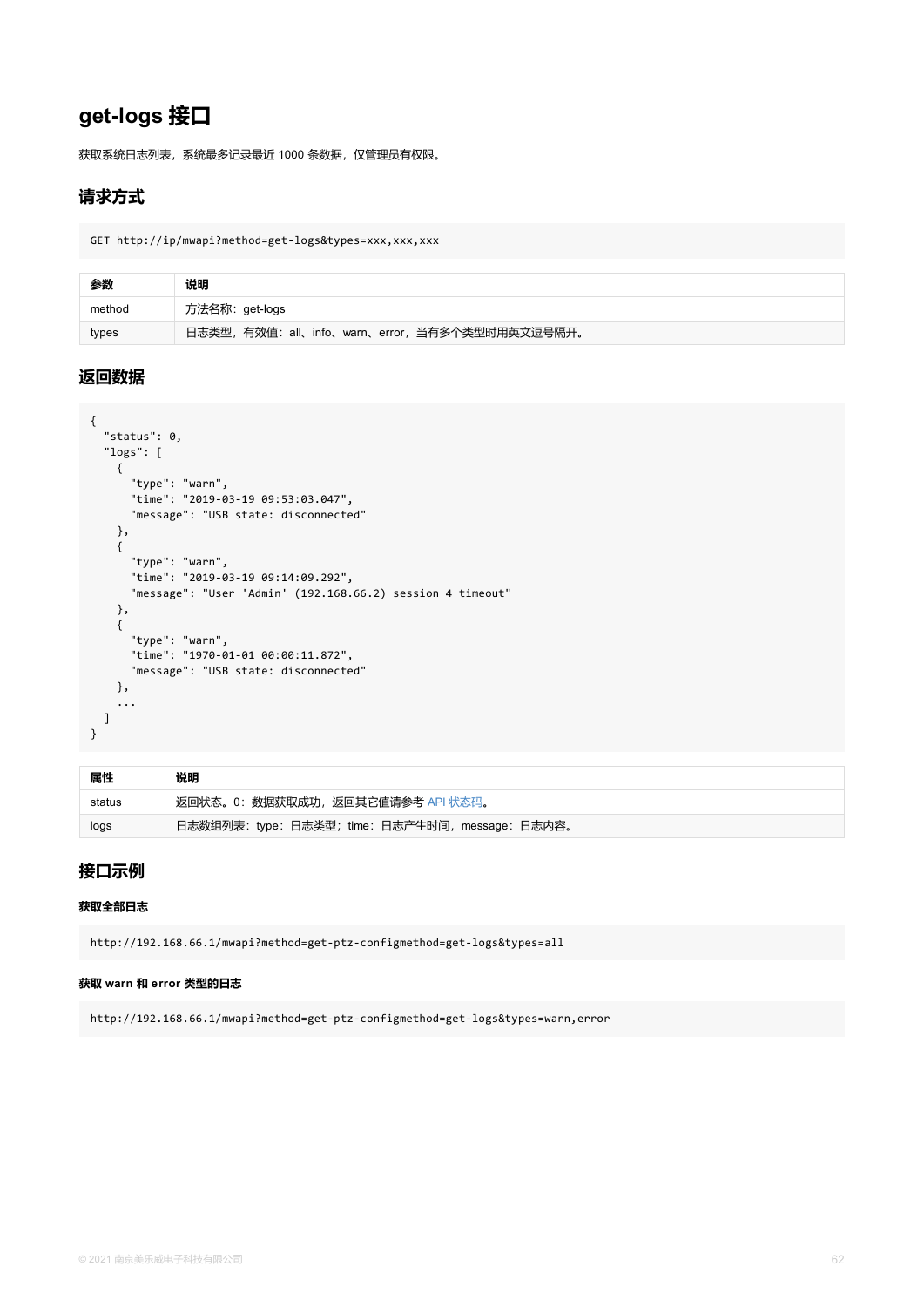# get-logs 接口

获取系统日志列表，系统最多记录最近 1000 条数据，仅管理员有权限。

## 请求方式

```
GET http://ip/mwapi?method=get-logs&types=xxx,xxx,xxx
```

| 参数 | 说明 |
| --- | --- |
| method | 方法名称：get-logs |
| types | 日志类型，有效值：all、info、warn、error，当有多个类型时用英文逗号隔开。 |

## 返回数据

```
{
  "status": 0,
  "logs": [
    {
      "type": "warn",
      "time": "2019-03-19 09:53:03.047",
      "message": "USB state: disconnected"
    },
    {
      "type": "warn",
      "time": "2019-03-19 09:14:09.292",
      "message": "User 'Admin' (192.168.66.2) session 4 timeout"
    },
    {
      "type": "warn",
      "time": "1970-01-01 00:00:11.872",
      "message": "USB state: disconnected"
    },
    ...
  ]
}
```

| 属性 | 说明 |
| --- | --- |
| status | 返回状态。0：数据获取成功，返回其它值请参考 API 状态码。 |
| logs | 日志数组列表：type：日志类型；time：日志产生时间，message：日志内容。 |

## 接口示例

#### 获取全部日志

```
http://192.168.66.1/mwapi?method=get-ptz-configmethod=get-logs&types=all
```

#### 获取 warn 和 error 类型的日志

```
http://192.168.66.1/mwapi?method=get-ptz-configmethod=get-logs&types=warn,error
```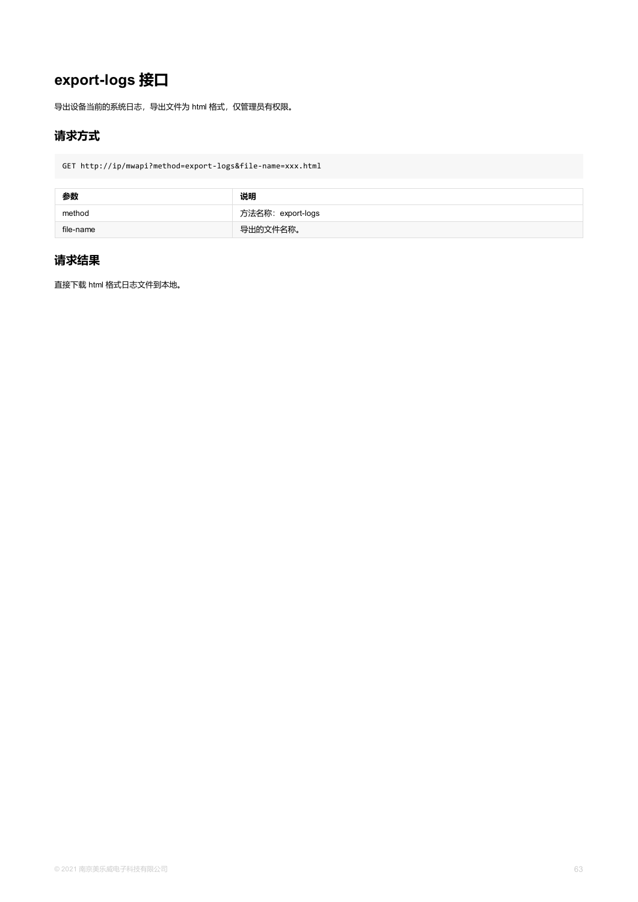# export-logs 接口

导出设备当前的系统日志，导出文件为 html 格式，仅管理员有权限。

## 请求方式

```
GET http://ip/mwapi?method=export-logs&file-name=xxx.html
```

| 参数 | 说明 |
| --- | --- |
| method | 方法名称：export-logs |
| file-name | 导出的文件名称。 |

## 请求结果

直接下载 html 格式日志文件到本地。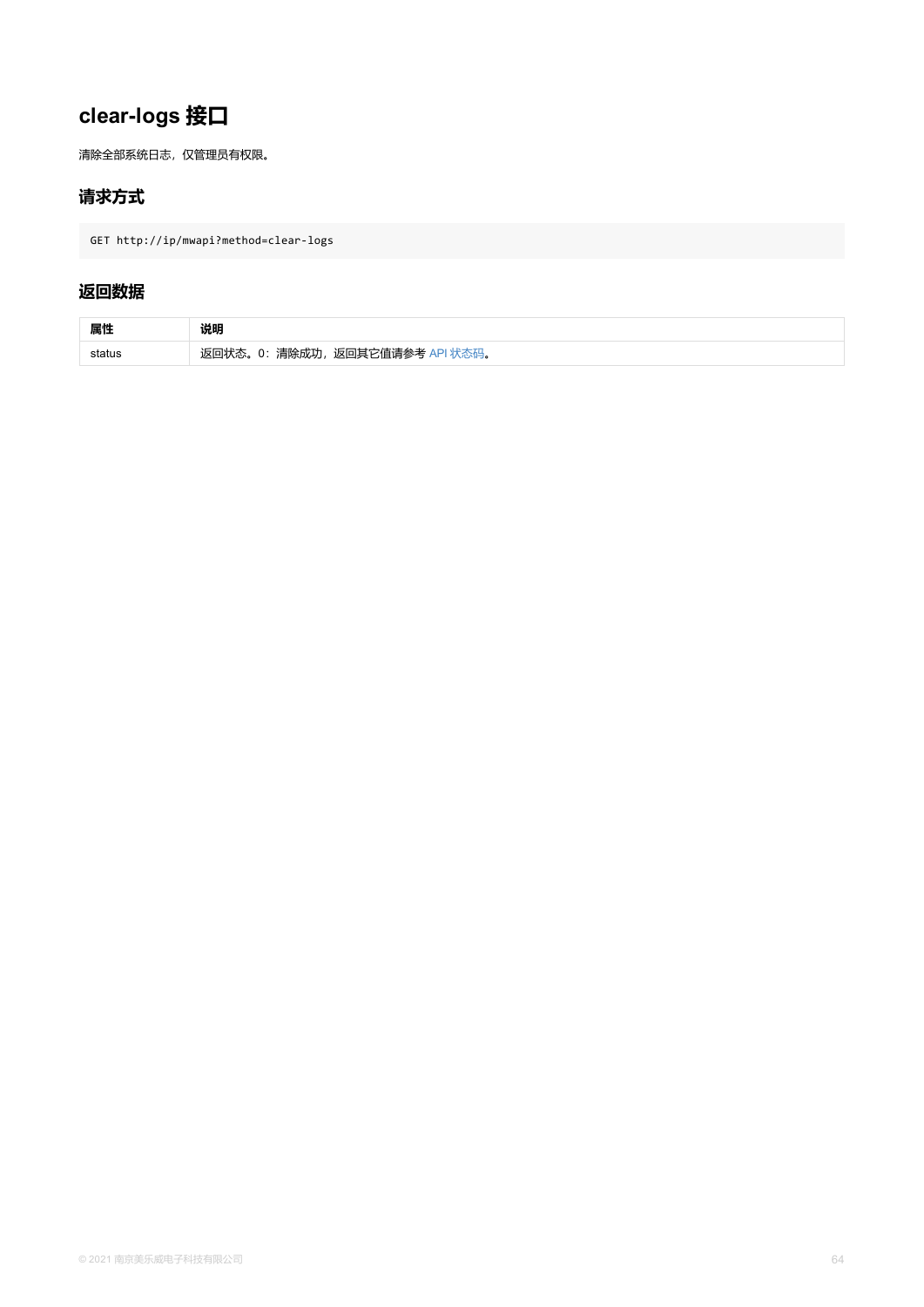# clear-logs 接口

清除全部系统日志，仅管理员有权限。

## 请求方式

```
GET http://ip/mwapi?method=clear-logs
```

## 返回数据

| 属性 | 说明 |
| --- | --- |
| status | 返回状态。0：清除成功，返回其它值请参考 API 状态码。 |